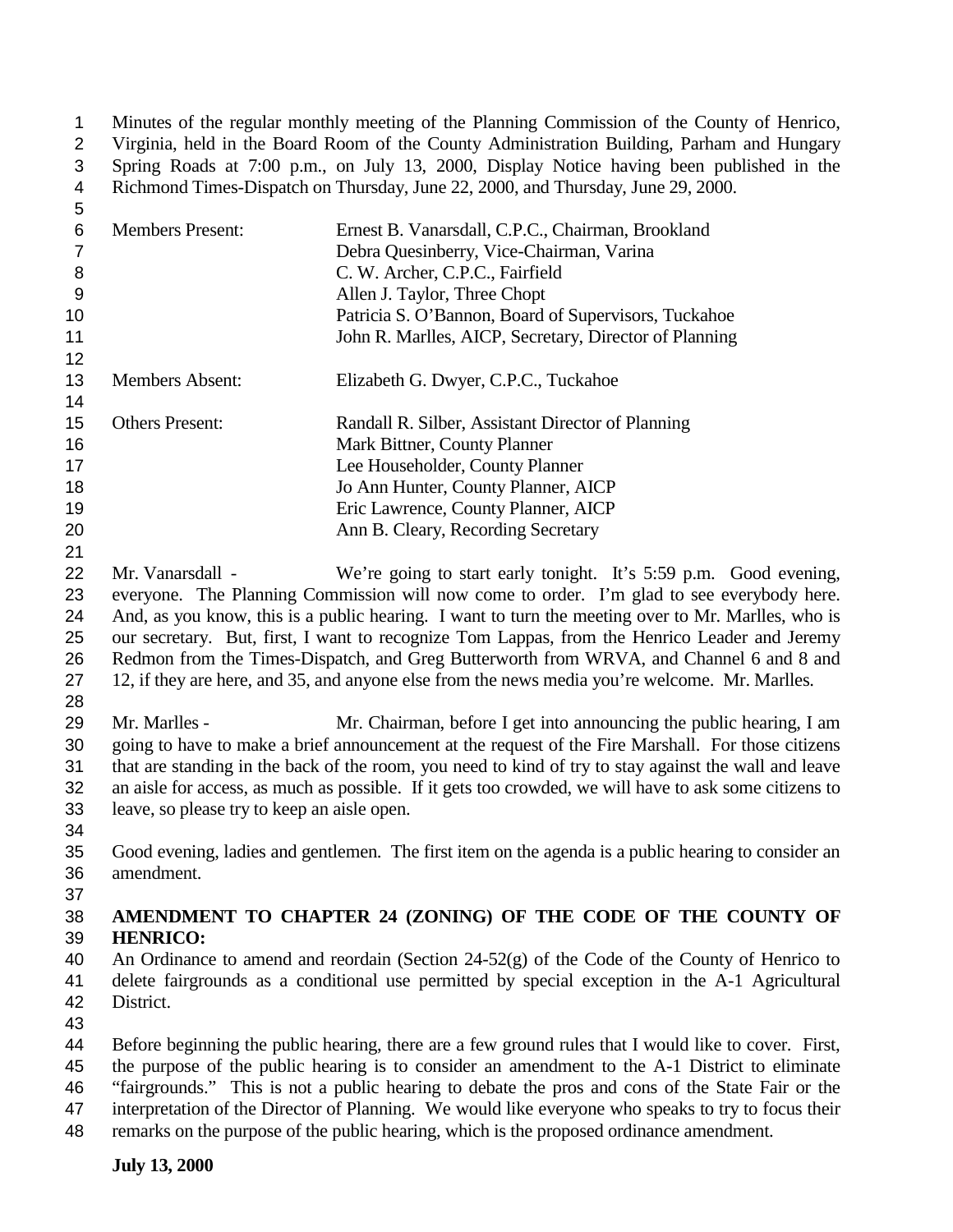Minutes of the regular monthly meeting of the Planning Commission of the County of Henrico, Virginia, held in the Board Room of the County Administration Building, Parham and Hungary Spring Roads at 7:00 p.m., on July 13, 2000, Display Notice having been published in the Richmond Times-Dispatch on Thursday, June 22, 2000, and Thursday, June 29, 2000.

| | |
|---|---|
| Members Present: | Ernest B. Vanarsdall, C.P.C., Chairman, Brookland |
| | Debra Quesinberry, Vice-Chairman, Varina |
| | C. W. Archer, C.P.C., Fairfield |
| | Allen J. Taylor, Three Chopt |
| | Patricia S. O'Bannon, Board of Supervisors, Tuckahoe |
| | John R. Marlles, AICP, Secretary, Director of Planning |
| Members Absent: | Elizabeth G. Dwyer, C.P.C., Tuckahoe |
| Others Present: | Randall R. Silber, Assistant Director of Planning |
| | Mark Bittner, County Planner |
| | Lee Householder, County Planner |
| | Jo Ann Hunter, County Planner, AICP |
| | Eric Lawrence, County Planner, AICP |
| | Ann B. Cleary, Recording Secretary |

Mr. Vanarsdall - We're going to start early tonight. It's 5:59 p.m. Good evening, everyone. The Planning Commission will now come to order. I'm glad to see everybody here. And, as you know, this is a public hearing. I want to turn the meeting over to Mr. Marlles, who is our secretary. But, first, I want to recognize Tom Lappas, from the Henrico Leader and Jeremy Redmon from the Times-Dispatch, and Greg Butterworth from WRVA, and Channel 6 and 8 and 12, if they are here, and 35, and anyone else from the news media you're welcome. Mr. Marlles.

Mr. Marlles - Mr. Chairman, before I get into announcing the public hearing, I am going to have to make a brief announcement at the request of the Fire Marshall. For those citizens that are standing in the back of the room, you need to kind of try to stay against the wall and leave an aisle for access, as much as possible. If it gets too crowded, we will have to ask some citizens to leave, so please try to keep an aisle open.

Good evening, ladies and gentlemen. The first item on the agenda is a public hearing to consider an amendment.

**AMENDMENT TO CHAPTER 24 (ZONING) OF THE CODE OF THE COUNTY OF HENRICO:**
An Ordinance to amend and reordain (Section 24-52(g) of the Code of the County of Henrico to delete fairgrounds as a conditional use permitted by special exception in the A-1 Agricultural District.

Before beginning the public hearing, there are a few ground rules that I would like to cover. First, the purpose of the public hearing is to consider an amendment to the A-1 District to eliminate "fairgrounds." This is not a public hearing to debate the pros and cons of the State Fair or the interpretation of the Director of Planning. We would like everyone who speaks to try to focus their remarks on the purpose of the public hearing, which is the proposed ordinance amendment.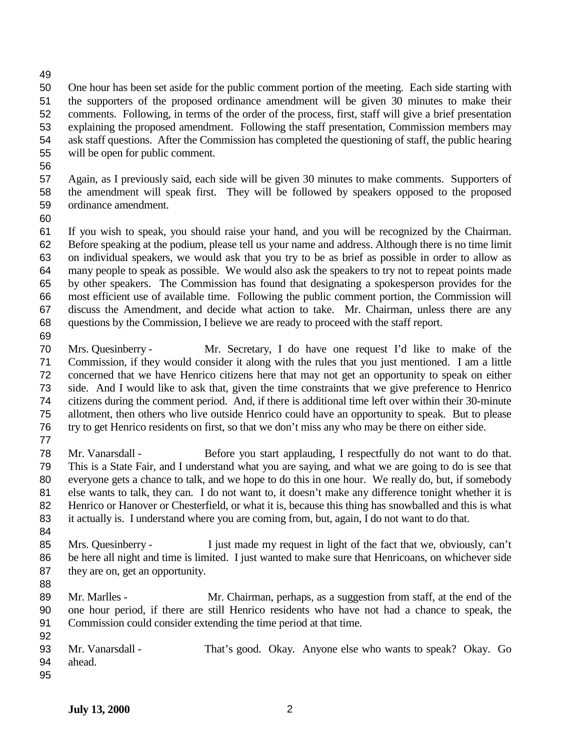One hour has been set aside for the public comment portion of the meeting. Each side starting with the supporters of the proposed ordinance amendment will be given 30 minutes to make their comments. Following, in terms of the order of the process, first, staff will give a brief presentation explaining the proposed amendment. Following the staff presentation, Commission members may ask staff questions. After the Commission has completed the questioning of staff, the public hearing will be open for public comment.

Again, as I previously said, each side will be given 30 minutes to make comments. Supporters of the amendment will speak first. They will be followed by speakers opposed to the proposed ordinance amendment.

If you wish to speak, you should raise your hand, and you will be recognized by the Chairman. Before speaking at the podium, please tell us your name and address. Although there is no time limit on individual speakers, we would ask that you try to be as brief as possible in order to allow as many people to speak as possible. We would also ask the speakers to try not to repeat points made by other speakers. The Commission has found that designating a spokesperson provides for the most efficient use of available time. Following the public comment portion, the Commission will discuss the Amendment, and decide what action to take. Mr. Chairman, unless there are any questions by the Commission, I believe we are ready to proceed with the staff report.

Mrs. Quesinberry - Mr. Secretary, I do have one request I'd like to make of the Commission, if they would consider it along with the rules that you just mentioned. I am a little concerned that we have Henrico citizens here that may not get an opportunity to speak on either side. And I would like to ask that, given the time constraints that we give preference to Henrico citizens during the comment period. And, if there is additional time left over within their 30-minute allotment, then others who live outside Henrico could have an opportunity to speak. But to please try to get Henrico residents on first, so that we don't miss any who may be there on either side.

Mr. Vanarsdall - Before you start applauding, I respectfully do not want to do that. This is a State Fair, and I understand what you are saying, and what we are going to do is see that everyone gets a chance to talk, and we hope to do this in one hour. We really do, but, if somebody else wants to talk, they can. I do not want to, it doesn't make any difference tonight whether it is Henrico or Hanover or Chesterfield, or what it is, because this thing has snowballed and this is what it actually is. I understand where you are coming from, but, again, I do not want to do that.

Mrs. Quesinberry - I just made my request in light of the fact that we, obviously, can't be here all night and time is limited. I just wanted to make sure that Henricoans, on whichever side they are on, get an opportunity.

Mr. Marlles - Mr. Chairman, perhaps, as a suggestion from staff, at the end of the one hour period, if there are still Henrico residents who have not had a chance to speak, the Commission could consider extending the time period at that time.

Mr. Vanarsdall - That's good. Okay. Anyone else who wants to speak? Okay. Go ahead.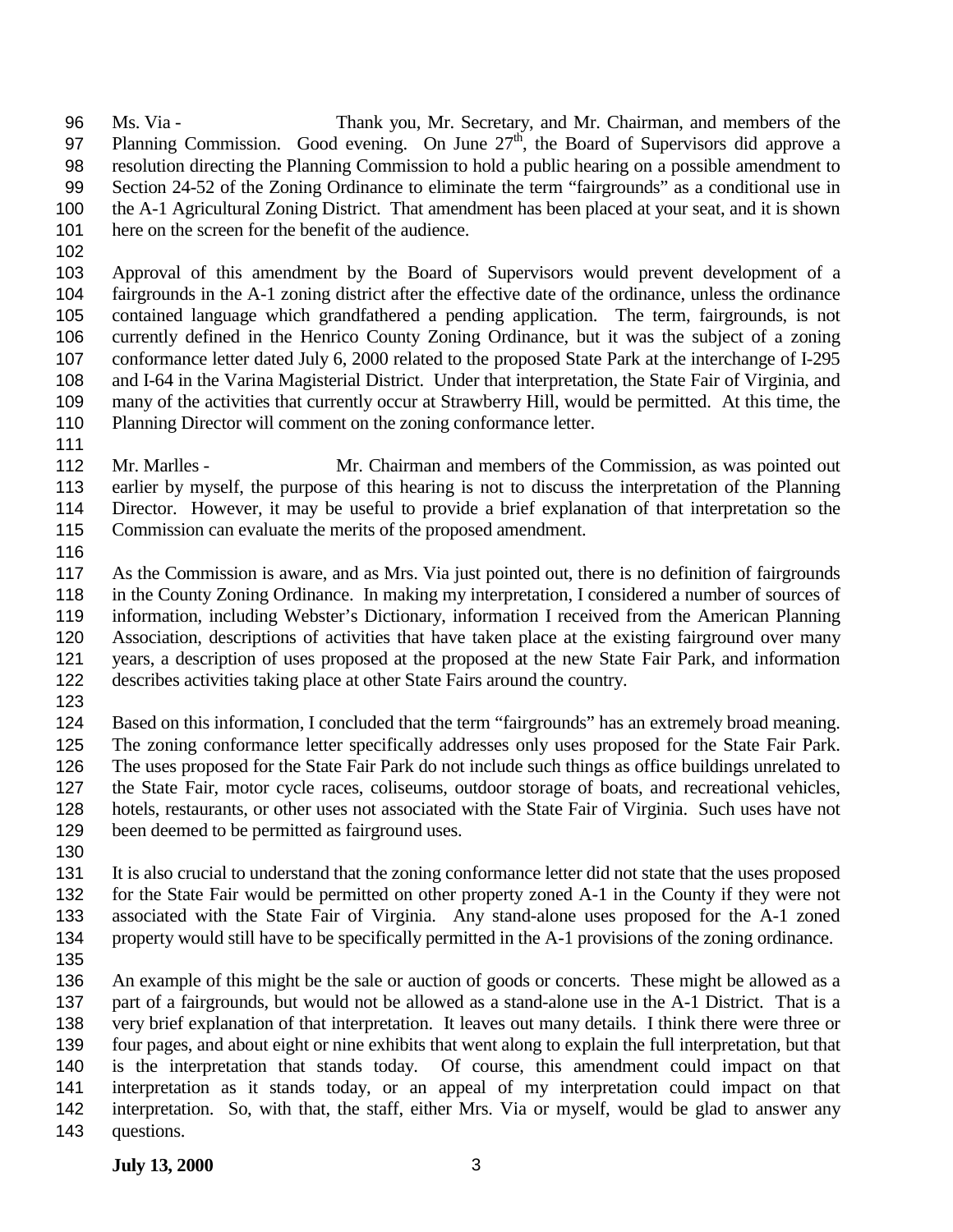Ms. Via - Thank you, Mr. Secretary, and Mr. Chairman, and members of the Planning Commission. Good evening. On June 27th, the Board of Supervisors did approve a resolution directing the Planning Commission to hold a public hearing on a possible amendment to Section 24-52 of the Zoning Ordinance to eliminate the term "fairgrounds" as a conditional use in the A-1 Agricultural Zoning District. That amendment has been placed at your seat, and it is shown here on the screen for the benefit of the audience.

Approval of this amendment by the Board of Supervisors would prevent development of a fairgrounds in the A-1 zoning district after the effective date of the ordinance, unless the ordinance contained language which grandfathered a pending application. The term, fairgrounds, is not currently defined in the Henrico County Zoning Ordinance, but it was the subject of a zoning conformance letter dated July 6, 2000 related to the proposed State Park at the interchange of I-295 and I-64 in the Varina Magisterial District. Under that interpretation, the State Fair of Virginia, and many of the activities that currently occur at Strawberry Hill, would be permitted. At this time, the Planning Director will comment on the zoning conformance letter.

Mr. Marlles - Mr. Chairman and members of the Commission, as was pointed out earlier by myself, the purpose of this hearing is not to discuss the interpretation of the Planning Director. However, it may be useful to provide a brief explanation of that interpretation so the Commission can evaluate the merits of the proposed amendment.

As the Commission is aware, and as Mrs. Via just pointed out, there is no definition of fairgrounds in the County Zoning Ordinance. In making my interpretation, I considered a number of sources of information, including Webster's Dictionary, information I received from the American Planning Association, descriptions of activities that have taken place at the existing fairground over many years, a description of uses proposed at the proposed at the new State Fair Park, and information describes activities taking place at other State Fairs around the country.

Based on this information, I concluded that the term "fairgrounds" has an extremely broad meaning. The zoning conformance letter specifically addresses only uses proposed for the State Fair Park. The uses proposed for the State Fair Park do not include such things as office buildings unrelated to the State Fair, motor cycle races, coliseums, outdoor storage of boats, and recreational vehicles, hotels, restaurants, or other uses not associated with the State Fair of Virginia. Such uses have not been deemed to be permitted as fairground uses.

It is also crucial to understand that the zoning conformance letter did not state that the uses proposed for the State Fair would be permitted on other property zoned A-1 in the County if they were not associated with the State Fair of Virginia. Any stand-alone uses proposed for the A-1 zoned property would still have to be specifically permitted in the A-1 provisions of the zoning ordinance.

An example of this might be the sale or auction of goods or concerts. These might be allowed as a part of a fairgrounds, but would not be allowed as a stand-alone use in the A-1 District. That is a very brief explanation of that interpretation. It leaves out many details. I think there were three or four pages, and about eight or nine exhibits that went along to explain the full interpretation, but that is the interpretation that stands today. Of course, this amendment could impact on that interpretation as it stands today, or an appeal of my interpretation could impact on that interpretation. So, with that, the staff, either Mrs. Via or myself, would be glad to answer any questions.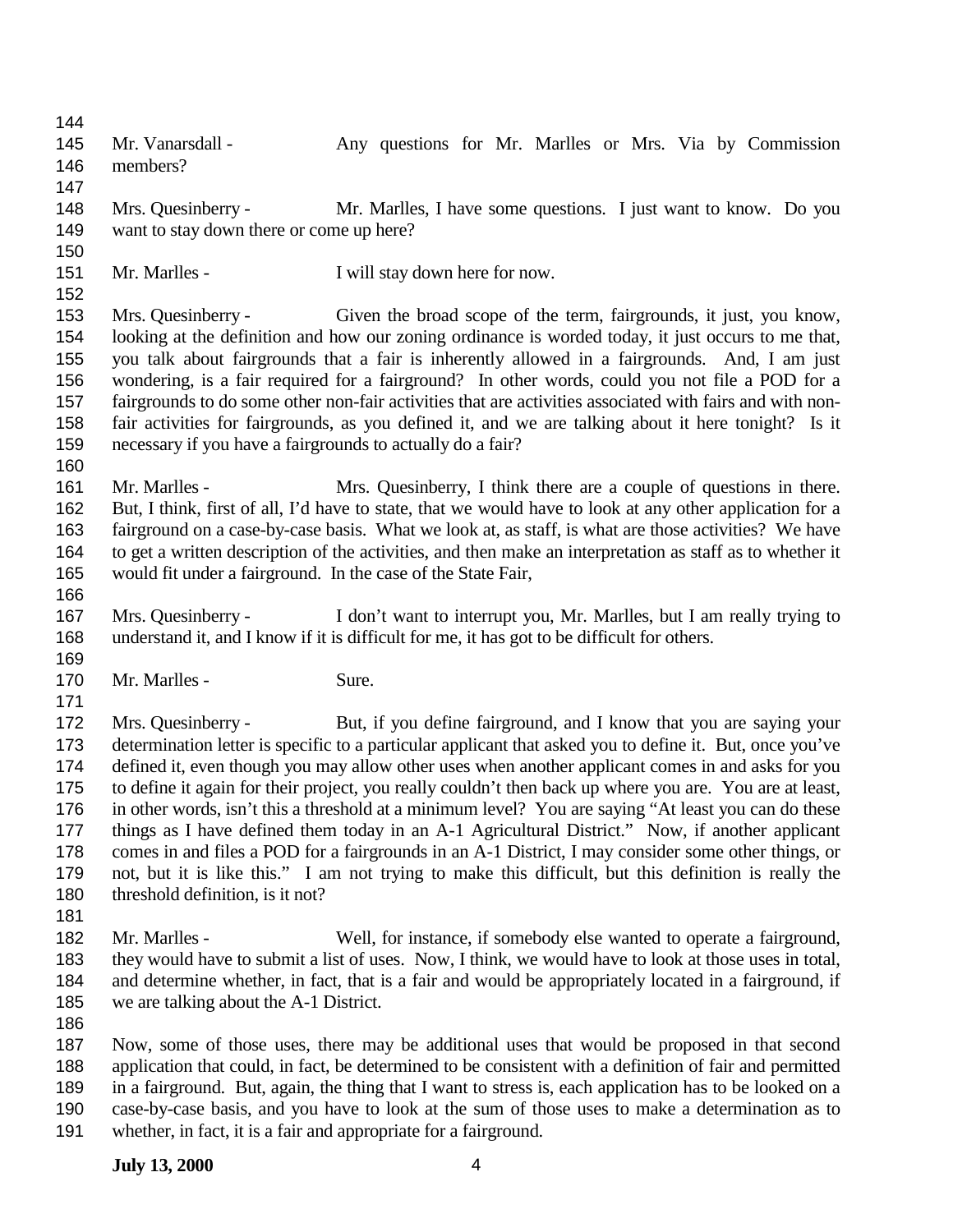Mr. Vanarsdall - Any questions for Mr. Marlles or Mrs. Via by Commission members?

Mrs. Quesinberry - Mr. Marlles, I have some questions. I just want to know. Do you want to stay down there or come up here?

Mr. Marlles - I will stay down here for now.

Mrs. Quesinberry - Given the broad scope of the term, fairgrounds, it just, you know, looking at the definition and how our zoning ordinance is worded today, it just occurs to me that, you talk about fairgrounds that a fair is inherently allowed in a fairgrounds. And, I am just wondering, is a fair required for a fairground? In other words, could you not file a POD for a fairgrounds to do some other non-fair activities that are activities associated with fairs and with non-fair activities for fairgrounds, as you defined it, and we are talking about it here tonight? Is it necessary if you have a fairgrounds to actually do a fair?

Mr. Marlles - Mrs. Quesinberry, I think there are a couple of questions in there. But, I think, first of all, I'd have to state, that we would have to look at any other application for a fairground on a case-by-case basis. What we look at, as staff, is what are those activities? We have to get a written description of the activities, and then make an interpretation as staff as to whether it would fit under a fairground. In the case of the State Fair,

Mrs. Quesinberry - I don't want to interrupt you, Mr. Marlles, but I am really trying to understand it, and I know if it is difficult for me, it has got to be difficult for others.

Mr. Marlles - Sure.

Mrs. Quesinberry - But, if you define fairground, and I know that you are saying your determination letter is specific to a particular applicant that asked you to define it. But, once you've defined it, even though you may allow other uses when another applicant comes in and asks for you to define it again for their project, you really couldn't then back up where you are. You are at least, in other words, isn't this a threshold at a minimum level? You are saying "At least you can do these things as I have defined them today in an A-1 Agricultural District." Now, if another applicant comes in and files a POD for a fairgrounds in an A-1 District, I may consider some other things, or not, but it is like this." I am not trying to make this difficult, but this definition is really the threshold definition, is it not?

Mr. Marlles - Well, for instance, if somebody else wanted to operate a fairground, they would have to submit a list of uses. Now, I think, we would have to look at those uses in total, and determine whether, in fact, that is a fair and would be appropriately located in a fairground, if we are talking about the A-1 District.

Now, some of those uses, there may be additional uses that would be proposed in that second application that could, in fact, be determined to be consistent with a definition of fair and permitted in a fairground. But, again, the thing that I want to stress is, each application has to be looked on a case-by-case basis, and you have to look at the sum of those uses to make a determination as to whether, in fact, it is a fair and appropriate for a fairground.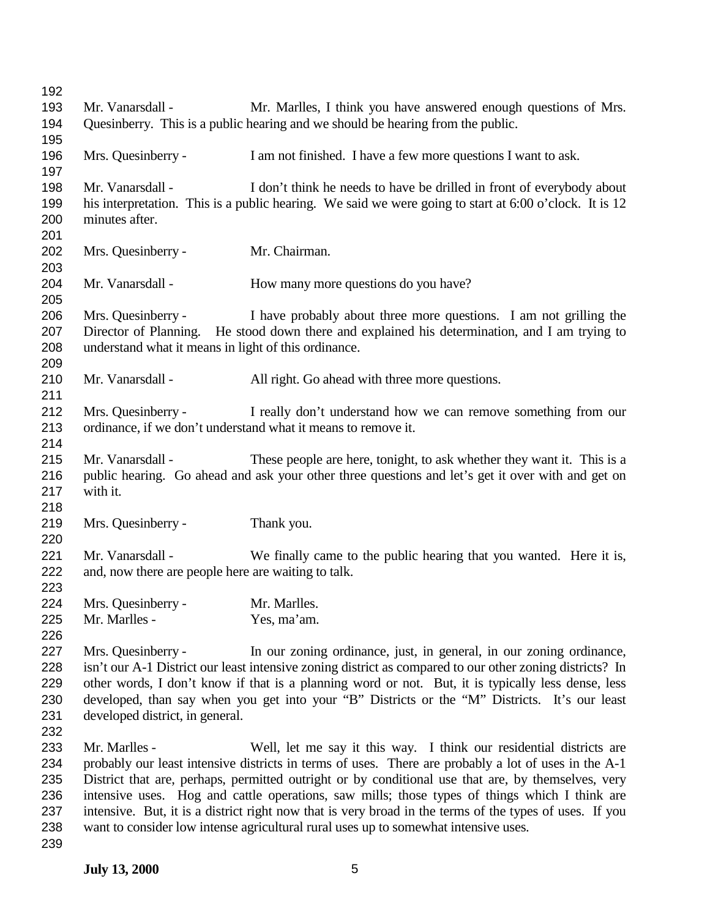Mr. Vanarsdall - Mr. Marlles, I think you have answered enough questions of Mrs. Quesinberry. This is a public hearing and we should be hearing from the public.

Mrs. Quesinberry - I am not finished. I have a few more questions I want to ask.

Mr. Vanarsdall - I don't think he needs to have be drilled in front of everybody about his interpretation. This is a public hearing. We said we were going to start at 6:00 o'clock. It is 12 minutes after.

Mrs. Quesinberry - Mr. Chairman.

Mr. Vanarsdall - How many more questions do you have?

Mrs. Quesinberry - I have probably about three more questions. I am not grilling the Director of Planning. He stood down there and explained his determination, and I am trying to understand what it means in light of this ordinance.

Mr. Vanarsdall - All right. Go ahead with three more questions.

Mrs. Quesinberry - I really don't understand how we can remove something from our ordinance, if we don't understand what it means to remove it.

Mr. Vanarsdall - These people are here, tonight, to ask whether they want it. This is a public hearing. Go ahead and ask your other three questions and let's get it over with and get on with it.

Mrs. Quesinberry - Thank you.

Mr. Vanarsdall - We finally came to the public hearing that you wanted. Here it is, and, now there are people here are waiting to talk.

Mrs. Quesinberry - Mr. Marlles.
Mr. Marlles - Yes, ma'am.

Mrs. Quesinberry - In our zoning ordinance, just, in general, in our zoning ordinance, isn't our A-1 District our least intensive zoning district as compared to our other zoning districts? In other words, I don't know if that is a planning word or not. But, it is typically less dense, less developed, than say when you get into your "B" Districts or the "M" Districts. It's our least developed district, in general.

Mr. Marlles - Well, let me say it this way. I think our residential districts are probably our least intensive districts in terms of uses. There are probably a lot of uses in the A-1 District that are, perhaps, permitted outright or by conditional use that are, by themselves, very intensive uses. Hog and cattle operations, saw mills; those types of things which I think are intensive. But, it is a district right now that is very broad in the terms of the types of uses. If you want to consider low intense agricultural rural uses up to somewhat intensive uses.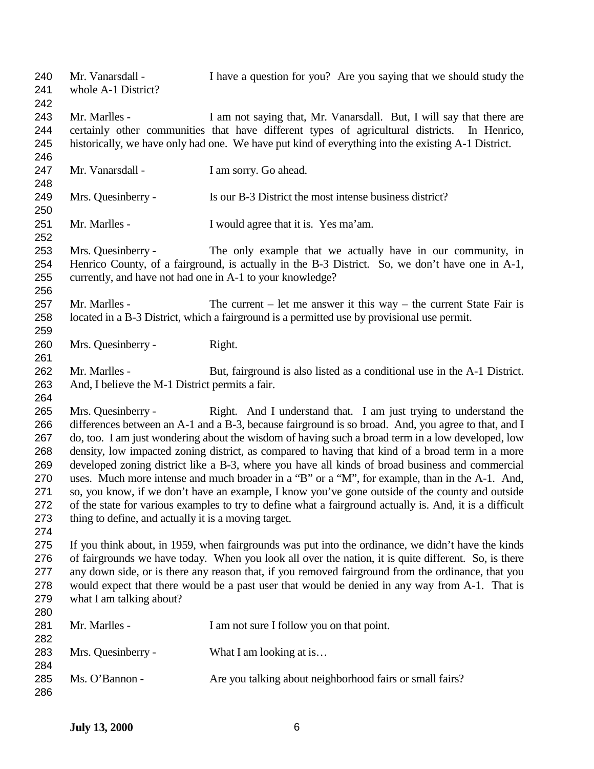Mr. Vanarsdall - I have a question for you? Are you saying that we should study the whole A-1 District?

Mr. Marlles - I am not saying that, Mr. Vanarsdall. But, I will say that there are certainly other communities that have different types of agricultural districts. In Henrico, historically, we have only had one. We have put kind of everything into the existing A-1 District.

Mr. Vanarsdall - I am sorry. Go ahead.

Mrs. Quesinberry - Is our B-3 District the most intense business district?

Mr. Marlles - I would agree that it is. Yes ma'am.

Mrs. Quesinberry - The only example that we actually have in our community, in Henrico County, of a fairground, is actually in the B-3 District. So, we don't have one in A-1, currently, and have not had one in A-1 to your knowledge?

Mr. Marlles - The current – let me answer it this way – the current State Fair is located in a B-3 District, which a fairground is a permitted use by provisional use permit.

Mrs. Quesinberry - Right.

Mr. Marlles - But, fairground is also listed as a conditional use in the A-1 District. And, I believe the M-1 District permits a fair.

Mrs. Quesinberry - Right. And I understand that. I am just trying to understand the differences between an A-1 and a B-3, because fairground is so broad. And, you agree to that, and I do, too. I am just wondering about the wisdom of having such a broad term in a low developed, low density, low impacted zoning district, as compared to having that kind of a broad term in a more developed zoning district like a B-3, where you have all kinds of broad business and commercial uses. Much more intense and much broader in a "B" or a "M", for example, than in the A-1. And, so, you know, if we don't have an example, I know you've gone outside of the county and outside of the state for various examples to try to define what a fairground actually is. And, it is a difficult thing to define, and actually it is a moving target.

If you think about, in 1959, when fairgrounds was put into the ordinance, we didn't have the kinds of fairgrounds we have today. When you look all over the nation, it is quite different. So, is there any down side, or is there any reason that, if you removed fairground from the ordinance, that you would expect that there would be a past user that would be denied in any way from A-1. That is what I am talking about?

Mr. Marlles - I am not sure I follow you on that point.

Mrs. Quesinberry - What I am looking at is…

Ms. O'Bannon - Are you talking about neighborhood fairs or small fairs?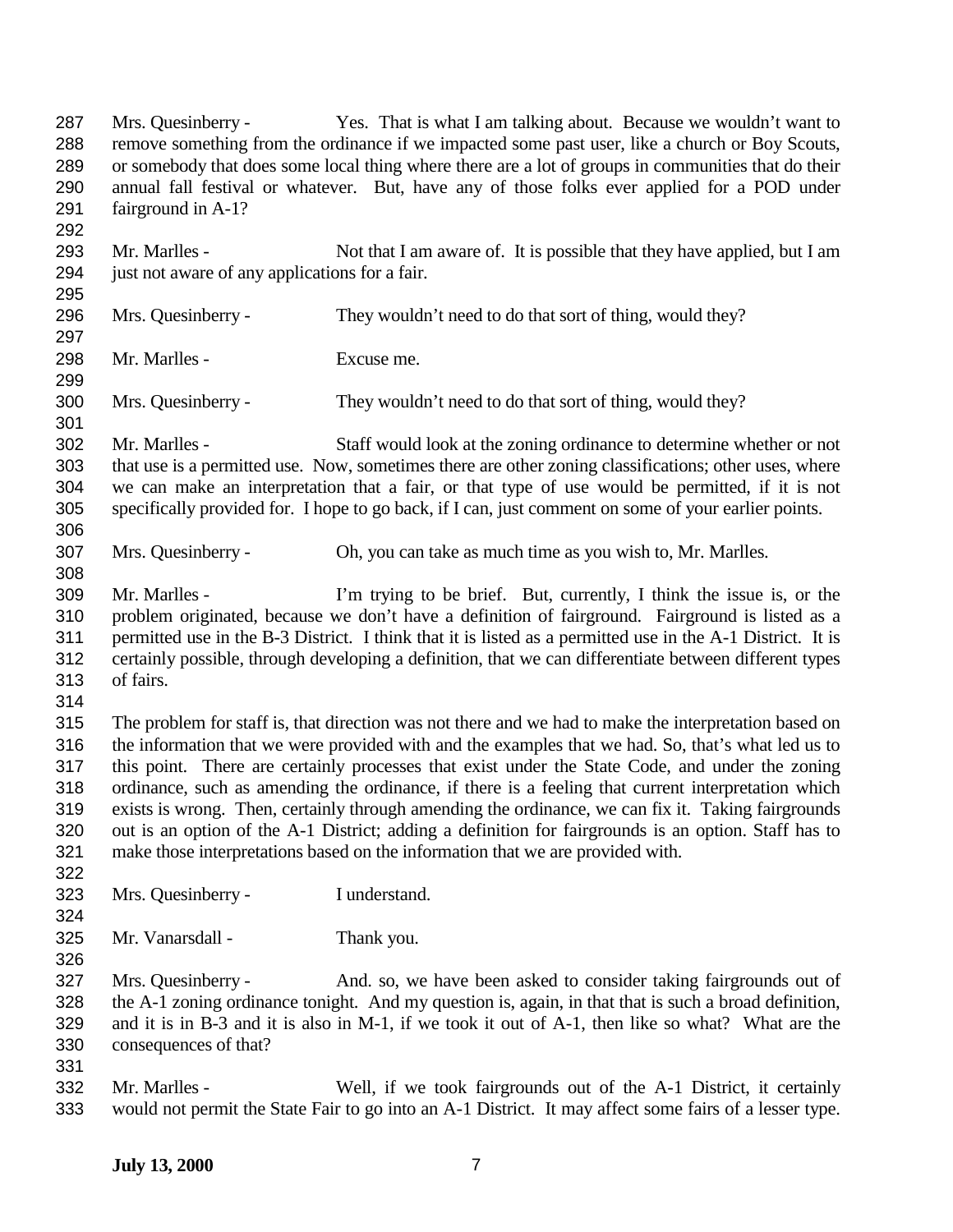Mrs. Quesinberry - Yes. That is what I am talking about. Because we wouldn't want to remove something from the ordinance if we impacted some past user, like a church or Boy Scouts, or somebody that does some local thing where there are a lot of groups in communities that do their annual fall festival or whatever. But, have any of those folks ever applied for a POD under fairground in A-1?

Mr. Marlles - Not that I am aware of. It is possible that they have applied, but I am just not aware of any applications for a fair.

Mrs. Quesinberry - They wouldn't need to do that sort of thing, would they?

Mr. Marlles - Excuse me.

Mrs. Quesinberry - They wouldn't need to do that sort of thing, would they?

Mr. Marlles - Staff would look at the zoning ordinance to determine whether or not that use is a permitted use. Now, sometimes there are other zoning classifications; other uses, where we can make an interpretation that a fair, or that type of use would be permitted, if it is not specifically provided for. I hope to go back, if I can, just comment on some of your earlier points.

Mrs. Quesinberry - Oh, you can take as much time as you wish to, Mr. Marlles.

Mr. Marlles - I'm trying to be brief. But, currently, I think the issue is, or the problem originated, because we don't have a definition of fairground. Fairground is listed as a permitted use in the B-3 District. I think that it is listed as a permitted use in the A-1 District. It is certainly possible, through developing a definition, that we can differentiate between different types of fairs.

The problem for staff is, that direction was not there and we had to make the interpretation based on the information that we were provided with and the examples that we had. So, that's what led us to this point. There are certainly processes that exist under the State Code, and under the zoning ordinance, such as amending the ordinance, if there is a feeling that current interpretation which exists is wrong. Then, certainly through amending the ordinance, we can fix it. Taking fairgrounds out is an option of the A-1 District; adding a definition for fairgrounds is an option. Staff has to make those interpretations based on the information that we are provided with.

Mrs. Quesinberry - I understand.

Mr. Vanarsdall - Thank you.

Mrs. Quesinberry - And. so, we have been asked to consider taking fairgrounds out of the A-1 zoning ordinance tonight. And my question is, again, in that that is such a broad definition, and it is in B-3 and it is also in M-1, if we took it out of A-1, then like so what? What are the consequences of that?

Mr. Marlles - Well, if we took fairgrounds out of the A-1 District, it certainly would not permit the State Fair to go into an A-1 District. It may affect some fairs of a lesser type.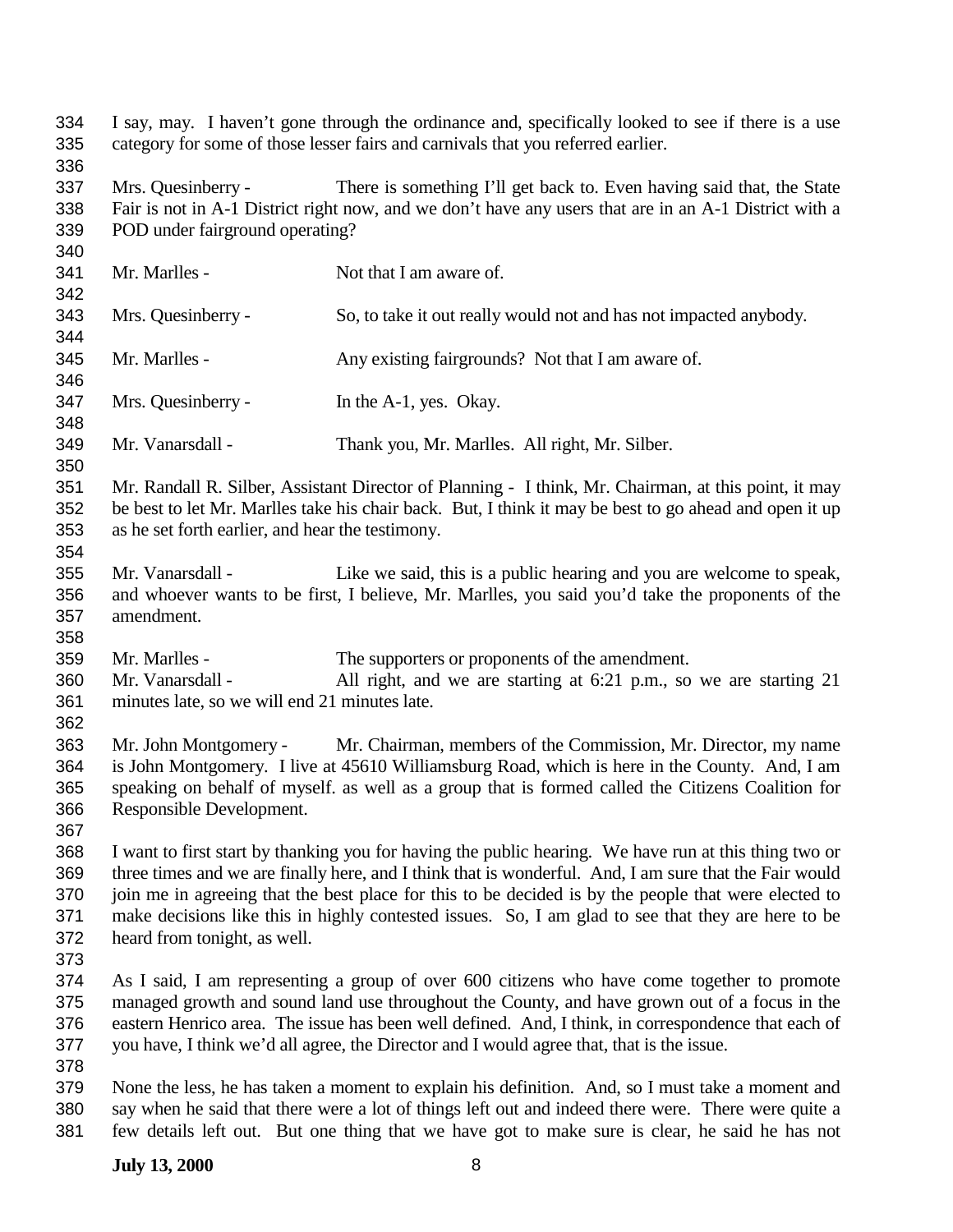I say, may. I haven't gone through the ordinance and, specifically looked to see if there is a use category for some of those lesser fairs and carnivals that you referred earlier.

Mrs. Quesinberry - There is something I'll get back to. Even having said that, the State Fair is not in A-1 District right now, and we don't have any users that are in an A-1 District with a POD under fairground operating?

Mr. Marlles - Not that I am aware of.

Mrs. Quesinberry - So, to take it out really would not and has not impacted anybody.

Mr. Marlles - Any existing fairgrounds? Not that I am aware of.

Mrs. Quesinberry - In the A-1, yes. Okay.

Mr. Vanarsdall - Thank you, Mr. Marlles. All right, Mr. Silber.

Mr. Randall R. Silber, Assistant Director of Planning - I think, Mr. Chairman, at this point, it may be best to let Mr. Marlles take his chair back. But, I think it may be best to go ahead and open it up as he set forth earlier, and hear the testimony.

Mr. Vanarsdall - Like we said, this is a public hearing and you are welcome to speak, and whoever wants to be first, I believe, Mr. Marlles, you said you'd take the proponents of the amendment.

Mr. Marlles - The supporters or proponents of the amendment.

Mr. Vanarsdall - All right, and we are starting at 6:21 p.m., so we are starting 21 minutes late, so we will end 21 minutes late.

Mr. John Montgomery - Mr. Chairman, members of the Commission, Mr. Director, my name is John Montgomery. I live at 45610 Williamsburg Road, which is here in the County. And, I am speaking on behalf of myself. as well as a group that is formed called the Citizens Coalition for Responsible Development.

I want to first start by thanking you for having the public hearing. We have run at this thing two or three times and we are finally here, and I think that is wonderful. And, I am sure that the Fair would join me in agreeing that the best place for this to be decided is by the people that were elected to make decisions like this in highly contested issues. So, I am glad to see that they are here to be heard from tonight, as well.

As I said, I am representing a group of over 600 citizens who have come together to promote managed growth and sound land use throughout the County, and have grown out of a focus in the eastern Henrico area. The issue has been well defined. And, I think, in correspondence that each of you have, I think we'd all agree, the Director and I would agree that, that is the issue.

None the less, he has taken a moment to explain his definition. And, so I must take a moment and say when he said that there were a lot of things left out and indeed there were. There were quite a few details left out. But one thing that we have got to make sure is clear, he said he has not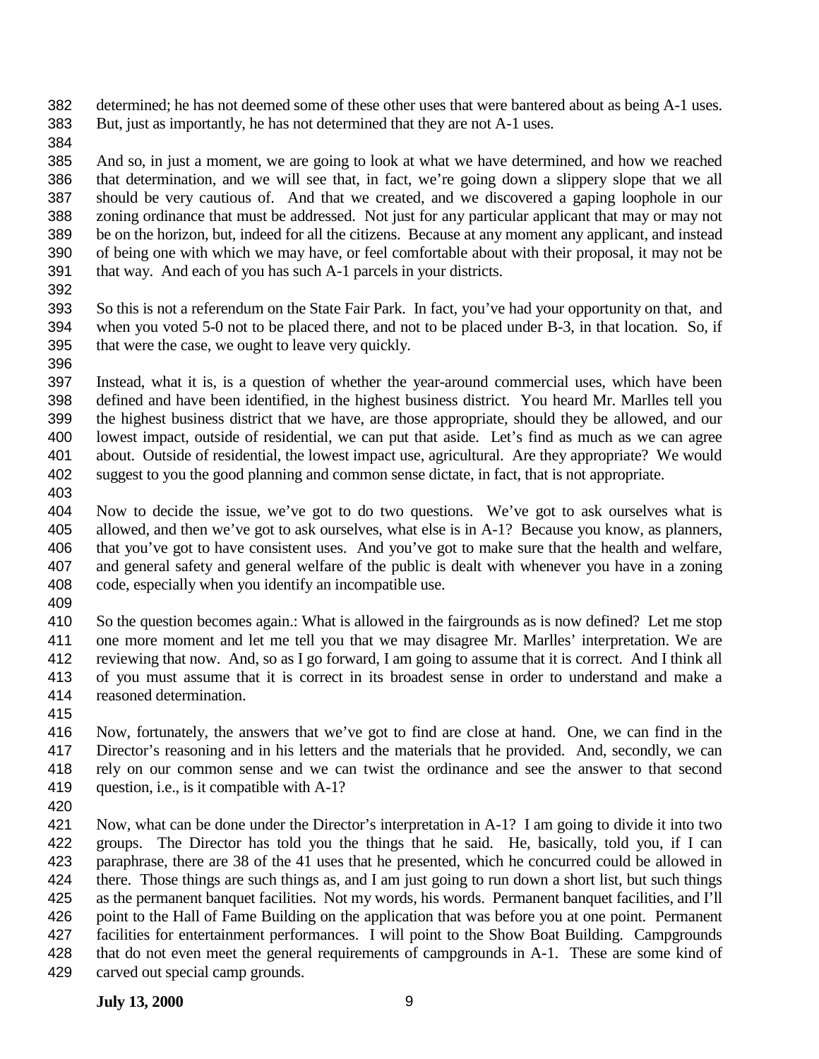determined; he has not deemed some of these other uses that were bantered about as being A-1 uses. But, just as importantly, he has not determined that they are not A-1 uses.

And so, in just a moment, we are going to look at what we have determined, and how we reached that determination, and we will see that, in fact, we're going down a slippery slope that we all should be very cautious of. And that we created, and we discovered a gaping loophole in our zoning ordinance that must be addressed. Not just for any particular applicant that may or may not be on the horizon, but, indeed for all the citizens. Because at any moment any applicant, and instead of being one with which we may have, or feel comfortable about with their proposal, it may not be that way. And each of you has such A-1 parcels in your districts.

So this is not a referendum on the State Fair Park. In fact, you've had your opportunity on that, and when you voted 5-0 not to be placed there, and not to be placed under B-3, in that location. So, if that were the case, we ought to leave very quickly.

Instead, what it is, is a question of whether the year-around commercial uses, which have been defined and have been identified, in the highest business district. You heard Mr. Marlles tell you the highest business district that we have, are those appropriate, should they be allowed, and our lowest impact, outside of residential, we can put that aside. Let's find as much as we can agree about. Outside of residential, the lowest impact use, agricultural. Are they appropriate? We would suggest to you the good planning and common sense dictate, in fact, that is not appropriate.

Now to decide the issue, we've got to do two questions. We've got to ask ourselves what is allowed, and then we've got to ask ourselves, what else is in A-1? Because you know, as planners, that you've got to have consistent uses. And you've got to make sure that the health and welfare, and general safety and general welfare of the public is dealt with whenever you have in a zoning code, especially when you identify an incompatible use.

So the question becomes again.: What is allowed in the fairgrounds as is now defined? Let me stop one more moment and let me tell you that we may disagree Mr. Marlles' interpretation. We are reviewing that now. And, so as I go forward, I am going to assume that it is correct. And I think all of you must assume that it is correct in its broadest sense in order to understand and make a reasoned determination.

Now, fortunately, the answers that we've got to find are close at hand. One, we can find in the Director's reasoning and in his letters and the materials that he provided. And, secondly, we can rely on our common sense and we can twist the ordinance and see the answer to that second question, i.e., is it compatible with A-1?

Now, what can be done under the Director's interpretation in A-1? I am going to divide it into two groups. The Director has told you the things that he said. He, basically, told you, if I can paraphrase, there are 38 of the 41 uses that he presented, which he concurred could be allowed in there. Those things are such things as, and I am just going to run down a short list, but such things as the permanent banquet facilities. Not my words, his words. Permanent banquet facilities, and I'll point to the Hall of Fame Building on the application that was before you at one point. Permanent facilities for entertainment performances. I will point to the Show Boat Building. Campgrounds that do not even meet the general requirements of campgrounds in A-1. These are some kind of carved out special camp grounds.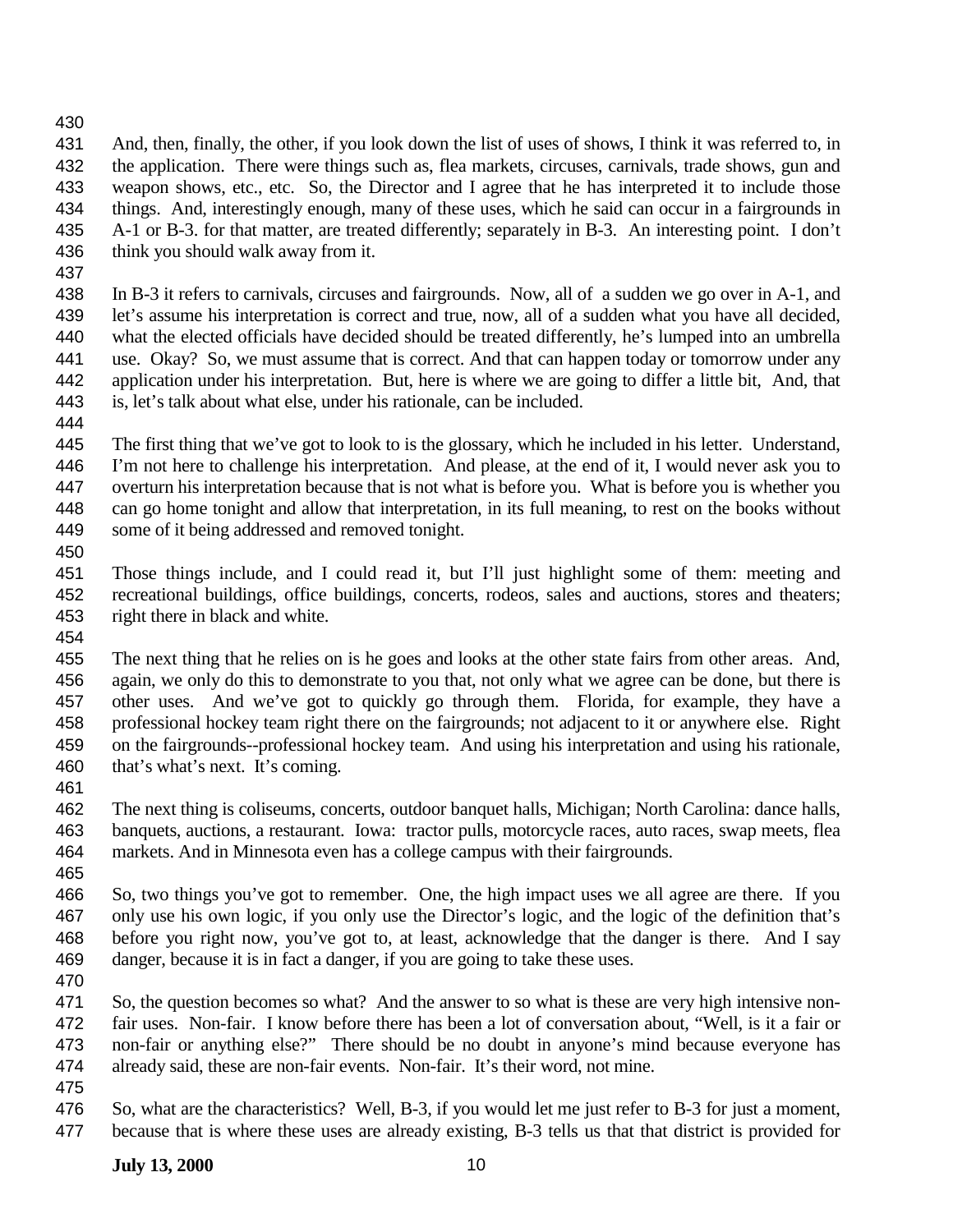And, then, finally, the other, if you look down the list of uses of shows, I think it was referred to, in the application. There were things such as, flea markets, circuses, carnivals, trade shows, gun and weapon shows, etc., etc. So, the Director and I agree that he has interpreted it to include those things. And, interestingly enough, many of these uses, which he said can occur in a fairgrounds in A-1 or B-3. for that matter, are treated differently; separately in B-3. An interesting point. I don't think you should walk away from it.

In B-3 it refers to carnivals, circuses and fairgrounds. Now, all of a sudden we go over in A-1, and let's assume his interpretation is correct and true, now, all of a sudden what you have all decided, what the elected officials have decided should be treated differently, he's lumped into an umbrella use. Okay? So, we must assume that is correct. And that can happen today or tomorrow under any application under his interpretation. But, here is where we are going to differ a little bit, And, that is, let's talk about what else, under his rationale, can be included.

The first thing that we've got to look to is the glossary, which he included in his letter. Understand, I'm not here to challenge his interpretation. And please, at the end of it, I would never ask you to overturn his interpretation because that is not what is before you. What is before you is whether you can go home tonight and allow that interpretation, in its full meaning, to rest on the books without some of it being addressed and removed tonight.

Those things include, and I could read it, but I'll just highlight some of them: meeting and recreational buildings, office buildings, concerts, rodeos, sales and auctions, stores and theaters; right there in black and white.

The next thing that he relies on is he goes and looks at the other state fairs from other areas. And, again, we only do this to demonstrate to you that, not only what we agree can be done, but there is other uses. And we've got to quickly go through them. Florida, for example, they have a professional hockey team right there on the fairgrounds; not adjacent to it or anywhere else. Right on the fairgrounds--professional hockey team. And using his interpretation and using his rationale, that's what's next. It's coming.

The next thing is coliseums, concerts, outdoor banquet halls, Michigan; North Carolina: dance halls, banquets, auctions, a restaurant. Iowa: tractor pulls, motorcycle races, auto races, swap meets, flea markets. And in Minnesota even has a college campus with their fairgrounds.

So, two things you've got to remember. One, the high impact uses we all agree are there. If you only use his own logic, if you only use the Director's logic, and the logic of the definition that's before you right now, you've got to, at least, acknowledge that the danger is there. And I say danger, because it is in fact a danger, if you are going to take these uses.

So, the question becomes so what? And the answer to so what is these are very high intensive non-fair uses. Non-fair. I know before there has been a lot of conversation about, "Well, is it a fair or non-fair or anything else?" There should be no doubt in anyone's mind because everyone has already said, these are non-fair events. Non-fair. It's their word, not mine.

So, what are the characteristics? Well, B-3, if you would let me just refer to B-3 for just a moment, because that is where these uses are already existing, B-3 tells us that that district is provided for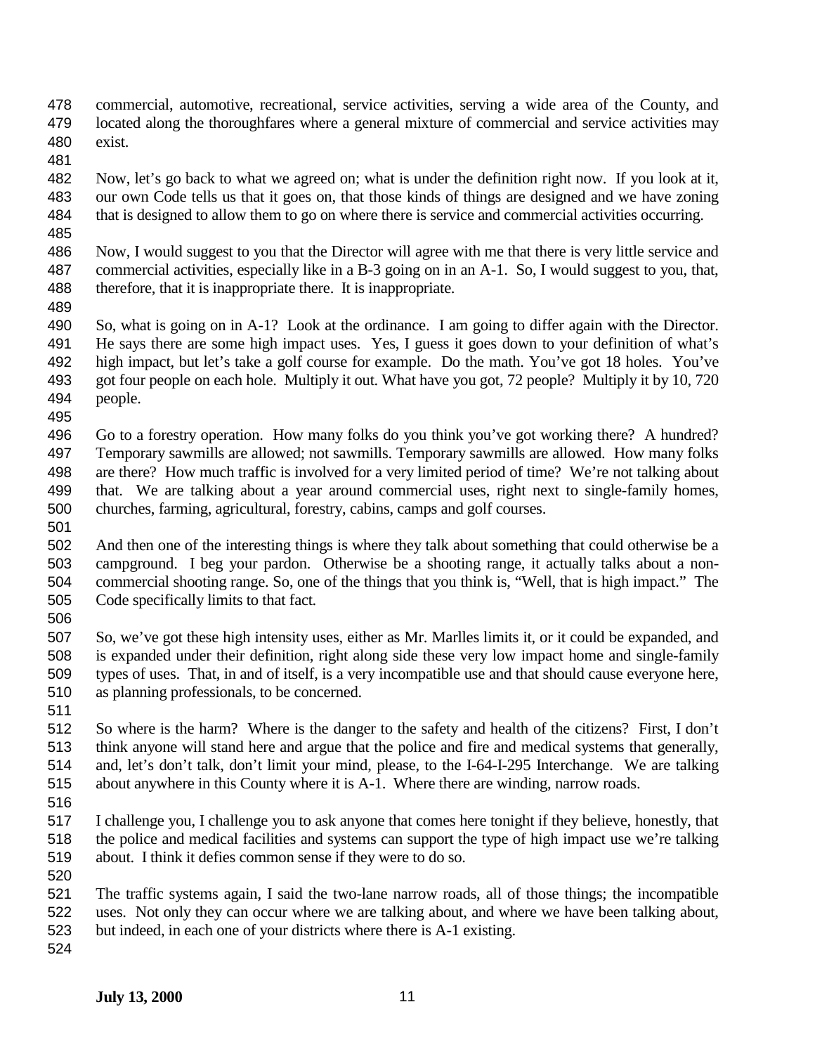commercial, automotive, recreational, service activities, serving a wide area of the County, and located along the thoroughfares where a general mixture of commercial and service activities may exist.

Now, let's go back to what we agreed on; what is under the definition right now. If you look at it, our own Code tells us that it goes on, that those kinds of things are designed and we have zoning that is designed to allow them to go on where there is service and commercial activities occurring.

Now, I would suggest to you that the Director will agree with me that there is very little service and commercial activities, especially like in a B-3 going on in an A-1. So, I would suggest to you, that, therefore, that it is inappropriate there. It is inappropriate.

So, what is going on in A-1? Look at the ordinance. I am going to differ again with the Director. He says there are some high impact uses. Yes, I guess it goes down to your definition of what's high impact, but let's take a golf course for example. Do the math. You've got 18 holes. You've got four people on each hole. Multiply it out. What have you got, 72 people? Multiply it by 10, 720 people.

Go to a forestry operation. How many folks do you think you've got working there? A hundred? Temporary sawmills are allowed; not sawmills. Temporary sawmills are allowed. How many folks are there? How much traffic is involved for a very limited period of time? We're not talking about that. We are talking about a year around commercial uses, right next to single-family homes, churches, farming, agricultural, forestry, cabins, camps and golf courses.

And then one of the interesting things is where they talk about something that could otherwise be a campground. I beg your pardon. Otherwise be a shooting range, it actually talks about a non-commercial shooting range. So, one of the things that you think is, "Well, that is high impact." The Code specifically limits to that fact.

So, we've got these high intensity uses, either as Mr. Marlles limits it, or it could be expanded, and is expanded under their definition, right along side these very low impact home and single-family types of uses. That, in and of itself, is a very incompatible use and that should cause everyone here, as planning professionals, to be concerned.

So where is the harm? Where is the danger to the safety and health of the citizens? First, I don't think anyone will stand here and argue that the police and fire and medical systems that generally, and, let's don't talk, don't limit your mind, please, to the I-64-I-295 Interchange. We are talking about anywhere in this County where it is A-1. Where there are winding, narrow roads.

I challenge you, I challenge you to ask anyone that comes here tonight if they believe, honestly, that the police and medical facilities and systems can support the type of high impact use we're talking about. I think it defies common sense if they were to do so.

The traffic systems again, I said the two-lane narrow roads, all of those things; the incompatible uses. Not only they can occur where we are talking about, and where we have been talking about, but indeed, in each one of your districts where there is A-1 existing.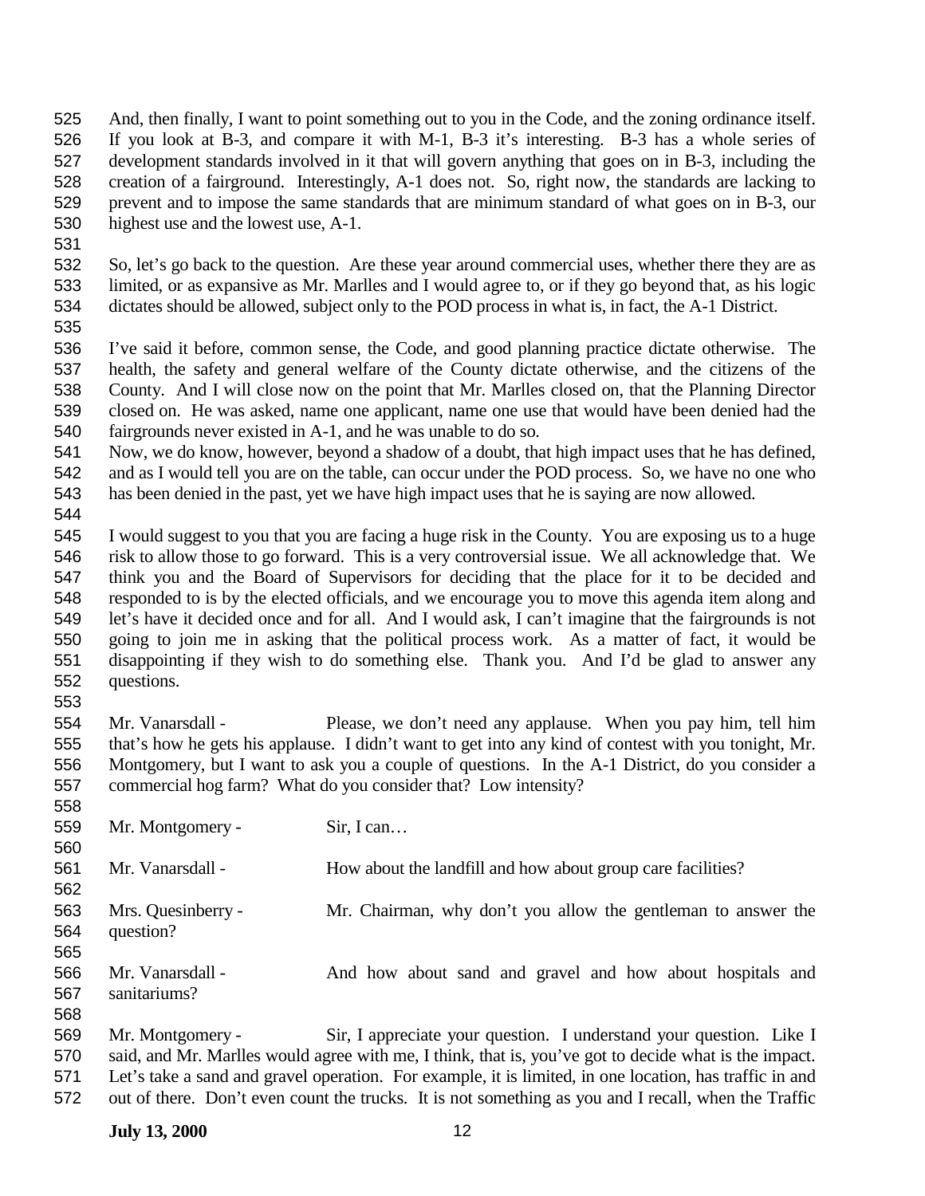And, then finally, I want to point something out to you in the Code, and the zoning ordinance itself. If you look at B-3, and compare it with M-1, B-3 it's interesting. B-3 has a whole series of development standards involved in it that will govern anything that goes on in B-3, including the creation of a fairground. Interestingly, A-1 does not. So, right now, the standards are lacking to prevent and to impose the same standards that are minimum standard of what goes on in B-3, our highest use and the lowest use, A-1.

So, let's go back to the question. Are these year around commercial uses, whether there they are as limited, or as expansive as Mr. Marlles and I would agree to, or if they go beyond that, as his logic dictates should be allowed, subject only to the POD process in what is, in fact, the A-1 District.

I've said it before, common sense, the Code, and good planning practice dictate otherwise. The health, the safety and general welfare of the County dictate otherwise, and the citizens of the County. And I will close now on the point that Mr. Marlles closed on, that the Planning Director closed on. He was asked, name one applicant, name one use that would have been denied had the fairgrounds never existed in A-1, and he was unable to do so.
Now, we do know, however, beyond a shadow of a doubt, that high impact uses that he has defined, and as I would tell you are on the table, can occur under the POD process. So, we have no one who has been denied in the past, yet we have high impact uses that he is saying are now allowed.

I would suggest to you that you are facing a huge risk in the County. You are exposing us to a huge risk to allow those to go forward. This is a very controversial issue. We all acknowledge that. We think you and the Board of Supervisors for deciding that the place for it to be decided and responded to is by the elected officials, and we encourage you to move this agenda item along and let's have it decided once and for all. And I would ask, I can't imagine that the fairgrounds is not going to join me in asking that the political process work. As a matter of fact, it would be disappointing if they wish to do something else. Thank you. And I'd be glad to answer any questions.

Mr. Vanarsdall - Please, we don't need any applause. When you pay him, tell him that's how he gets his applause. I didn't want to get into any kind of contest with you tonight, Mr. Montgomery, but I want to ask you a couple of questions. In the A-1 District, do you consider a commercial hog farm? What do you consider that? Low intensity?

Mr. Montgomery - Sir, I can…

Mr. Vanarsdall - How about the landfill and how about group care facilities?

Mrs. Quesinberry - Mr. Chairman, why don't you allow the gentleman to answer the question?

Mr. Vanarsdall - And how about sand and gravel and how about hospitals and sanitariums?

Mr. Montgomery - Sir, I appreciate your question. I understand your question. Like I said, and Mr. Marlles would agree with me, I think, that is, you've got to decide what is the impact. Let's take a sand and gravel operation. For example, it is limited, in one location, has traffic in and out of there. Don't even count the trucks. It is not something as you and I recall, when the Traffic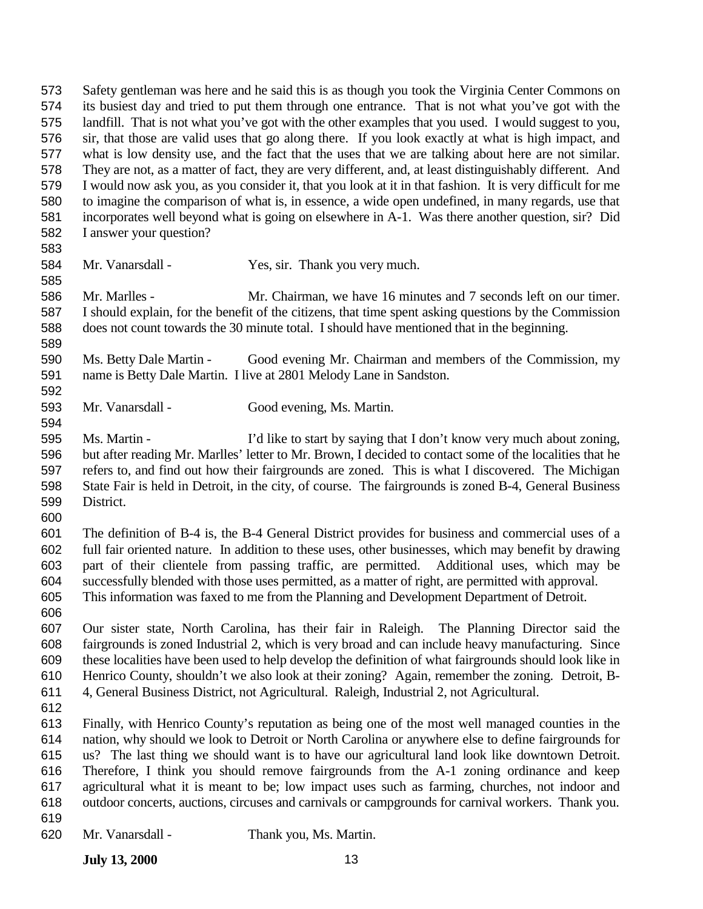Safety gentleman was here and he said this is as though you took the Virginia Center Commons on its busiest day and tried to put them through one entrance. That is not what you've got with the landfill. That is not what you've got with the other examples that you used. I would suggest to you, sir, that those are valid uses that go along there. If you look exactly at what is high impact, and what is low density use, and the fact that the uses that we are talking about here are not similar. They are not, as a matter of fact, they are very different, and, at least distinguishably different. And I would now ask you, as you consider it, that you look at it in that fashion. It is very difficult for me to imagine the comparison of what is, in essence, a wide open undefined, in many regards, use that incorporates well beyond what is going on elsewhere in A-1. Was there another question, sir? Did I answer your question?

Mr. Vanarsdall - Yes, sir. Thank you very much.

Mr. Marlles - Mr. Chairman, we have 16 minutes and 7 seconds left on our timer. I should explain, for the benefit of the citizens, that time spent asking questions by the Commission does not count towards the 30 minute total. I should have mentioned that in the beginning.

Ms. Betty Dale Martin - Good evening Mr. Chairman and members of the Commission, my name is Betty Dale Martin. I live at 2801 Melody Lane in Sandston.

Mr. Vanarsdall - Good evening, Ms. Martin.

Ms. Martin - I'd like to start by saying that I don't know very much about zoning, but after reading Mr. Marlles' letter to Mr. Brown, I decided to contact some of the localities that he refers to, and find out how their fairgrounds are zoned. This is what I discovered. The Michigan State Fair is held in Detroit, in the city, of course. The fairgrounds is zoned B-4, General Business District.

The definition of B-4 is, the B-4 General District provides for business and commercial uses of a full fair oriented nature. In addition to these uses, other businesses, which may benefit by drawing part of their clientele from passing traffic, are permitted. Additional uses, which may be successfully blended with those uses permitted, as a matter of right, are permitted with approval. This information was faxed to me from the Planning and Development Department of Detroit.

Our sister state, North Carolina, has their fair in Raleigh. The Planning Director said the fairgrounds is zoned Industrial 2, which is very broad and can include heavy manufacturing. Since these localities have been used to help develop the definition of what fairgrounds should look like in Henrico County, shouldn't we also look at their zoning? Again, remember the zoning. Detroit, B-4, General Business District, not Agricultural. Raleigh, Industrial 2, not Agricultural.

Finally, with Henrico County's reputation as being one of the most well managed counties in the nation, why should we look to Detroit or North Carolina or anywhere else to define fairgrounds for us? The last thing we should want is to have our agricultural land look like downtown Detroit. Therefore, I think you should remove fairgrounds from the A-1 zoning ordinance and keep agricultural what it is meant to be; low impact uses such as farming, churches, not indoor and outdoor concerts, auctions, circuses and carnivals or campgrounds for carnival workers. Thank you.

Mr. Vanarsdall - Thank you, Ms. Martin.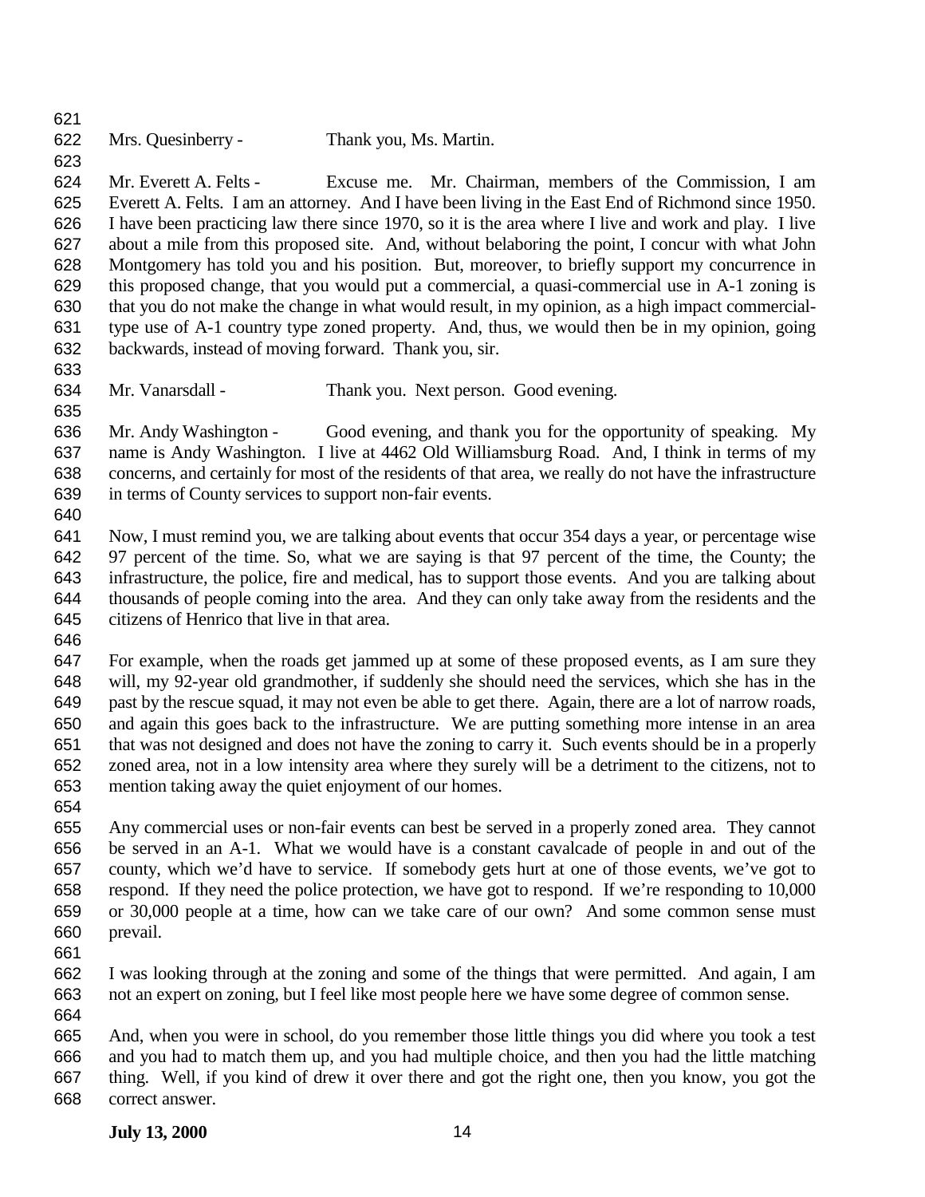Mrs. Quesinberry - Thank you, Ms. Martin.

Mr. Everett A. Felts - Excuse me. Mr. Chairman, members of the Commission, I am Everett A. Felts. I am an attorney. And I have been living in the East End of Richmond since 1950. I have been practicing law there since 1970, so it is the area where I live and work and play. I live about a mile from this proposed site. And, without belaboring the point, I concur with what John Montgomery has told you and his position. But, moreover, to briefly support my concurrence in this proposed change, that you would put a commercial, a quasi-commercial use in A-1 zoning is that you do not make the change in what would result, in my opinion, as a high impact commercial-type use of A-1 country type zoned property. And, thus, we would then be in my opinion, going backwards, instead of moving forward. Thank you, sir.

Mr. Vanarsdall - Thank you. Next person. Good evening.

Mr. Andy Washington - Good evening, and thank you for the opportunity of speaking. My name is Andy Washington. I live at 4462 Old Williamsburg Road. And, I think in terms of my concerns, and certainly for most of the residents of that area, we really do not have the infrastructure in terms of County services to support non-fair events.

Now, I must remind you, we are talking about events that occur 354 days a year, or percentage wise 97 percent of the time. So, what we are saying is that 97 percent of the time, the County; the infrastructure, the police, fire and medical, has to support those events. And you are talking about thousands of people coming into the area. And they can only take away from the residents and the citizens of Henrico that live in that area.

For example, when the roads get jammed up at some of these proposed events, as I am sure they will, my 92-year old grandmother, if suddenly she should need the services, which she has in the past by the rescue squad, it may not even be able to get there. Again, there are a lot of narrow roads, and again this goes back to the infrastructure. We are putting something more intense in an area that was not designed and does not have the zoning to carry it. Such events should be in a properly zoned area, not in a low intensity area where they surely will be a detriment to the citizens, not to mention taking away the quiet enjoyment of our homes.

Any commercial uses or non-fair events can best be served in a properly zoned area. They cannot be served in an A-1. What we would have is a constant cavalcade of people in and out of the county, which we'd have to service. If somebody gets hurt at one of those events, we've got to respond. If they need the police protection, we have got to respond. If we're responding to 10,000 or 30,000 people at a time, how can we take care of our own? And some common sense must prevail.

I was looking through at the zoning and some of the things that were permitted. And again, I am not an expert on zoning, but I feel like most people here we have some degree of common sense.

And, when you were in school, do you remember those little things you did where you took a test and you had to match them up, and you had multiple choice, and then you had the little matching thing. Well, if you kind of drew it over there and got the right one, then you know, you got the correct answer.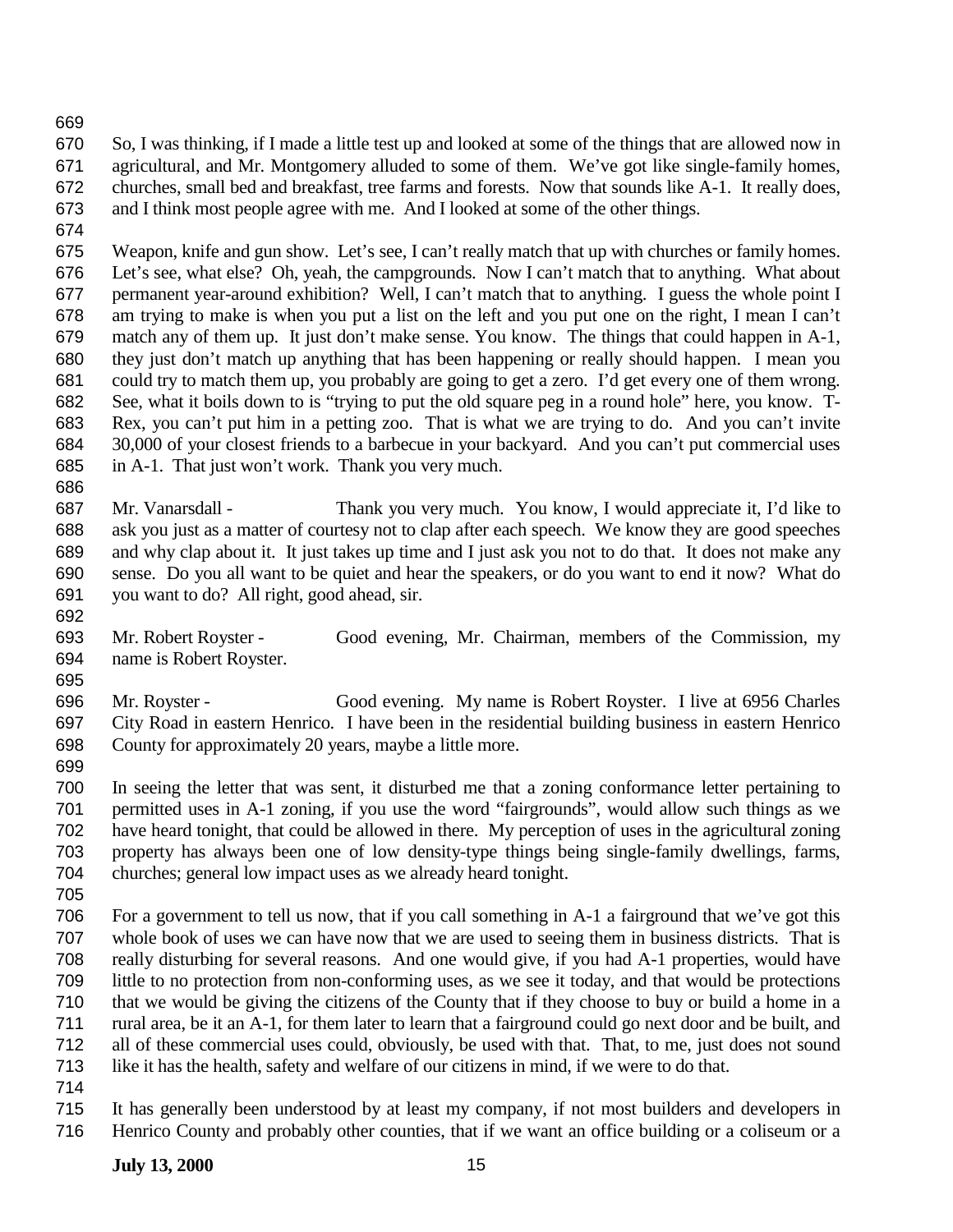So, I was thinking, if I made a little test up and looked at some of the things that are allowed now in agricultural, and Mr. Montgomery alluded to some of them. We've got like single-family homes, churches, small bed and breakfast, tree farms and forests. Now that sounds like A-1. It really does, and I think most people agree with me. And I looked at some of the other things.

Weapon, knife and gun show. Let's see, I can't really match that up with churches or family homes. Let's see, what else? Oh, yeah, the campgrounds. Now I can't match that to anything. What about permanent year-around exhibition? Well, I can't match that to anything. I guess the whole point I am trying to make is when you put a list on the left and you put one on the right, I mean I can't match any of them up. It just don't make sense. You know. The things that could happen in A-1, they just don't match up anything that has been happening or really should happen. I mean you could try to match them up, you probably are going to get a zero. I'd get every one of them wrong. See, what it boils down to is "trying to put the old square peg in a round hole" here, you know. T-Rex, you can't put him in a petting zoo. That is what we are trying to do. And you can't invite 30,000 of your closest friends to a barbecue in your backyard. And you can't put commercial uses in A-1. That just won't work. Thank you very much.

Mr. Vanarsdall - Thank you very much. You know, I would appreciate it, I'd like to ask you just as a matter of courtesy not to clap after each speech. We know they are good speeches and why clap about it. It just takes up time and I just ask you not to do that. It does not make any sense. Do you all want to be quiet and hear the speakers, or do you want to end it now? What do you want to do? All right, good ahead, sir.

Mr. Robert Royster - Good evening, Mr. Chairman, members of the Commission, my name is Robert Royster.

Mr. Royster - Good evening. My name is Robert Royster. I live at 6956 Charles City Road in eastern Henrico. I have been in the residential building business in eastern Henrico County for approximately 20 years, maybe a little more.

In seeing the letter that was sent, it disturbed me that a zoning conformance letter pertaining to permitted uses in A-1 zoning, if you use the word "fairgrounds", would allow such things as we have heard tonight, that could be allowed in there. My perception of uses in the agricultural zoning property has always been one of low density-type things being single-family dwellings, farms, churches; general low impact uses as we already heard tonight.

For a government to tell us now, that if you call something in A-1 a fairground that we've got this whole book of uses we can have now that we are used to seeing them in business districts. That is really disturbing for several reasons. And one would give, if you had A-1 properties, would have little to no protection from non-conforming uses, as we see it today, and that would be protections that we would be giving the citizens of the County that if they choose to buy or build a home in a rural area, be it an A-1, for them later to learn that a fairground could go next door and be built, and all of these commercial uses could, obviously, be used with that. That, to me, just does not sound like it has the health, safety and welfare of our citizens in mind, if we were to do that.

It has generally been understood by at least my company, if not most builders and developers in Henrico County and probably other counties, that if we want an office building or a coliseum or a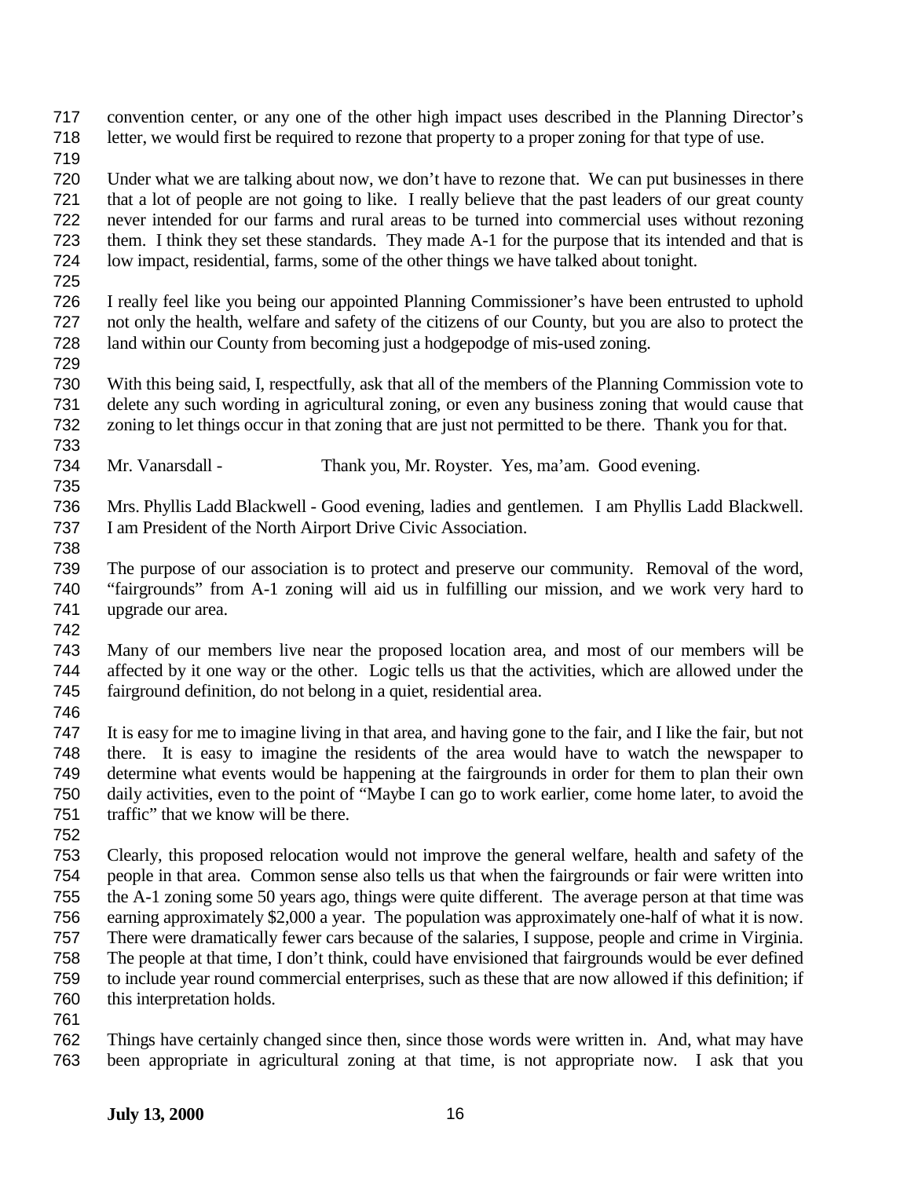convention center, or any one of the other high impact uses described in the Planning Director's letter, we would first be required to rezone that property to a proper zoning for that type of use.

Under what we are talking about now, we don't have to rezone that. We can put businesses in there that a lot of people are not going to like. I really believe that the past leaders of our great county never intended for our farms and rural areas to be turned into commercial uses without rezoning them. I think they set these standards. They made A-1 for the purpose that its intended and that is low impact, residential, farms, some of the other things we have talked about tonight.

I really feel like you being our appointed Planning Commissioner's have been entrusted to uphold not only the health, welfare and safety of the citizens of our County, but you are also to protect the land within our County from becoming just a hodgepodge of mis-used zoning.

With this being said, I, respectfully, ask that all of the members of the Planning Commission vote to delete any such wording in agricultural zoning, or even any business zoning that would cause that zoning to let things occur in that zoning that are just not permitted to be there. Thank you for that.

Mr. Vanarsdall - Thank you, Mr. Royster. Yes, ma'am. Good evening.

Mrs. Phyllis Ladd Blackwell - Good evening, ladies and gentlemen. I am Phyllis Ladd Blackwell. I am President of the North Airport Drive Civic Association.

The purpose of our association is to protect and preserve our community. Removal of the word, "fairgrounds" from A-1 zoning will aid us in fulfilling our mission, and we work very hard to upgrade our area.

Many of our members live near the proposed location area, and most of our members will be affected by it one way or the other. Logic tells us that the activities, which are allowed under the fairground definition, do not belong in a quiet, residential area.

It is easy for me to imagine living in that area, and having gone to the fair, and I like the fair, but not there. It is easy to imagine the residents of the area would have to watch the newspaper to determine what events would be happening at the fairgrounds in order for them to plan their own daily activities, even to the point of "Maybe I can go to work earlier, come home later, to avoid the traffic" that we know will be there.

Clearly, this proposed relocation would not improve the general welfare, health and safety of the people in that area. Common sense also tells us that when the fairgrounds or fair were written into the A-1 zoning some 50 years ago, things were quite different. The average person at that time was earning approximately $2,000 a year. The population was approximately one-half of what it is now. There were dramatically fewer cars because of the salaries, I suppose, people and crime in Virginia. The people at that time, I don't think, could have envisioned that fairgrounds would be ever defined to include year round commercial enterprises, such as these that are now allowed if this definition; if this interpretation holds.

Things have certainly changed since then, since those words were written in. And, what may have been appropriate in agricultural zoning at that time, is not appropriate now. I ask that you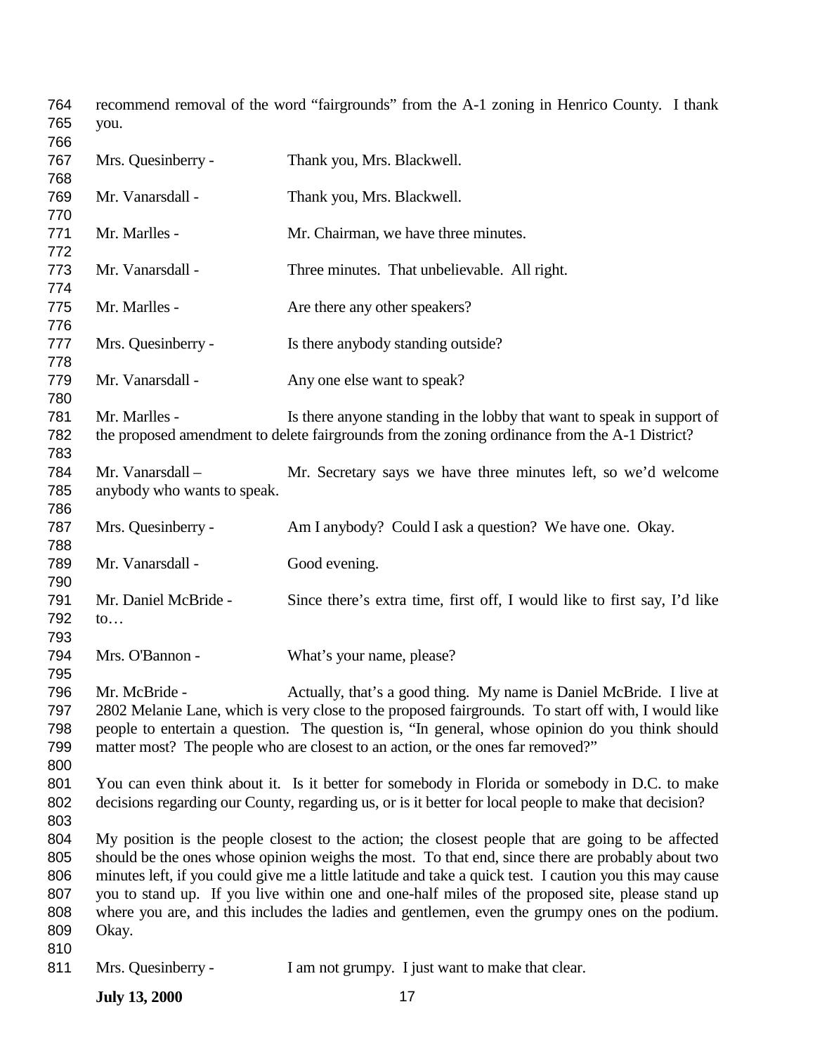recommend removal of the word "fairgrounds" from the A-1 zoning in Henrico County. I thank you.

Mrs. Quesinberry - Thank you, Mrs. Blackwell.

Mr. Vanarsdall - Thank you, Mrs. Blackwell.

Mr. Marlles - Mr. Chairman, we have three minutes.

Mr. Vanarsdall - Three minutes. That unbelievable. All right.

Mr. Marlles - Are there any other speakers?

Mrs. Quesinberry - Is there anybody standing outside?

Mr. Vanarsdall - Any one else want to speak?

Mr. Marlles - Is there anyone standing in the lobby that want to speak in support of the proposed amendment to delete fairgrounds from the zoning ordinance from the A-1 District?

Mr. Vanarsdall – Mr. Secretary says we have three minutes left, so we'd welcome anybody who wants to speak.

Mrs. Quesinberry - Am I anybody? Could I ask a question? We have one. Okay.

Mr. Vanarsdall - Good evening.

Mr. Daniel McBride - Since there's extra time, first off, I would like to first say, I'd like to…

Mrs. O'Bannon - What's your name, please?

Mr. McBride - Actually, that's a good thing. My name is Daniel McBride. I live at 2802 Melanie Lane, which is very close to the proposed fairgrounds. To start off with, I would like people to entertain a question. The question is, "In general, whose opinion do you think should matter most? The people who are closest to an action, or the ones far removed?"

You can even think about it. Is it better for somebody in Florida or somebody in D.C. to make decisions regarding our County, regarding us, or is it better for local people to make that decision?

My position is the people closest to the action; the closest people that are going to be affected should be the ones whose opinion weighs the most. To that end, since there are probably about two minutes left, if you could give me a little latitude and take a quick test. I caution you this may cause you to stand up. If you live within one and one-half miles of the proposed site, please stand up where you are, and this includes the ladies and gentlemen, even the grumpy ones on the podium. Okay.

Mrs. Quesinberry - I am not grumpy. I just want to make that clear.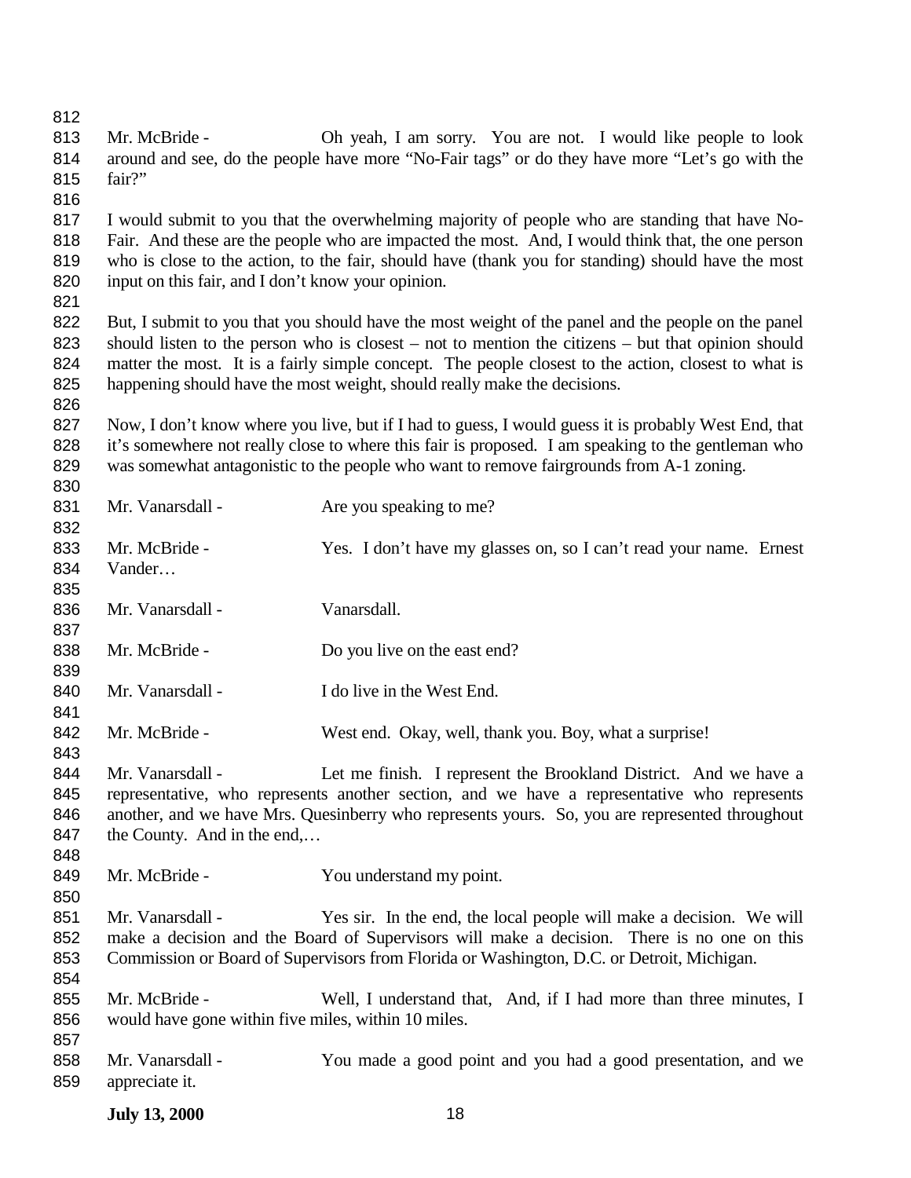Mr. McBride - Oh yeah, I am sorry. You are not. I would like people to look around and see, do the people have more "No-Fair tags" or do they have more "Let's go with the fair?"

I would submit to you that the overwhelming majority of people who are standing that have No-Fair. And these are the people who are impacted the most. And, I would think that, the one person who is close to the action, to the fair, should have (thank you for standing) should have the most input on this fair, and I don't know your opinion.

But, I submit to you that you should have the most weight of the panel and the people on the panel should listen to the person who is closest – not to mention the citizens – but that opinion should matter the most. It is a fairly simple concept. The people closest to the action, closest to what is happening should have the most weight, should really make the decisions.

Now, I don't know where you live, but if I had to guess, I would guess it is probably West End, that it's somewhere not really close to where this fair is proposed. I am speaking to the gentleman who was somewhat antagonistic to the people who want to remove fairgrounds from A-1 zoning.

Mr. Vanarsdall - Are you speaking to me?

Mr. McBride - Yes. I don't have my glasses on, so I can't read your name. Ernest Vander…

Mr. Vanarsdall - Vanarsdall.

Mr. McBride - Do you live on the east end?

Mr. Vanarsdall - I do live in the West End.

Mr. McBride - West end. Okay, well, thank you. Boy, what a surprise!

Mr. Vanarsdall - Let me finish. I represent the Brookland District. And we have a representative, who represents another section, and we have a representative who represents another, and we have Mrs. Quesinberry who represents yours. So, you are represented throughout the County. And in the end,…

Mr. McBride - You understand my point.

Mr. Vanarsdall - Yes sir. In the end, the local people will make a decision. We will make a decision and the Board of Supervisors will make a decision. There is no one on this Commission or Board of Supervisors from Florida or Washington, D.C. or Detroit, Michigan.

Mr. McBride - Well, I understand that, And, if I had more than three minutes, I would have gone within five miles, within 10 miles.

Mr. Vanarsdall - You made a good point and you had a good presentation, and we appreciate it.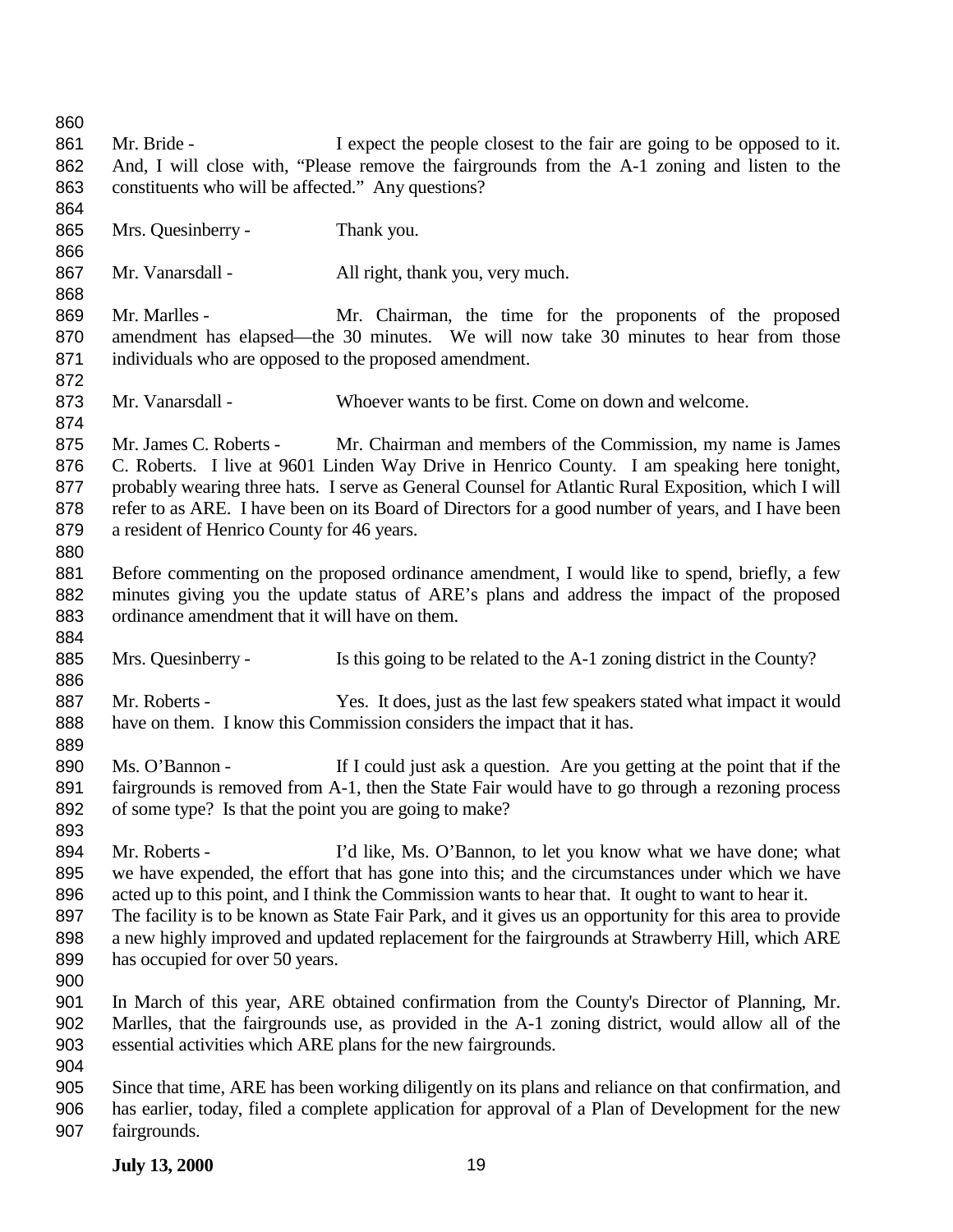Mr. Bride - I expect the people closest to the fair are going to be opposed to it. And, I will close with, "Please remove the fairgrounds from the A-1 zoning and listen to the constituents who will be affected." Any questions?

Mrs. Quesinberry - Thank you.

Mr. Vanarsdall - All right, thank you, very much.

Mr. Marlles - Mr. Chairman, the time for the proponents of the proposed amendment has elapsed—the 30 minutes. We will now take 30 minutes to hear from those individuals who are opposed to the proposed amendment.

Mr. Vanarsdall - Whoever wants to be first. Come on down and welcome.

Mr. James C. Roberts - Mr. Chairman and members of the Commission, my name is James C. Roberts. I live at 9601 Linden Way Drive in Henrico County. I am speaking here tonight, probably wearing three hats. I serve as General Counsel for Atlantic Rural Exposition, which I will refer to as ARE. I have been on its Board of Directors for a good number of years, and I have been a resident of Henrico County for 46 years.

Before commenting on the proposed ordinance amendment, I would like to spend, briefly, a few minutes giving you the update status of ARE's plans and address the impact of the proposed ordinance amendment that it will have on them.

Mrs. Quesinberry - Is this going to be related to the A-1 zoning district in the County?

Mr. Roberts - Yes. It does, just as the last few speakers stated what impact it would have on them. I know this Commission considers the impact that it has.

Ms. O'Bannon - If I could just ask a question. Are you getting at the point that if the fairgrounds is removed from A-1, then the State Fair would have to go through a rezoning process of some type? Is that the point you are going to make?

Mr. Roberts - I'd like, Ms. O'Bannon, to let you know what we have done; what we have expended, the effort that has gone into this; and the circumstances under which we have acted up to this point, and I think the Commission wants to hear that. It ought to want to hear it. The facility is to be known as State Fair Park, and it gives us an opportunity for this area to provide a new highly improved and updated replacement for the fairgrounds at Strawberry Hill, which ARE has occupied for over 50 years.

In March of this year, ARE obtained confirmation from the County's Director of Planning, Mr. Marlles, that the fairgrounds use, as provided in the A-1 zoning district, would allow all of the essential activities which ARE plans for the new fairgrounds.

Since that time, ARE has been working diligently on its plans and reliance on that confirmation, and has earlier, today, filed a complete application for approval of a Plan of Development for the new fairgrounds.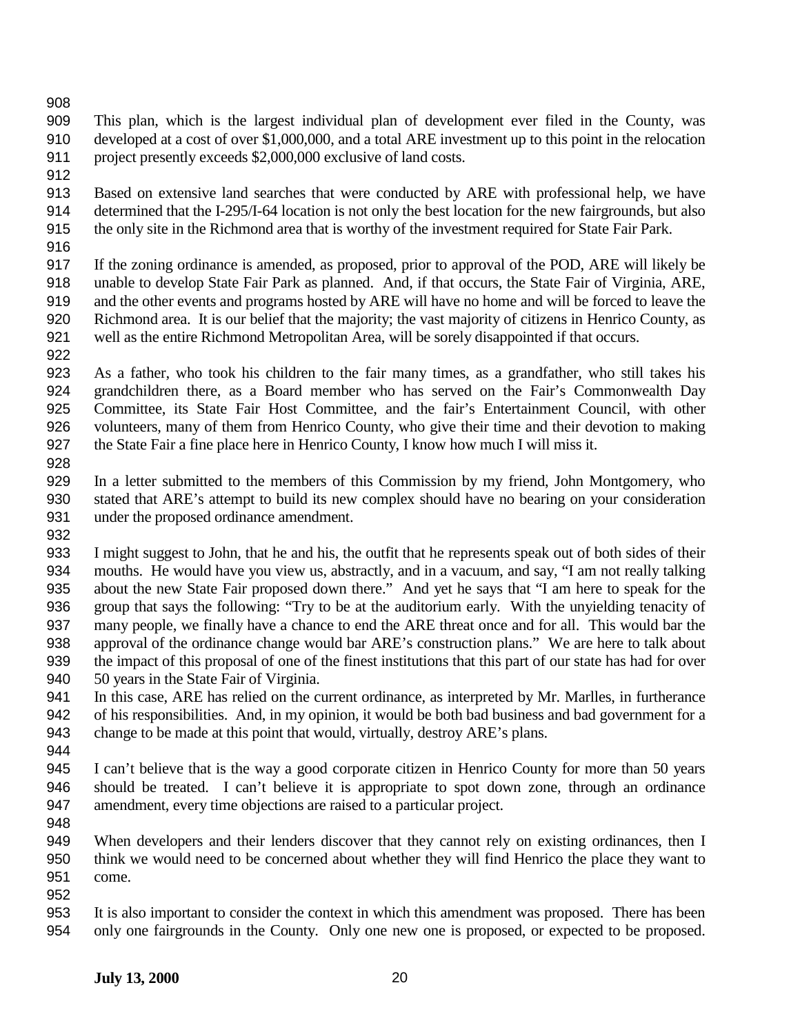This plan, which is the largest individual plan of development ever filed in the County, was developed at a cost of over $1,000,000, and a total ARE investment up to this point in the relocation project presently exceeds $2,000,000 exclusive of land costs.

Based on extensive land searches that were conducted by ARE with professional help, we have determined that the I-295/I-64 location is not only the best location for the new fairgrounds, but also the only site in the Richmond area that is worthy of the investment required for State Fair Park.

If the zoning ordinance is amended, as proposed, prior to approval of the POD, ARE will likely be unable to develop State Fair Park as planned. And, if that occurs, the State Fair of Virginia, ARE, and the other events and programs hosted by ARE will have no home and will be forced to leave the Richmond area. It is our belief that the majority; the vast majority of citizens in Henrico County, as well as the entire Richmond Metropolitan Area, will be sorely disappointed if that occurs.

As a father, who took his children to the fair many times, as a grandfather, who still takes his grandchildren there, as a Board member who has served on the Fair's Commonwealth Day Committee, its State Fair Host Committee, and the fair's Entertainment Council, with other volunteers, many of them from Henrico County, who give their time and their devotion to making the State Fair a fine place here in Henrico County, I know how much I will miss it.

In a letter submitted to the members of this Commission by my friend, John Montgomery, who stated that ARE's attempt to build its new complex should have no bearing on your consideration under the proposed ordinance amendment.

I might suggest to John, that he and his, the outfit that he represents speak out of both sides of their mouths. He would have you view us, abstractly, and in a vacuum, and say, "I am not really talking about the new State Fair proposed down there." And yet he says that "I am here to speak for the group that says the following: "Try to be at the auditorium early. With the unyielding tenacity of many people, we finally have a chance to end the ARE threat once and for all. This would bar the approval of the ordinance change would bar ARE's construction plans." We are here to talk about the impact of this proposal of one of the finest institutions that this part of our state has had for over 50 years in the State Fair of Virginia.
In this case, ARE has relied on the current ordinance, as interpreted by Mr. Marlles, in furtherance of his responsibilities. And, in my opinion, it would be both bad business and bad government for a change to be made at this point that would, virtually, destroy ARE's plans.

I can't believe that is the way a good corporate citizen in Henrico County for more than 50 years should be treated. I can't believe it is appropriate to spot down zone, through an ordinance amendment, every time objections are raised to a particular project.

When developers and their lenders discover that they cannot rely on existing ordinances, then I think we would need to be concerned about whether they will find Henrico the place they want to come.

It is also important to consider the context in which this amendment was proposed. There has been only one fairgrounds in the County. Only one new one is proposed, or expected to be proposed.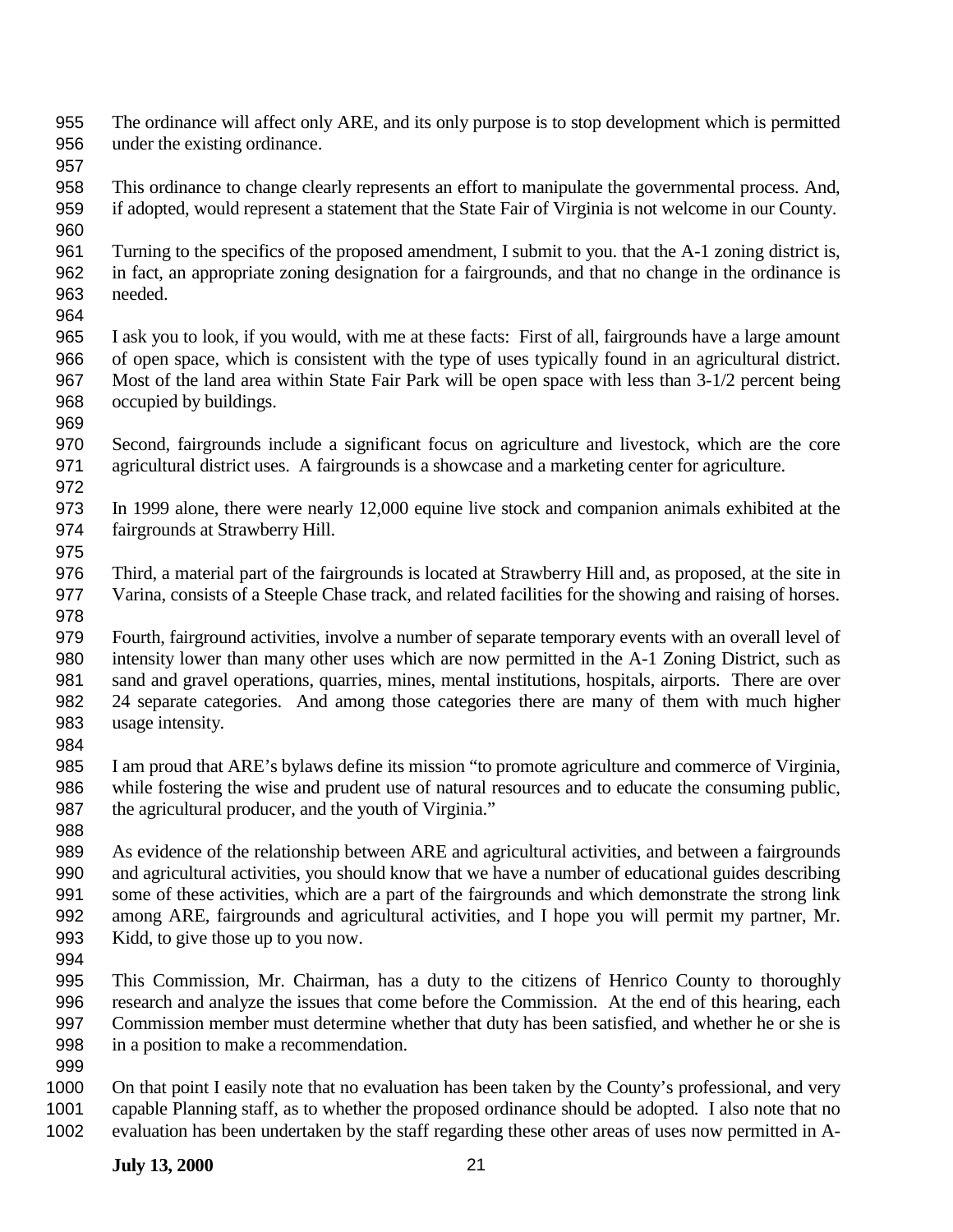The ordinance will affect only ARE, and its only purpose is to stop development which is permitted under the existing ordinance.

This ordinance to change clearly represents an effort to manipulate the governmental process. And, if adopted, would represent a statement that the State Fair of Virginia is not welcome in our County.

Turning to the specifics of the proposed amendment, I submit to you. that the A-1 zoning district is, in fact, an appropriate zoning designation for a fairgrounds, and that no change in the ordinance is needed.

I ask you to look, if you would, with me at these facts: First of all, fairgrounds have a large amount of open space, which is consistent with the type of uses typically found in an agricultural district. Most of the land area within State Fair Park will be open space with less than 3-1/2 percent being occupied by buildings.

Second, fairgrounds include a significant focus on agriculture and livestock, which are the core agricultural district uses. A fairgrounds is a showcase and a marketing center for agriculture.

In 1999 alone, there were nearly 12,000 equine live stock and companion animals exhibited at the fairgrounds at Strawberry Hill.

Third, a material part of the fairgrounds is located at Strawberry Hill and, as proposed, at the site in Varina, consists of a Steeple Chase track, and related facilities for the showing and raising of horses.

Fourth, fairground activities, involve a number of separate temporary events with an overall level of intensity lower than many other uses which are now permitted in the A-1 Zoning District, such as sand and gravel operations, quarries, mines, mental institutions, hospitals, airports. There are over 24 separate categories. And among those categories there are many of them with much higher usage intensity.

I am proud that ARE's bylaws define its mission "to promote agriculture and commerce of Virginia, while fostering the wise and prudent use of natural resources and to educate the consuming public, the agricultural producer, and the youth of Virginia."

As evidence of the relationship between ARE and agricultural activities, and between a fairgrounds and agricultural activities, you should know that we have a number of educational guides describing some of these activities, which are a part of the fairgrounds and which demonstrate the strong link among ARE, fairgrounds and agricultural activities, and I hope you will permit my partner, Mr. Kidd, to give those up to you now.

This Commission, Mr. Chairman, has a duty to the citizens of Henrico County to thoroughly research and analyze the issues that come before the Commission. At the end of this hearing, each Commission member must determine whether that duty has been satisfied, and whether he or she is in a position to make a recommendation.

On that point I easily note that no evaluation has been taken by the County's professional, and very capable Planning staff, as to whether the proposed ordinance should be adopted. I also note that no evaluation has been undertaken by the staff regarding these other areas of uses now permitted in A-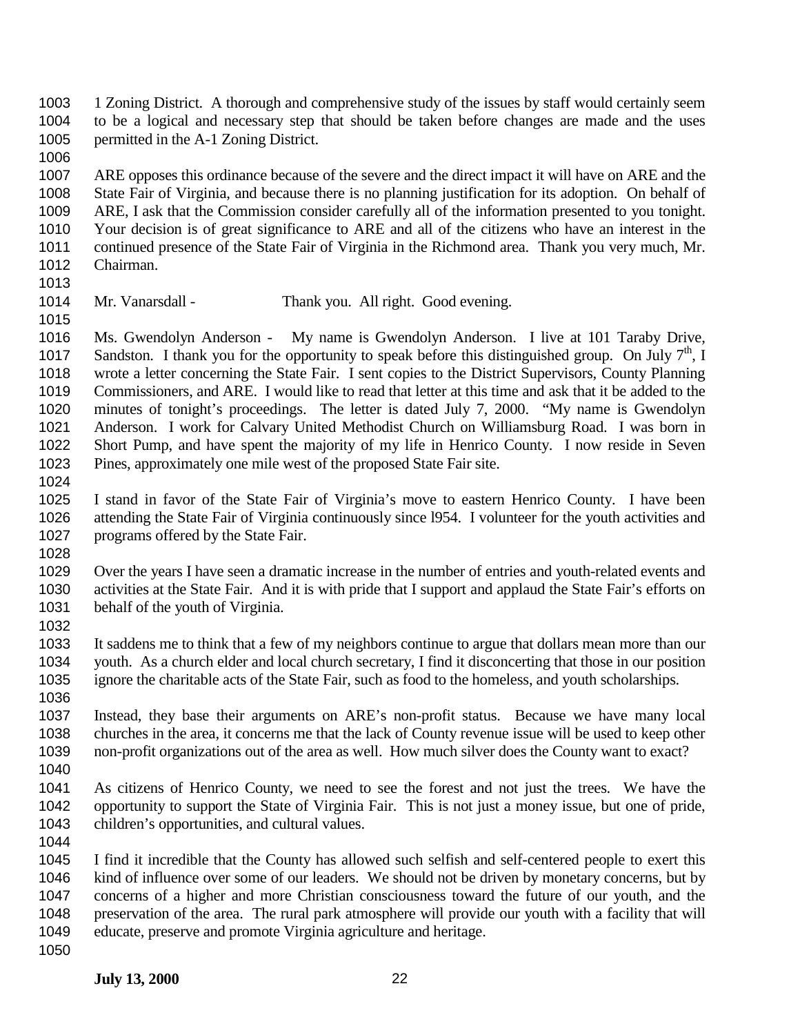1 Zoning District. A thorough and comprehensive study of the issues by staff would certainly seem to be a logical and necessary step that should be taken before changes are made and the uses permitted in the A-1 Zoning District.

ARE opposes this ordinance because of the severe and the direct impact it will have on ARE and the State Fair of Virginia, and because there is no planning justification for its adoption. On behalf of ARE, I ask that the Commission consider carefully all of the information presented to you tonight. Your decision is of great significance to ARE and all of the citizens who have an interest in the continued presence of the State Fair of Virginia in the Richmond area. Thank you very much, Mr. Chairman.

Mr. Vanarsdall - Thank you. All right. Good evening.

Ms. Gwendolyn Anderson - My name is Gwendolyn Anderson. I live at 101 Taraby Drive, Sandston. I thank you for the opportunity to speak before this distinguished group. On July 7th, I wrote a letter concerning the State Fair. I sent copies to the District Supervisors, County Planning Commissioners, and ARE. I would like to read that letter at this time and ask that it be added to the minutes of tonight's proceedings. The letter is dated July 7, 2000. "My name is Gwendolyn Anderson. I work for Calvary United Methodist Church on Williamsburg Road. I was born in Short Pump, and have spent the majority of my life in Henrico County. I now reside in Seven Pines, approximately one mile west of the proposed State Fair site.

I stand in favor of the State Fair of Virginia's move to eastern Henrico County. I have been attending the State Fair of Virginia continuously since l954. I volunteer for the youth activities and programs offered by the State Fair.

Over the years I have seen a dramatic increase in the number of entries and youth-related events and activities at the State Fair. And it is with pride that I support and applaud the State Fair's efforts on behalf of the youth of Virginia.

It saddens me to think that a few of my neighbors continue to argue that dollars mean more than our youth. As a church elder and local church secretary, I find it disconcerting that those in our position ignore the charitable acts of the State Fair, such as food to the homeless, and youth scholarships.

Instead, they base their arguments on ARE's non-profit status. Because we have many local churches in the area, it concerns me that the lack of County revenue issue will be used to keep other non-profit organizations out of the area as well. How much silver does the County want to exact?

As citizens of Henrico County, we need to see the forest and not just the trees. We have the opportunity to support the State of Virginia Fair. This is not just a money issue, but one of pride, children's opportunities, and cultural values.

I find it incredible that the County has allowed such selfish and self-centered people to exert this kind of influence over some of our leaders. We should not be driven by monetary concerns, but by concerns of a higher and more Christian consciousness toward the future of our youth, and the preservation of the area. The rural park atmosphere will provide our youth with a facility that will educate, preserve and promote Virginia agriculture and heritage.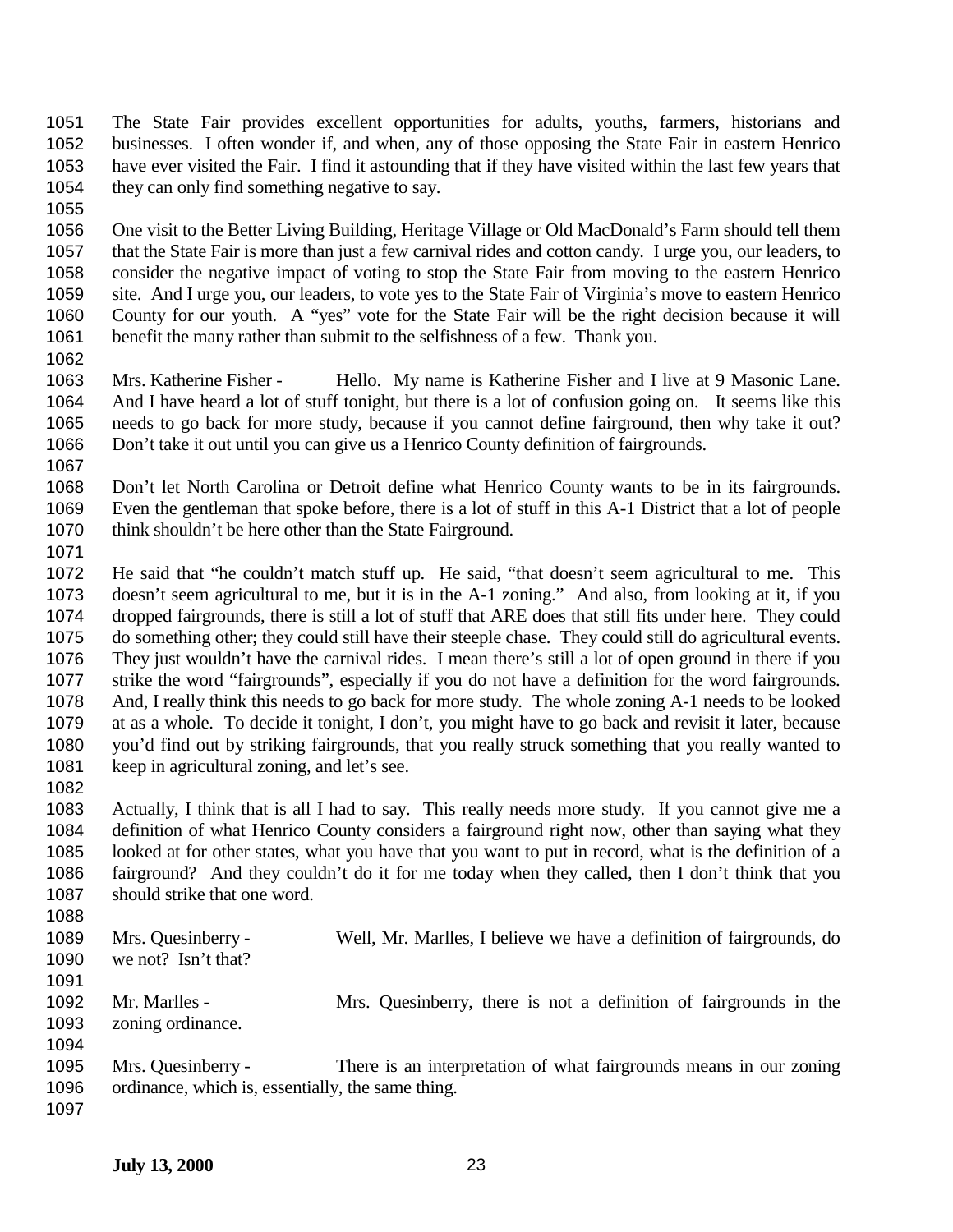The State Fair provides excellent opportunities for adults, youths, farmers, historians and businesses. I often wonder if, and when, any of those opposing the State Fair in eastern Henrico have ever visited the Fair. I find it astounding that if they have visited within the last few years that they can only find something negative to say.

One visit to the Better Living Building, Heritage Village or Old MacDonald's Farm should tell them that the State Fair is more than just a few carnival rides and cotton candy. I urge you, our leaders, to consider the negative impact of voting to stop the State Fair from moving to the eastern Henrico site. And I urge you, our leaders, to vote yes to the State Fair of Virginia's move to eastern Henrico County for our youth. A "yes" vote for the State Fair will be the right decision because it will benefit the many rather than submit to the selfishness of a few. Thank you.

Mrs. Katherine Fisher - Hello. My name is Katherine Fisher and I live at 9 Masonic Lane. And I have heard a lot of stuff tonight, but there is a lot of confusion going on. It seems like this needs to go back for more study, because if you cannot define fairground, then why take it out? Don't take it out until you can give us a Henrico County definition of fairgrounds.

Don't let North Carolina or Detroit define what Henrico County wants to be in its fairgrounds. Even the gentleman that spoke before, there is a lot of stuff in this A-1 District that a lot of people think shouldn't be here other than the State Fairground.

He said that "he couldn't match stuff up. He said, "that doesn't seem agricultural to me. This doesn't seem agricultural to me, but it is in the A-1 zoning." And also, from looking at it, if you dropped fairgrounds, there is still a lot of stuff that ARE does that still fits under here. They could do something other; they could still have their steeple chase. They could still do agricultural events. They just wouldn't have the carnival rides. I mean there's still a lot of open ground in there if you strike the word "fairgrounds", especially if you do not have a definition for the word fairgrounds. And, I really think this needs to go back for more study. The whole zoning A-1 needs to be looked at as a whole. To decide it tonight, I don't, you might have to go back and revisit it later, because you'd find out by striking fairgrounds, that you really struck something that you really wanted to keep in agricultural zoning, and let's see.

Actually, I think that is all I had to say. This really needs more study. If you cannot give me a definition of what Henrico County considers a fairground right now, other than saying what they looked at for other states, what you have that you want to put in record, what is the definition of a fairground? And they couldn't do it for me today when they called, then I don't think that you should strike that one word.

Mrs. Quesinberry - Well, Mr. Marlles, I believe we have a definition of fairgrounds, do we not? Isn't that?

Mr. Marlles - Mrs. Quesinberry, there is not a definition of fairgrounds in the zoning ordinance.

Mrs. Quesinberry - There is an interpretation of what fairgrounds means in our zoning ordinance, which is, essentially, the same thing.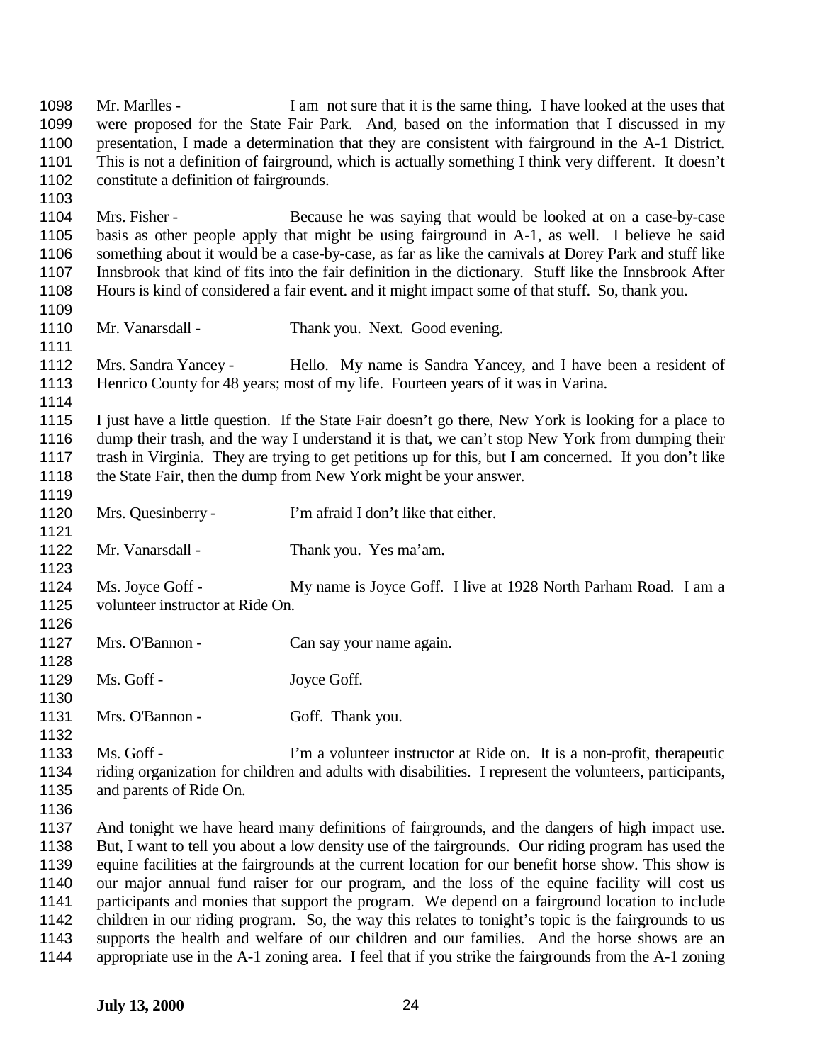Mr. Marlles - I am not sure that it is the same thing. I have looked at the uses that were proposed for the State Fair Park. And, based on the information that I discussed in my presentation, I made a determination that they are consistent with fairground in the A-1 District. This is not a definition of fairground, which is actually something I think very different. It doesn't constitute a definition of fairgrounds.

Mrs. Fisher - Because he was saying that would be looked at on a case-by-case basis as other people apply that might be using fairground in A-1, as well. I believe he said something about it would be a case-by-case, as far as like the carnivals at Dorey Park and stuff like Innsbrook that kind of fits into the fair definition in the dictionary. Stuff like the Innsbrook After Hours is kind of considered a fair event. and it might impact some of that stuff. So, thank you.

Mr. Vanarsdall - Thank you. Next. Good evening.

Mrs. Sandra Yancey - Hello. My name is Sandra Yancey, and I have been a resident of Henrico County for 48 years; most of my life. Fourteen years of it was in Varina.

I just have a little question. If the State Fair doesn't go there, New York is looking for a place to dump their trash, and the way I understand it is that, we can't stop New York from dumping their trash in Virginia. They are trying to get petitions up for this, but I am concerned. If you don't like the State Fair, then the dump from New York might be your answer.

Mrs. Quesinberry - I'm afraid I don't like that either.

Mr. Vanarsdall - Thank you. Yes ma'am.

Ms. Joyce Goff - My name is Joyce Goff. I live at 1928 North Parham Road. I am a volunteer instructor at Ride On.

Mrs. O'Bannon - Can say your name again.

Ms. Goff - Joyce Goff.

Mrs. O'Bannon - Goff. Thank you.

Ms. Goff - I'm a volunteer instructor at Ride on. It is a non-profit, therapeutic riding organization for children and adults with disabilities. I represent the volunteers, participants, and parents of Ride On.

And tonight we have heard many definitions of fairgrounds, and the dangers of high impact use. But, I want to tell you about a low density use of the fairgrounds. Our riding program has used the equine facilities at the fairgrounds at the current location for our benefit horse show. This show is our major annual fund raiser for our program, and the loss of the equine facility will cost us participants and monies that support the program. We depend on a fairground location to include children in our riding program. So, the way this relates to tonight's topic is the fairgrounds to us supports the health and welfare of our children and our families. And the horse shows are an appropriate use in the A-1 zoning area. I feel that if you strike the fairgrounds from the A-1 zoning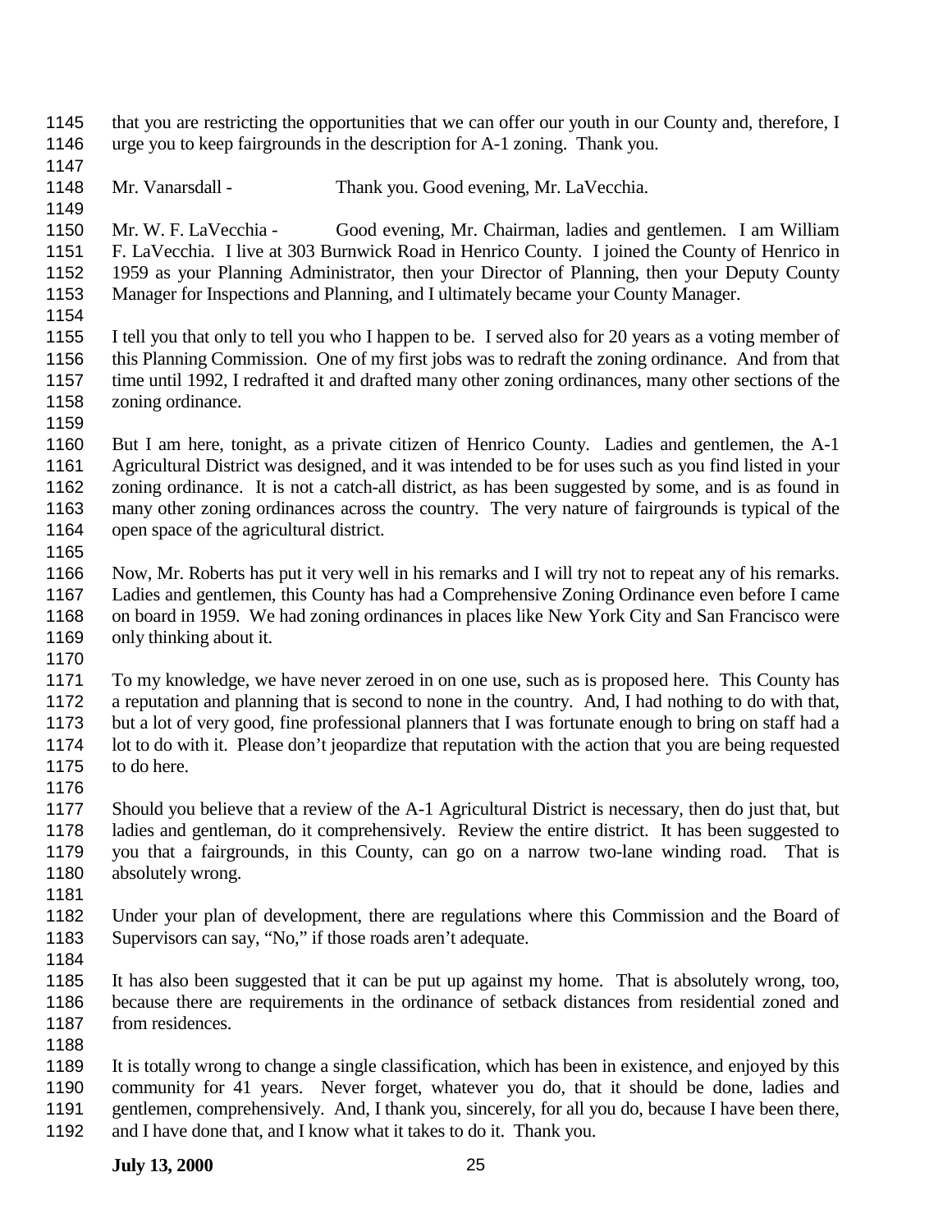that you are restricting the opportunities that we can offer our youth in our County and, therefore, I urge you to keep fairgrounds in the description for A-1 zoning. Thank you.

Mr. Vanarsdall - Thank you. Good evening, Mr. LaVecchia.

Mr. W. F. LaVecchia - Good evening, Mr. Chairman, ladies and gentlemen. I am William F. LaVecchia. I live at 303 Burnwick Road in Henrico County. I joined the County of Henrico in 1959 as your Planning Administrator, then your Director of Planning, then your Deputy County Manager for Inspections and Planning, and I ultimately became your County Manager.

I tell you that only to tell you who I happen to be. I served also for 20 years as a voting member of this Planning Commission. One of my first jobs was to redraft the zoning ordinance. And from that time until 1992, I redrafted it and drafted many other zoning ordinances, many other sections of the zoning ordinance.

But I am here, tonight, as a private citizen of Henrico County. Ladies and gentlemen, the A-1 Agricultural District was designed, and it was intended to be for uses such as you find listed in your zoning ordinance. It is not a catch-all district, as has been suggested by some, and is as found in many other zoning ordinances across the country. The very nature of fairgrounds is typical of the open space of the agricultural district.

Now, Mr. Roberts has put it very well in his remarks and I will try not to repeat any of his remarks. Ladies and gentlemen, this County has had a Comprehensive Zoning Ordinance even before I came on board in 1959. We had zoning ordinances in places like New York City and San Francisco were only thinking about it.

To my knowledge, we have never zeroed in on one use, such as is proposed here. This County has a reputation and planning that is second to none in the country. And, I had nothing to do with that, but a lot of very good, fine professional planners that I was fortunate enough to bring on staff had a lot to do with it. Please don't jeopardize that reputation with the action that you are being requested to do here.

Should you believe that a review of the A-1 Agricultural District is necessary, then do just that, but ladies and gentleman, do it comprehensively. Review the entire district. It has been suggested to you that a fairgrounds, in this County, can go on a narrow two-lane winding road. That is absolutely wrong.

Under your plan of development, there are regulations where this Commission and the Board of Supervisors can say, "No," if those roads aren't adequate.

It has also been suggested that it can be put up against my home. That is absolutely wrong, too, because there are requirements in the ordinance of setback distances from residential zoned and from residences.

It is totally wrong to change a single classification, which has been in existence, and enjoyed by this community for 41 years. Never forget, whatever you do, that it should be done, ladies and gentlemen, comprehensively. And, I thank you, sincerely, for all you do, because I have been there, and I have done that, and I know what it takes to do it. Thank you.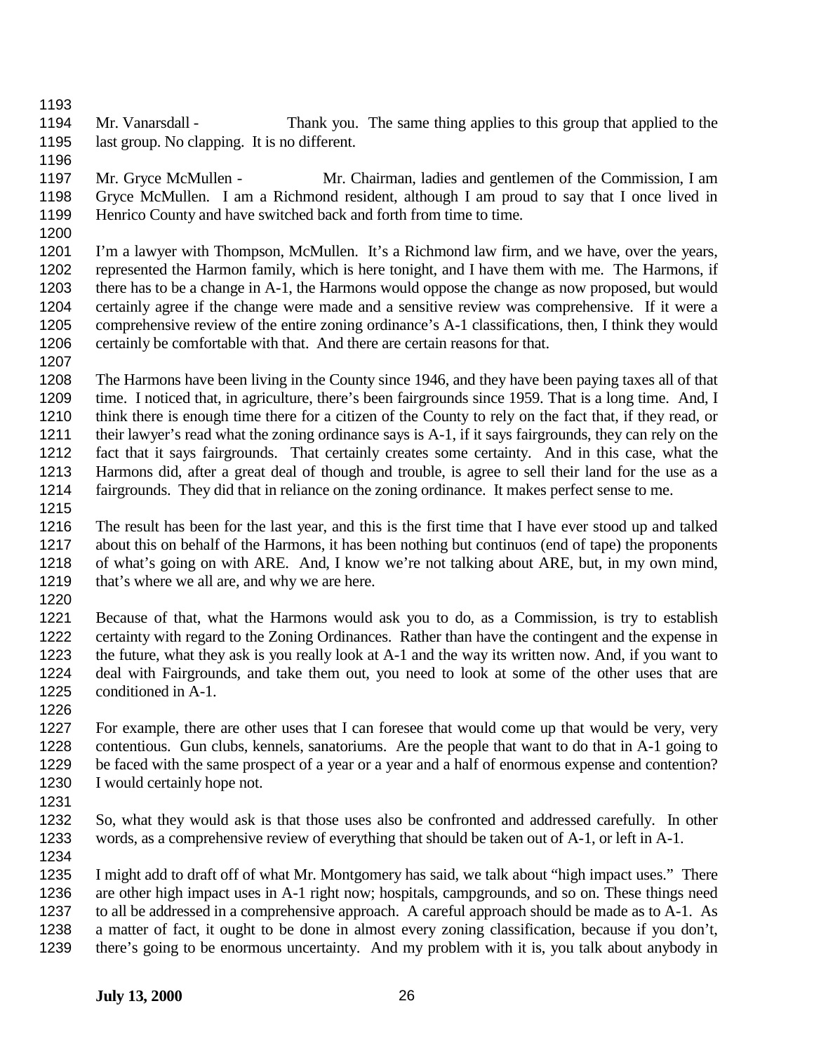Mr. Vanarsdall - Thank you. The same thing applies to this group that applied to the last group. No clapping. It is no different.

Mr. Gryce McMullen - Mr. Chairman, ladies and gentlemen of the Commission, I am Gryce McMullen. I am a Richmond resident, although I am proud to say that I once lived in Henrico County and have switched back and forth from time to time.

I'm a lawyer with Thompson, McMullen. It's a Richmond law firm, and we have, over the years, represented the Harmon family, which is here tonight, and I have them with me. The Harmons, if there has to be a change in A-1, the Harmons would oppose the change as now proposed, but would certainly agree if the change were made and a sensitive review was comprehensive. If it were a comprehensive review of the entire zoning ordinance's A-1 classifications, then, I think they would certainly be comfortable with that. And there are certain reasons for that.

The Harmons have been living in the County since 1946, and they have been paying taxes all of that time. I noticed that, in agriculture, there's been fairgrounds since 1959. That is a long time. And, I think there is enough time there for a citizen of the County to rely on the fact that, if they read, or their lawyer's read what the zoning ordinance says is A-1, if it says fairgrounds, they can rely on the fact that it says fairgrounds. That certainly creates some certainty. And in this case, what the Harmons did, after a great deal of though and trouble, is agree to sell their land for the use as a fairgrounds. They did that in reliance on the zoning ordinance. It makes perfect sense to me.

The result has been for the last year, and this is the first time that I have ever stood up and talked about this on behalf of the Harmons, it has been nothing but continuos (end of tape) the proponents of what's going on with ARE. And, I know we're not talking about ARE, but, in my own mind, that's where we all are, and why we are here.

Because of that, what the Harmons would ask you to do, as a Commission, is try to establish certainty with regard to the Zoning Ordinances. Rather than have the contingent and the expense in the future, what they ask is you really look at A-1 and the way its written now. And, if you want to deal with Fairgrounds, and take them out, you need to look at some of the other uses that are conditioned in A-1.

For example, there are other uses that I can foresee that would come up that would be very, very contentious. Gun clubs, kennels, sanatoriums. Are the people that want to do that in A-1 going to be faced with the same prospect of a year or a year and a half of enormous expense and contention? I would certainly hope not.

So, what they would ask is that those uses also be confronted and addressed carefully. In other words, as a comprehensive review of everything that should be taken out of A-1, or left in A-1.

I might add to draft off of what Mr. Montgomery has said, we talk about "high impact uses." There are other high impact uses in A-1 right now; hospitals, campgrounds, and so on. These things need to all be addressed in a comprehensive approach. A careful approach should be made as to A-1. As a matter of fact, it ought to be done in almost every zoning classification, because if you don't, there's going to be enormous uncertainty. And my problem with it is, you talk about anybody in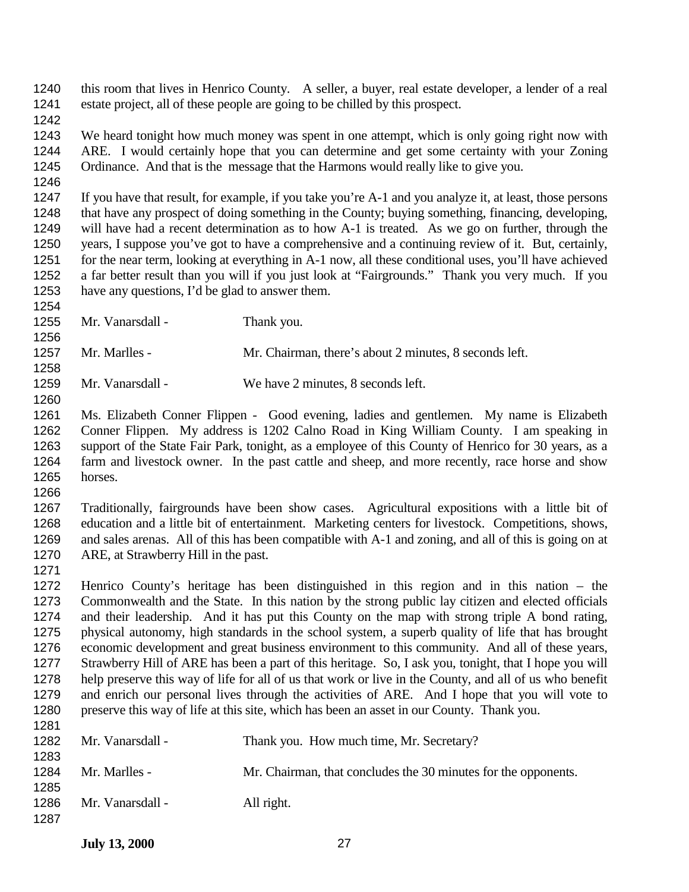this room that lives in Henrico County. A seller, a buyer, real estate developer, a lender of a real estate project, all of these people are going to be chilled by this prospect.

We heard tonight how much money was spent in one attempt, which is only going right now with ARE. I would certainly hope that you can determine and get some certainty with your Zoning Ordinance. And that is the message that the Harmons would really like to give you.

If you have that result, for example, if you take you're A-1 and you analyze it, at least, those persons that have any prospect of doing something in the County; buying something, financing, developing, will have had a recent determination as to how A-1 is treated. As we go on further, through the years, I suppose you've got to have a comprehensive and a continuing review of it. But, certainly, for the near term, looking at everything in A-1 now, all these conditional uses, you'll have achieved a far better result than you will if you just look at "Fairgrounds." Thank you very much. If you have any questions, I'd be glad to answer them.

Mr. Vanarsdall - Thank you.

Mr. Marlles - Mr. Chairman, there's about 2 minutes, 8 seconds left.

Mr. Vanarsdall - We have 2 minutes, 8 seconds left.

Ms. Elizabeth Conner Flippen - Good evening, ladies and gentlemen. My name is Elizabeth Conner Flippen. My address is 1202 Calno Road in King William County. I am speaking in support of the State Fair Park, tonight, as a employee of this County of Henrico for 30 years, as a farm and livestock owner. In the past cattle and sheep, and more recently, race horse and show horses.

Traditionally, fairgrounds have been show cases. Agricultural expositions with a little bit of education and a little bit of entertainment. Marketing centers for livestock. Competitions, shows, and sales arenas. All of this has been compatible with A-1 and zoning, and all of this is going on at ARE, at Strawberry Hill in the past.

Henrico County's heritage has been distinguished in this region and in this nation – the Commonwealth and the State. In this nation by the strong public lay citizen and elected officials and their leadership. And it has put this County on the map with strong triple A bond rating, physical autonomy, high standards in the school system, a superb quality of life that has brought economic development and great business environment to this community. And all of these years, Strawberry Hill of ARE has been a part of this heritage. So, I ask you, tonight, that I hope you will help preserve this way of life for all of us that work or live in the County, and all of us who benefit and enrich our personal lives through the activities of ARE. And I hope that you will vote to preserve this way of life at this site, which has been an asset in our County. Thank you.

Mr. Vanarsdall - Thank you. How much time, Mr. Secretary?

Mr. Marlles - Mr. Chairman, that concludes the 30 minutes for the opponents.

Mr. Vanarsdall - All right.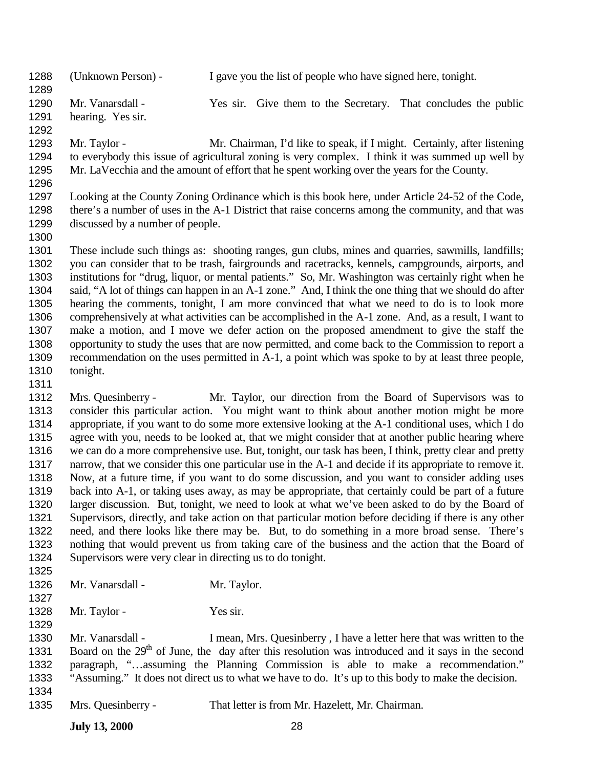(Unknown Person) - I gave you the list of people who have signed here, tonight.

Mr. Vanarsdall - Yes sir. Give them to the Secretary. That concludes the public hearing. Yes sir.

Mr. Taylor - Mr. Chairman, I'd like to speak, if I might. Certainly, after listening to everybody this issue of agricultural zoning is very complex. I think it was summed up well by Mr. LaVecchia and the amount of effort that he spent working over the years for the County.

Looking at the County Zoning Ordinance which is this book here, under Article 24-52 of the Code, there's a number of uses in the A-1 District that raise concerns among the community, and that was discussed by a number of people.

These include such things as: shooting ranges, gun clubs, mines and quarries, sawmills, landfills; you can consider that to be trash, fairgrounds and racetracks, kennels, campgrounds, airports, and institutions for "drug, liquor, or mental patients." So, Mr. Washington was certainly right when he said, "A lot of things can happen in an A-1 zone." And, I think the one thing that we should do after hearing the comments, tonight, I am more convinced that what we need to do is to look more comprehensively at what activities can be accomplished in the A-1 zone. And, as a result, I want to make a motion, and I move we defer action on the proposed amendment to give the staff the opportunity to study the uses that are now permitted, and come back to the Commission to report a recommendation on the uses permitted in A-1, a point which was spoke to by at least three people, tonight.

Mrs. Quesinberry - Mr. Taylor, our direction from the Board of Supervisors was to consider this particular action. You might want to think about another motion might be more appropriate, if you want to do some more extensive looking at the A-1 conditional uses, which I do agree with you, needs to be looked at, that we might consider that at another public hearing where we can do a more comprehensive use. But, tonight, our task has been, I think, pretty clear and pretty narrow, that we consider this one particular use in the A-1 and decide if its appropriate to remove it. Now, at a future time, if you want to do some discussion, and you want to consider adding uses back into A-1, or taking uses away, as may be appropriate, that certainly could be part of a future larger discussion. But, tonight, we need to look at what we've been asked to do by the Board of Supervisors, directly, and take action on that particular motion before deciding if there is any other need, and there looks like there may be. But, to do something in a more broad sense. There's nothing that would prevent us from taking care of the business and the action that the Board of Supervisors were very clear in directing us to do tonight.

Mr. Vanarsdall - Mr. Taylor.

Mr. Taylor - Yes sir.

Mr. Vanarsdall - I mean, Mrs. Quesinberry , I have a letter here that was written to the Board on the 29th of June, the day after this resolution was introduced and it says in the second paragraph, "…assuming the Planning Commission is able to make a recommendation." "Assuming." It does not direct us to what we have to do. It's up to this body to make the decision.

Mrs. Quesinberry - That letter is from Mr. Hazelett, Mr. Chairman.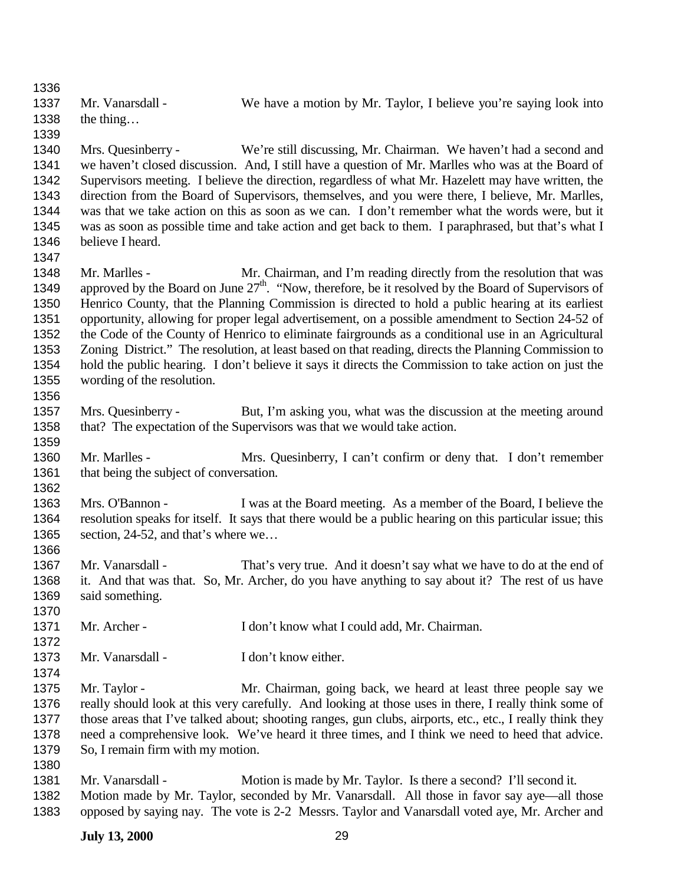Mr. Vanarsdall - We have a motion by Mr. Taylor, I believe you're saying look into the thing…

Mrs. Quesinberry - We're still discussing, Mr. Chairman. We haven't had a second and we haven't closed discussion. And, I still have a question of Mr. Marlles who was at the Board of Supervisors meeting. I believe the direction, regardless of what Mr. Hazelett may have written, the direction from the Board of Supervisors, themselves, and you were there, I believe, Mr. Marlles, was that we take action on this as soon as we can. I don't remember what the words were, but it was as soon as possible time and take action and get back to them. I paraphrased, but that's what I believe I heard.

Mr. Marlles - Mr. Chairman, and I'm reading directly from the resolution that was approved by the Board on June 27th. "Now, therefore, be it resolved by the Board of Supervisors of Henrico County, that the Planning Commission is directed to hold a public hearing at its earliest opportunity, allowing for proper legal advertisement, on a possible amendment to Section 24-52 of the Code of the County of Henrico to eliminate fairgrounds as a conditional use in an Agricultural Zoning District." The resolution, at least based on that reading, directs the Planning Commission to hold the public hearing. I don't believe it says it directs the Commission to take action on just the wording of the resolution.

Mrs. Quesinberry - But, I'm asking you, what was the discussion at the meeting around that? The expectation of the Supervisors was that we would take action.

Mr. Marlles - Mrs. Quesinberry, I can't confirm or deny that. I don't remember that being the subject of conversation.

Mrs. O'Bannon - I was at the Board meeting. As a member of the Board, I believe the resolution speaks for itself. It says that there would be a public hearing on this particular issue; this section, 24-52, and that's where we…

Mr. Vanarsdall - That's very true. And it doesn't say what we have to do at the end of it. And that was that. So, Mr. Archer, do you have anything to say about it? The rest of us have said something.

Mr. Archer - I don't know what I could add, Mr. Chairman.

Mr. Vanarsdall - I don't know either.

Mr. Taylor - Mr. Chairman, going back, we heard at least three people say we really should look at this very carefully. And looking at those uses in there, I really think some of those areas that I've talked about; shooting ranges, gun clubs, airports, etc., etc., I really think they need a comprehensive look. We've heard it three times, and I think we need to heed that advice. So, I remain firm with my motion.

Mr. Vanarsdall - Motion is made by Mr. Taylor. Is there a second? I'll second it. Motion made by Mr. Taylor, seconded by Mr. Vanarsdall. All those in favor say aye—all those opposed by saying nay. The vote is 2-2 Messrs. Taylor and Vanarsdall voted aye, Mr. Archer and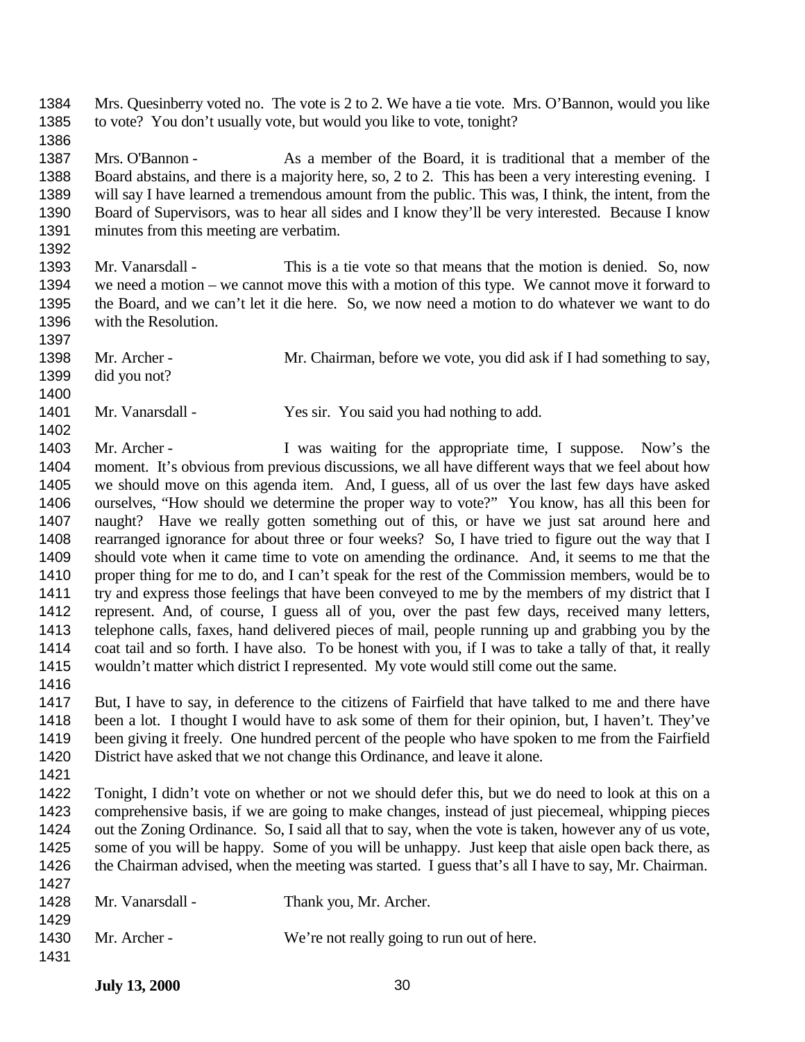Mrs. Quesinberry voted no. The vote is 2 to 2. We have a tie vote. Mrs. O'Bannon, would you like to vote? You don't usually vote, but would you like to vote, tonight?

Mrs. O'Bannon - As a member of the Board, it is traditional that a member of the Board abstains, and there is a majority here, so, 2 to 2. This has been a very interesting evening. I will say I have learned a tremendous amount from the public. This was, I think, the intent, from the Board of Supervisors, was to hear all sides and I know they'll be very interested. Because I know minutes from this meeting are verbatim.

Mr. Vanarsdall - This is a tie vote so that means that the motion is denied. So, now we need a motion – we cannot move this with a motion of this type. We cannot move it forward to the Board, and we can't let it die here. So, we now need a motion to do whatever we want to do with the Resolution.

Mr. Archer - Mr. Chairman, before we vote, you did ask if I had something to say, did you not?

Mr. Vanarsdall - Yes sir. You said you had nothing to add.

Mr. Archer - I was waiting for the appropriate time, I suppose. Now's the moment. It's obvious from previous discussions, we all have different ways that we feel about how we should move on this agenda item. And, I guess, all of us over the last few days have asked ourselves, "How should we determine the proper way to vote?" You know, has all this been for naught? Have we really gotten something out of this, or have we just sat around here and rearranged ignorance for about three or four weeks? So, I have tried to figure out the way that I should vote when it came time to vote on amending the ordinance. And, it seems to me that the proper thing for me to do, and I can't speak for the rest of the Commission members, would be to try and express those feelings that have been conveyed to me by the members of my district that I represent. And, of course, I guess all of you, over the past few days, received many letters, telephone calls, faxes, hand delivered pieces of mail, people running up and grabbing you by the coat tail and so forth. I have also. To be honest with you, if I was to take a tally of that, it really wouldn't matter which district I represented. My vote would still come out the same.

But, I have to say, in deference to the citizens of Fairfield that have talked to me and there have been a lot. I thought I would have to ask some of them for their opinion, but, I haven't. They've been giving it freely. One hundred percent of the people who have spoken to me from the Fairfield District have asked that we not change this Ordinance, and leave it alone.

Tonight, I didn't vote on whether or not we should defer this, but we do need to look at this on a comprehensive basis, if we are going to make changes, instead of just piecemeal, whipping pieces out the Zoning Ordinance. So, I said all that to say, when the vote is taken, however any of us vote, some of you will be happy. Some of you will be unhappy. Just keep that aisle open back there, as the Chairman advised, when the meeting was started. I guess that's all I have to say, Mr. Chairman.

Mr. Vanarsdall - Thank you, Mr. Archer.

Mr. Archer - We're not really going to run out of here.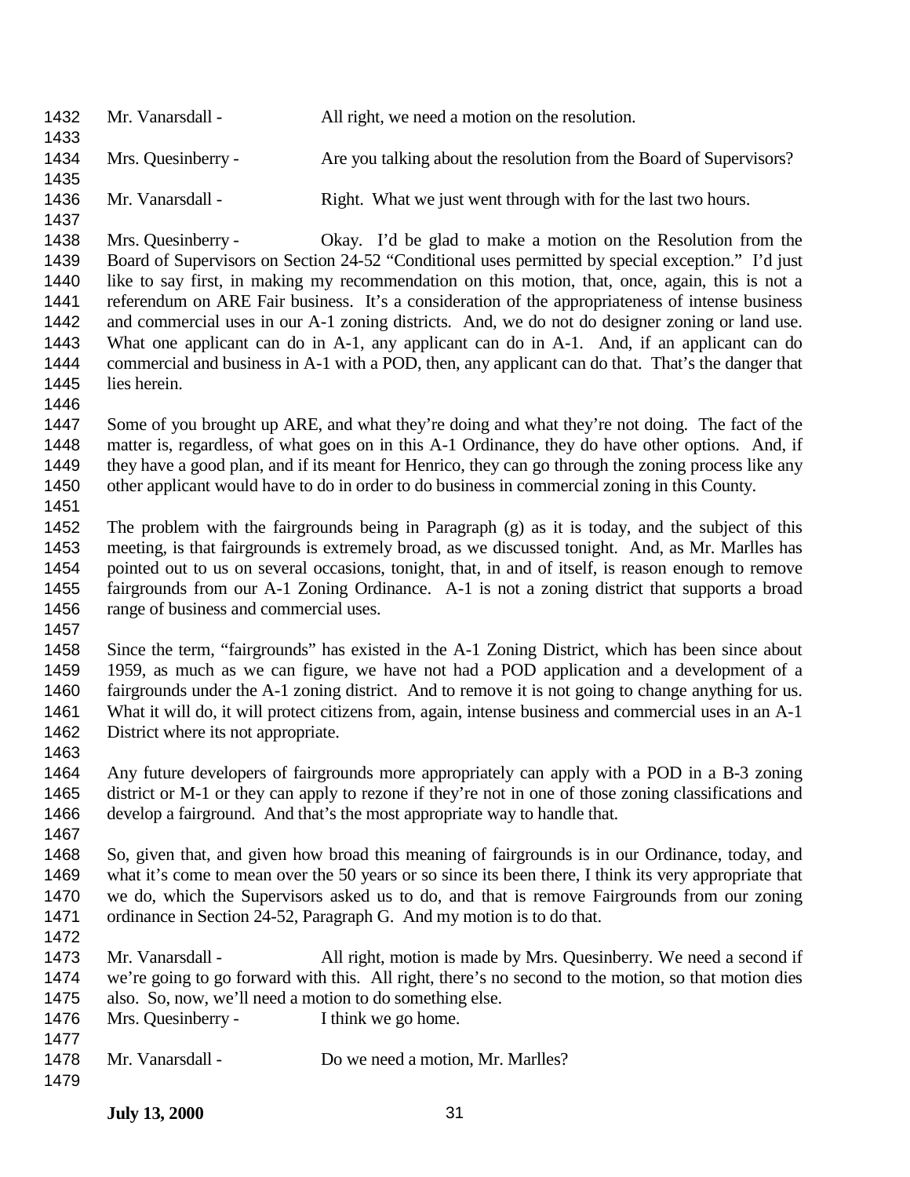Mr. Vanarsdall - All right, we need a motion on the resolution.

Mrs. Quesinberry - Are you talking about the resolution from the Board of Supervisors?

Mr. Vanarsdall - Right. What we just went through with for the last two hours.

Mrs. Quesinberry - Okay. I'd be glad to make a motion on the Resolution from the Board of Supervisors on Section 24-52 "Conditional uses permitted by special exception." I'd just like to say first, in making my recommendation on this motion, that, once, again, this is not a referendum on ARE Fair business. It's a consideration of the appropriateness of intense business and commercial uses in our A-1 zoning districts. And, we do not do designer zoning or land use. What one applicant can do in A-1, any applicant can do in A-1. And, if an applicant can do commercial and business in A-1 with a POD, then, any applicant can do that. That's the danger that lies herein.

Some of you brought up ARE, and what they're doing and what they're not doing. The fact of the matter is, regardless, of what goes on in this A-1 Ordinance, they do have other options. And, if they have a good plan, and if its meant for Henrico, they can go through the zoning process like any other applicant would have to do in order to do business in commercial zoning in this County.

The problem with the fairgrounds being in Paragraph (g) as it is today, and the subject of this meeting, is that fairgrounds is extremely broad, as we discussed tonight. And, as Mr. Marlles has pointed out to us on several occasions, tonight, that, in and of itself, is reason enough to remove fairgrounds from our A-1 Zoning Ordinance. A-1 is not a zoning district that supports a broad range of business and commercial uses.

Since the term, "fairgrounds" has existed in the A-1 Zoning District, which has been since about 1959, as much as we can figure, we have not had a POD application and a development of a fairgrounds under the A-1 zoning district. And to remove it is not going to change anything for us. What it will do, it will protect citizens from, again, intense business and commercial uses in an A-1 District where its not appropriate.

Any future developers of fairgrounds more appropriately can apply with a POD in a B-3 zoning district or M-1 or they can apply to rezone if they're not in one of those zoning classifications and develop a fairground. And that's the most appropriate way to handle that.

So, given that, and given how broad this meaning of fairgrounds is in our Ordinance, today, and what it's come to mean over the 50 years or so since its been there, I think its very appropriate that we do, which the Supervisors asked us to do, and that is remove Fairgrounds from our zoning ordinance in Section 24-52, Paragraph G. And my motion is to do that.

Mr. Vanarsdall - All right, motion is made by Mrs. Quesinberry. We need a second if we're going to go forward with this. All right, there's no second to the motion, so that motion dies also. So, now, we'll need a motion to do something else.

Mrs. Quesinberry - I think we go home.

Mr. Vanarsdall - Do we need a motion, Mr. Marlles?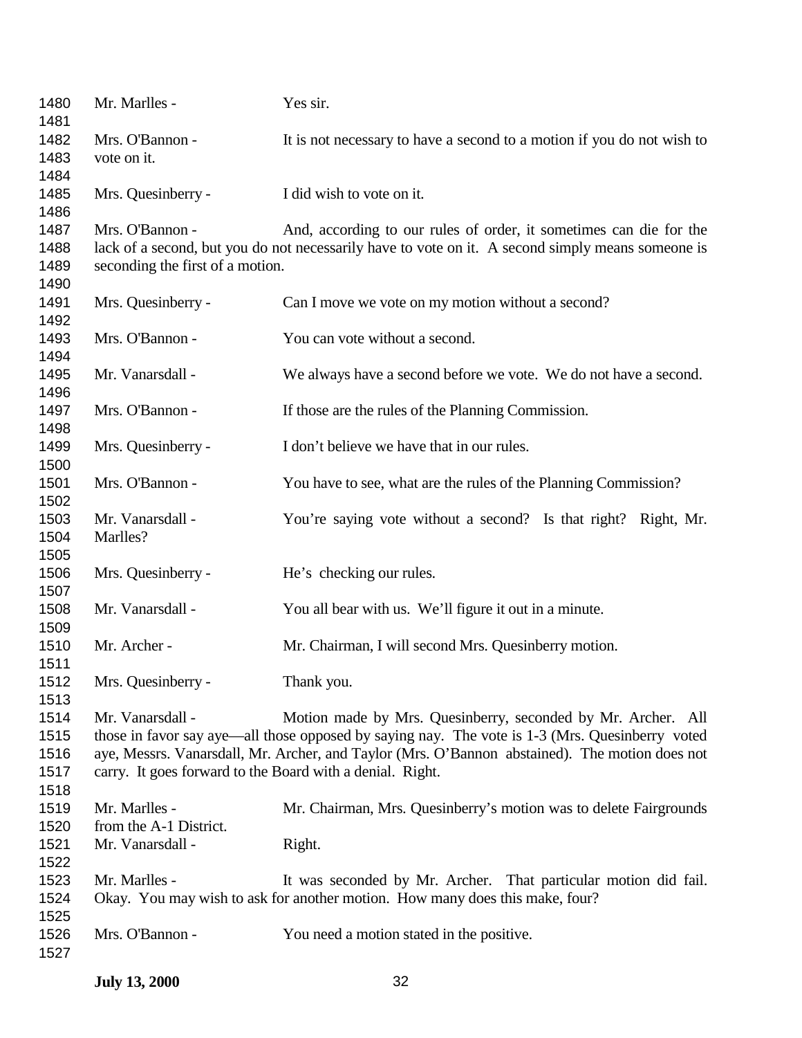Mr. Marlles - Yes sir.

Mrs. O'Bannon - It is not necessary to have a second to a motion if you do not wish to vote on it.

Mrs. Quesinberry - I did wish to vote on it.

Mrs. O'Bannon - And, according to our rules of order, it sometimes can die for the lack of a second, but you do not necessarily have to vote on it. A second simply means someone is seconding the first of a motion.

Mrs. Quesinberry - Can I move we vote on my motion without a second?

Mrs. O'Bannon - You can vote without a second.

Mr. Vanarsdall - We always have a second before we vote. We do not have a second.

Mrs. O'Bannon - If those are the rules of the Planning Commission.

Mrs. Quesinberry - I don't believe we have that in our rules.

Mrs. O'Bannon - You have to see, what are the rules of the Planning Commission?

Mr. Vanarsdall - You're saying vote without a second? Is that right? Right, Mr. Marlles?

Mrs. Quesinberry - He's checking our rules.

Mr. Vanarsdall - You all bear with us. We'll figure it out in a minute.

Mr. Archer - Mr. Chairman, I will second Mrs. Quesinberry motion.

Mrs. Quesinberry - Thank you.

Mr. Vanarsdall - Motion made by Mrs. Quesinberry, seconded by Mr. Archer. All those in favor say aye—all those opposed by saying nay. The vote is 1-3 (Mrs. Quesinberry voted aye, Messrs. Vanarsdall, Mr. Archer, and Taylor (Mrs. O'Bannon abstained). The motion does not carry. It goes forward to the Board with a denial. Right.

Mr. Marlles - Mr. Chairman, Mrs. Quesinberry's motion was to delete Fairgrounds from the A-1 District.

Mr. Vanarsdall - Right.

Mr. Marlles - It was seconded by Mr. Archer. That particular motion did fail. Okay. You may wish to ask for another motion. How many does this make, four?

Mrs. O'Bannon - You need a motion stated in the positive.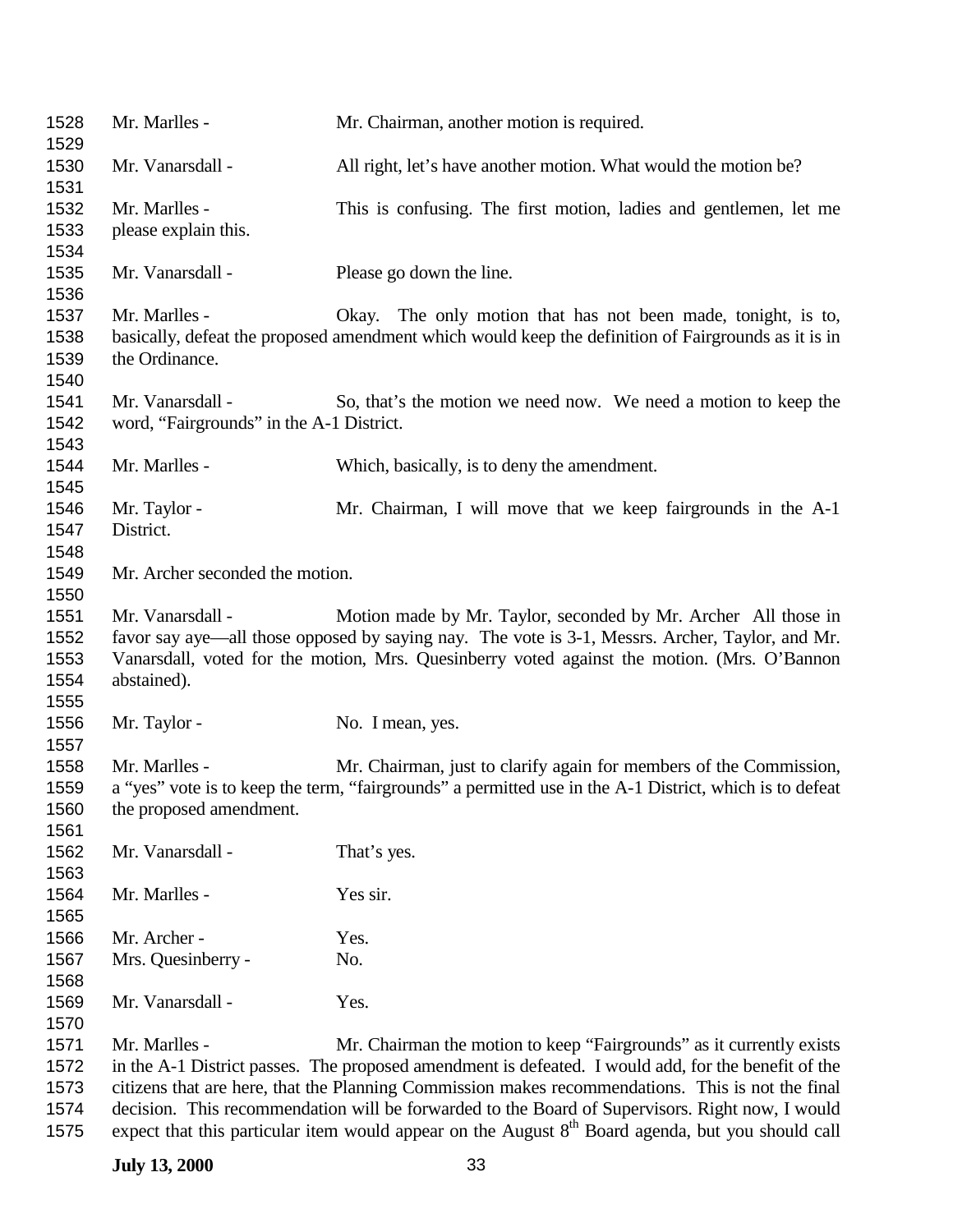Mr. Marlles - Mr. Chairman, another motion is required.

Mr. Vanarsdall - All right, let's have another motion. What would the motion be?

Mr. Marlles - This is confusing. The first motion, ladies and gentlemen, let me please explain this.

Mr. Vanarsdall - Please go down the line.

Mr. Marlles - Okay. The only motion that has not been made, tonight, is to, basically, defeat the proposed amendment which would keep the definition of Fairgrounds as it is in the Ordinance.

Mr. Vanarsdall - So, that's the motion we need now. We need a motion to keep the word, "Fairgrounds" in the A-1 District.

Mr. Marlles - Which, basically, is to deny the amendment.

Mr. Taylor - Mr. Chairman, I will move that we keep fairgrounds in the A-1 District.

Mr. Archer seconded the motion.

Mr. Vanarsdall - Motion made by Mr. Taylor, seconded by Mr. Archer All those in favor say aye—all those opposed by saying nay. The vote is 3-1, Messrs. Archer, Taylor, and Mr. Vanarsdall, voted for the motion, Mrs. Quesinberry voted against the motion. (Mrs. O'Bannon abstained).

Mr. Taylor - No. I mean, yes.

Mr. Marlles - Mr. Chairman, just to clarify again for members of the Commission, a "yes" vote is to keep the term, "fairgrounds" a permitted use in the A-1 District, which is to defeat the proposed amendment.

Mr. Vanarsdall - That's yes.

Mr. Marlles - Yes sir.

Mr. Archer - Yes.
Mrs. Quesinberry - No.

Mr. Vanarsdall - Yes.

Mr. Marlles - Mr. Chairman the motion to keep "Fairgrounds" as it currently exists in the A-1 District passes. The proposed amendment is defeated. I would add, for the benefit of the citizens that are here, that the Planning Commission makes recommendations. This is not the final decision. This recommendation will be forwarded to the Board of Supervisors. Right now, I would expect that this particular item would appear on the August 8th Board agenda, but you should call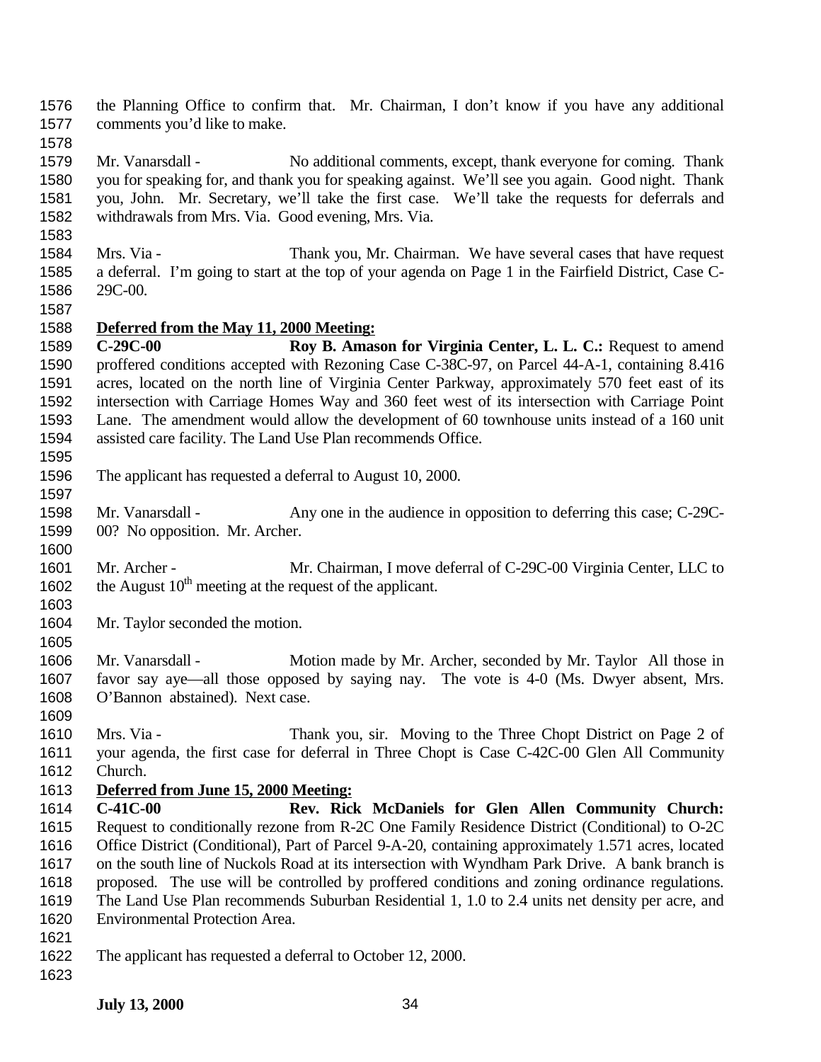the Planning Office to confirm that. Mr. Chairman, I don't know if you have any additional comments you'd like to make.

Mr. Vanarsdall - No additional comments, except, thank everyone for coming. Thank you for speaking for, and thank you for speaking against. We'll see you again. Good night. Thank you, John. Mr. Secretary, we'll take the first case. We'll take the requests for deferrals and withdrawals from Mrs. Via. Good evening, Mrs. Via.

Mrs. Via - Thank you, Mr. Chairman. We have several cases that have request a deferral. I'm going to start at the top of your agenda on Page 1 in the Fairfield District, Case C-29C-00.

**Deferred from the May 11, 2000 Meeting:**

**C-29C-00 Roy B. Amason for Virginia Center, L. L. C.:** Request to amend proffered conditions accepted with Rezoning Case C-38C-97, on Parcel 44-A-1, containing 8.416 acres, located on the north line of Virginia Center Parkway, approximately 570 feet east of its intersection with Carriage Homes Way and 360 feet west of its intersection with Carriage Point Lane. The amendment would allow the development of 60 townhouse units instead of a 160 unit assisted care facility. The Land Use Plan recommends Office.

The applicant has requested a deferral to August 10, 2000.

Mr. Vanarsdall - Any one in the audience in opposition to deferring this case; C-29C-00? No opposition. Mr. Archer.

Mr. Archer - Mr. Chairman, I move deferral of C-29C-00 Virginia Center, LLC to the August 10th meeting at the request of the applicant.

Mr. Taylor seconded the motion.

Mr. Vanarsdall - Motion made by Mr. Archer, seconded by Mr. Taylor All those in favor say aye—all those opposed by saying nay. The vote is 4-0 (Ms. Dwyer absent, Mrs. O'Bannon abstained). Next case.

Mrs. Via - Thank you, sir. Moving to the Three Chopt District on Page 2 of your agenda, the first case for deferral in Three Chopt is Case C-42C-00 Glen All Community Church.

**Deferred from June 15, 2000 Meeting:**

**C-41C-00 Rev. Rick McDaniels for Glen Allen Community Church:** Request to conditionally rezone from R-2C One Family Residence District (Conditional) to O-2C Office District (Conditional), Part of Parcel 9-A-20, containing approximately 1.571 acres, located on the south line of Nuckols Road at its intersection with Wyndham Park Drive. A bank branch is proposed. The use will be controlled by proffered conditions and zoning ordinance regulations. The Land Use Plan recommends Suburban Residential 1, 1.0 to 2.4 units net density per acre, and Environmental Protection Area.

The applicant has requested a deferral to October 12, 2000.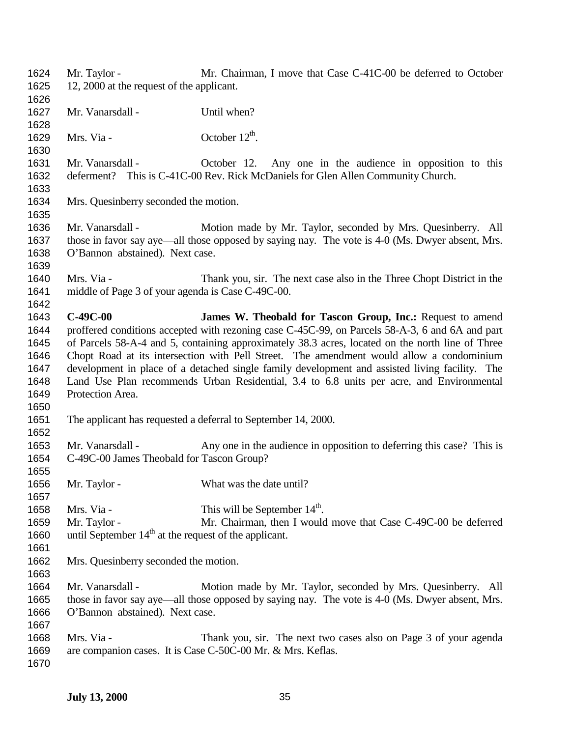Mr. Taylor - Mr. Chairman, I move that Case C-41C-00 be deferred to October 12, 2000 at the request of the applicant.

Mr. Vanarsdall - Until when?

Mrs. Via - October 12th.

Mr. Vanarsdall - October 12. Any one in the audience in opposition to this deferment? This is C-41C-00 Rev. Rick McDaniels for Glen Allen Community Church.

Mrs. Quesinberry seconded the motion.

Mr. Vanarsdall - Motion made by Mr. Taylor, seconded by Mrs. Quesinberry. All those in favor say aye—all those opposed by saying nay. The vote is 4-0 (Ms. Dwyer absent, Mrs. O'Bannon abstained). Next case.

Mrs. Via - Thank you, sir. The next case also in the Three Chopt District in the middle of Page 3 of your agenda is Case C-49C-00.

**C-49C-00** **James W. Theobald for Tascon Group, Inc.:** Request to amend proffered conditions accepted with rezoning case C-45C-99, on Parcels 58-A-3, 6 and 6A and part of Parcels 58-A-4 and 5, containing approximately 38.3 acres, located on the north line of Three Chopt Road at its intersection with Pell Street. The amendment would allow a condominium development in place of a detached single family development and assisted living facility. The Land Use Plan recommends Urban Residential, 3.4 to 6.8 units per acre, and Environmental Protection Area.

The applicant has requested a deferral to September 14, 2000.

Mr. Vanarsdall - Any one in the audience in opposition to deferring this case? This is C-49C-00 James Theobald for Tascon Group?

Mr. Taylor - What was the date until?

Mrs. Via - This will be September 14th.

Mr. Taylor - Mr. Chairman, then I would move that Case C-49C-00 be deferred until September 14th at the request of the applicant.

Mrs. Quesinberry seconded the motion.

Mr. Vanarsdall - Motion made by Mr. Taylor, seconded by Mrs. Quesinberry. All those in favor say aye—all those opposed by saying nay. The vote is 4-0 (Ms. Dwyer absent, Mrs. O'Bannon abstained). Next case.

Mrs. Via - Thank you, sir. The next two cases also on Page 3 of your agenda are companion cases. It is Case C-50C-00 Mr. & Mrs. Keflas.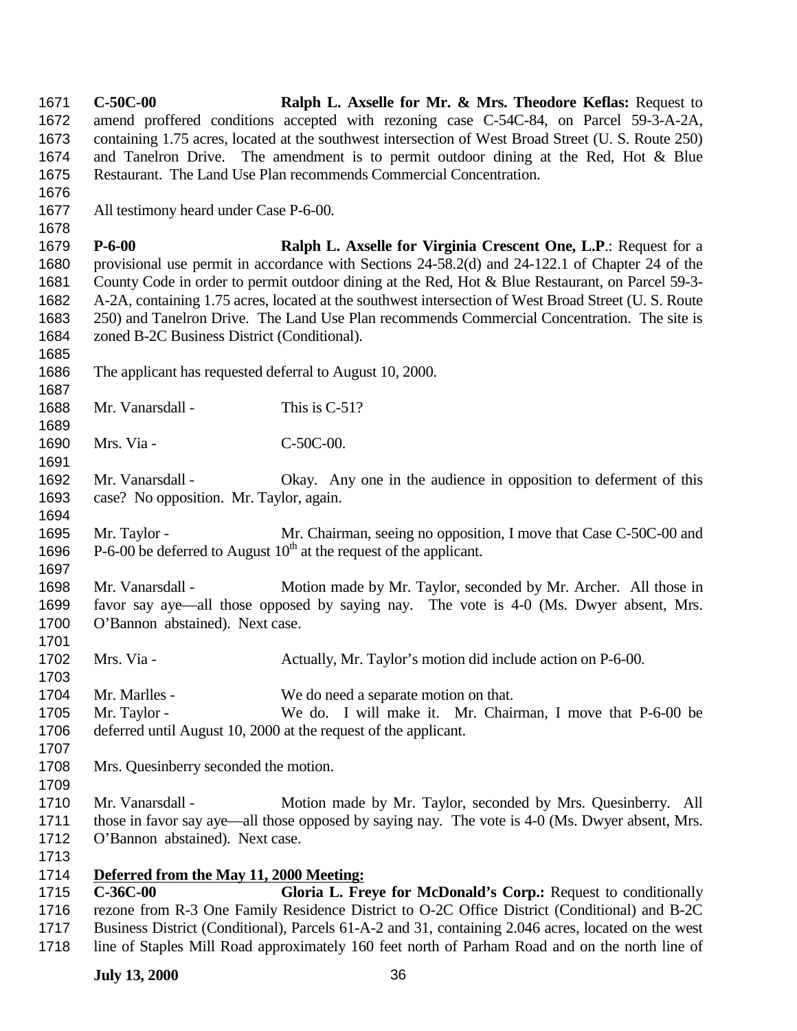**C-50C-00** **Ralph L. Axselle for Mr. & Mrs. Theodore Keflas:** Request to amend proffered conditions accepted with rezoning case C-54C-84, on Parcel 59-3-A-2A, containing 1.75 acres, located at the southwest intersection of West Broad Street (U. S. Route 250) and Tanelron Drive. The amendment is to permit outdoor dining at the Red, Hot & Blue Restaurant. The Land Use Plan recommends Commercial Concentration.

All testimony heard under Case P-6-00.

**P-6-00** **Ralph L. Axselle for Virginia Crescent One, L.P**.: Request for a provisional use permit in accordance with Sections 24-58.2(d) and 24-122.1 of Chapter 24 of the County Code in order to permit outdoor dining at the Red, Hot & Blue Restaurant, on Parcel 59-3-A-2A, containing 1.75 acres, located at the southwest intersection of West Broad Street (U. S. Route 250) and Tanelron Drive. The Land Use Plan recommends Commercial Concentration. The site is zoned B-2C Business District (Conditional).

The applicant has requested deferral to August 10, 2000.

Mr. Vanarsdall - This is C-51?

Mrs. Via - C-50C-00.

Mr. Vanarsdall - Okay. Any one in the audience in opposition to deferment of this case? No opposition. Mr. Taylor, again.

Mr. Taylor - Mr. Chairman, seeing no opposition, I move that Case C-50C-00 and P-6-00 be deferred to August 10th at the request of the applicant.

Mr. Vanarsdall - Motion made by Mr. Taylor, seconded by Mr. Archer. All those in favor say aye—all those opposed by saying nay. The vote is 4-0 (Ms. Dwyer absent, Mrs. O'Bannon abstained). Next case.

Mrs. Via - Actually, Mr. Taylor's motion did include action on P-6-00.

Mr. Marlles - We do need a separate motion on that.

Mr. Taylor - We do. I will make it. Mr. Chairman, I move that P-6-00 be deferred until August 10, 2000 at the request of the applicant.

Mrs. Quesinberry seconded the motion.

Mr. Vanarsdall - Motion made by Mr. Taylor, seconded by Mrs. Quesinberry. All those in favor say aye—all those opposed by saying nay. The vote is 4-0 (Ms. Dwyer absent, Mrs. O'Bannon abstained). Next case.

**Deferred from the May 11, 2000 Meeting:**

**C-36C-00** **Gloria L. Freye for McDonald's Corp.:** Request to conditionally rezone from R-3 One Family Residence District to O-2C Office District (Conditional) and B-2C Business District (Conditional), Parcels 61-A-2 and 31, containing 2.046 acres, located on the west line of Staples Mill Road approximately 160 feet north of Parham Road and on the north line of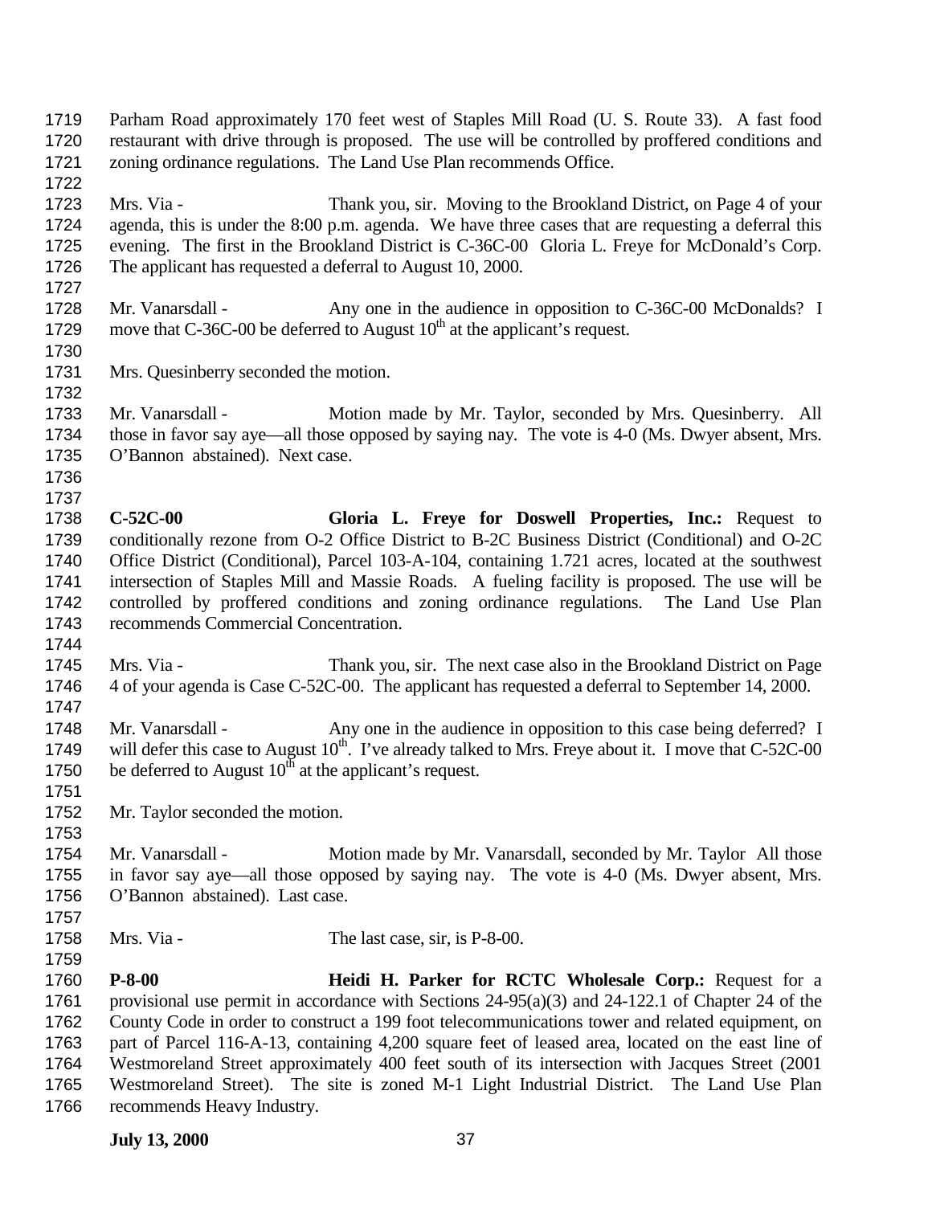Parham Road approximately 170 feet west of Staples Mill Road (U. S. Route 33). A fast food restaurant with drive through is proposed. The use will be controlled by proffered conditions and zoning ordinance regulations. The Land Use Plan recommends Office.

Mrs. Via - Thank you, sir. Moving to the Brookland District, on Page 4 of your agenda, this is under the 8:00 p.m. agenda. We have three cases that are requesting a deferral this evening. The first in the Brookland District is C-36C-00 Gloria L. Freye for McDonald's Corp. The applicant has requested a deferral to August 10, 2000.

Mr. Vanarsdall - Any one in the audience in opposition to C-36C-00 McDonalds? I move that C-36C-00 be deferred to August 10th at the applicant's request.

Mrs. Quesinberry seconded the motion.

Mr. Vanarsdall - Motion made by Mr. Taylor, seconded by Mrs. Quesinberry. All those in favor say aye—all those opposed by saying nay. The vote is 4-0 (Ms. Dwyer absent, Mrs. O'Bannon abstained). Next case.

**C-52C-00** **Gloria L. Freye for Doswell Properties, Inc.:** Request to conditionally rezone from O-2 Office District to B-2C Business District (Conditional) and O-2C Office District (Conditional), Parcel 103-A-104, containing 1.721 acres, located at the southwest intersection of Staples Mill and Massie Roads. A fueling facility is proposed. The use will be controlled by proffered conditions and zoning ordinance regulations. The Land Use Plan recommends Commercial Concentration.

Mrs. Via - Thank you, sir. The next case also in the Brookland District on Page 4 of your agenda is Case C-52C-00. The applicant has requested a deferral to September 14, 2000.

Mr. Vanarsdall - Any one in the audience in opposition to this case being deferred? I will defer this case to August 10th. I've already talked to Mrs. Freye about it. I move that C-52C-00 be deferred to August 10th at the applicant's request.

Mr. Taylor seconded the motion.

Mr. Vanarsdall - Motion made by Mr. Vanarsdall, seconded by Mr. Taylor All those in favor say aye—all those opposed by saying nay. The vote is 4-0 (Ms. Dwyer absent, Mrs. O'Bannon abstained). Last case.

Mrs. Via - The last case, sir, is P-8-00.

**P-8-00** **Heidi H. Parker for RCTC Wholesale Corp.:** Request for a provisional use permit in accordance with Sections 24-95(a)(3) and 24-122.1 of Chapter 24 of the County Code in order to construct a 199 foot telecommunications tower and related equipment, on part of Parcel 116-A-13, containing 4,200 square feet of leased area, located on the east line of Westmoreland Street approximately 400 feet south of its intersection with Jacques Street (2001 Westmoreland Street). The site is zoned M-1 Light Industrial District. The Land Use Plan recommends Heavy Industry.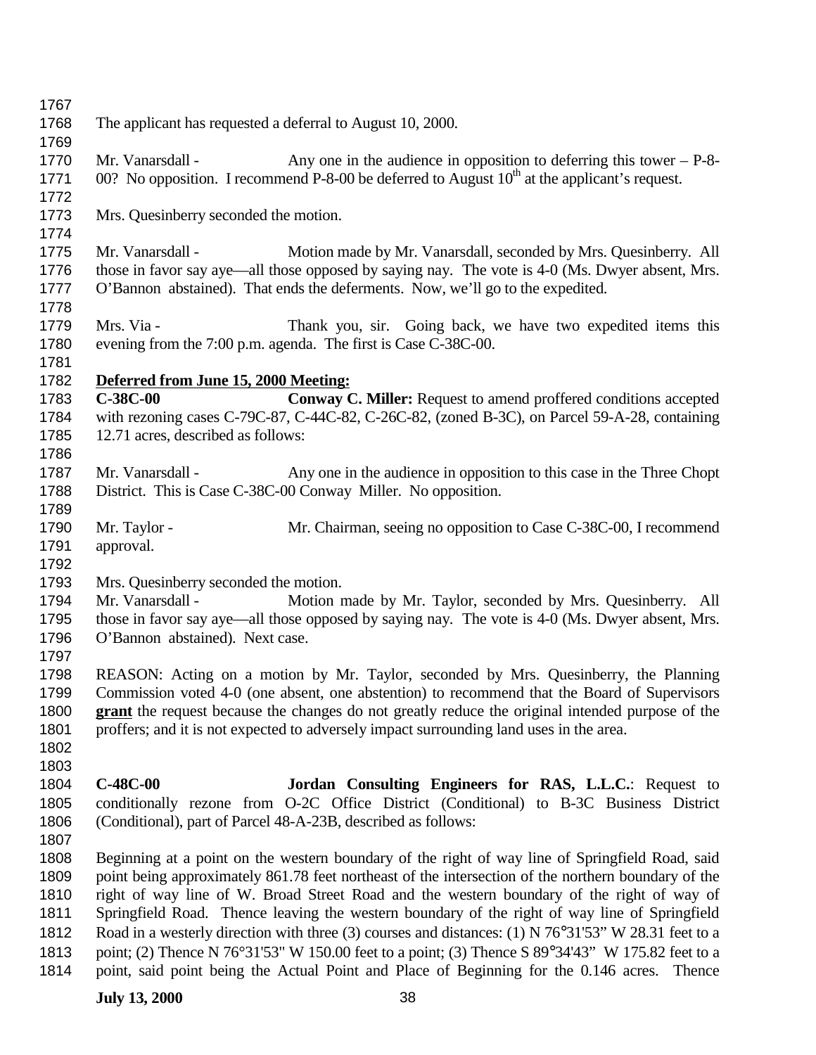The applicant has requested a deferral to August 10, 2000.

Mr. Vanarsdall - Any one in the audience in opposition to deferring this tower – P-8-00? No opposition. I recommend P-8-00 be deferred to August 10th at the applicant's request.

Mrs. Quesinberry seconded the motion.

Mr. Vanarsdall - Motion made by Mr. Vanarsdall, seconded by Mrs. Quesinberry. All those in favor say aye—all those opposed by saying nay. The vote is 4-0 (Ms. Dwyer absent, Mrs. O'Bannon abstained). That ends the deferments. Now, we'll go to the expedited.

Mrs. Via - Thank you, sir. Going back, we have two expedited items this evening from the 7:00 p.m. agenda. The first is Case C-38C-00.

**Deferred from June 15, 2000 Meeting:**

**C-38C-00** **Conway C. Miller:** Request to amend proffered conditions accepted with rezoning cases C-79C-87, C-44C-82, C-26C-82, (zoned B-3C), on Parcel 59-A-28, containing 12.71 acres, described as follows:

Mr. Vanarsdall - Any one in the audience in opposition to this case in the Three Chopt District. This is Case C-38C-00 Conway Miller. No opposition.

Mr. Taylor - Mr. Chairman, seeing no opposition to Case C-38C-00, I recommend approval.

Mrs. Quesinberry seconded the motion.

Mr. Vanarsdall - Motion made by Mr. Taylor, seconded by Mrs. Quesinberry. All those in favor say aye—all those opposed by saying nay. The vote is 4-0 (Ms. Dwyer absent, Mrs. O'Bannon abstained). Next case.

REASON: Acting on a motion by Mr. Taylor, seconded by Mrs. Quesinberry, the Planning Commission voted 4-0 (one absent, one abstention) to recommend that the Board of Supervisors **grant** the request because the changes do not greatly reduce the original intended purpose of the proffers; and it is not expected to adversely impact surrounding land uses in the area.

**C-48C-00** **Jordan Consulting Engineers for RAS, L.L.C.**: Request to conditionally rezone from O-2C Office District (Conditional) to B-3C Business District (Conditional), part of Parcel 48-A-23B, described as follows:

Beginning at a point on the western boundary of the right of way line of Springfield Road, said point being approximately 861.78 feet northeast of the intersection of the northern boundary of the right of way line of W. Broad Street Road and the western boundary of the right of way of Springfield Road. Thence leaving the western boundary of the right of way line of Springfield Road in a westerly direction with three (3) courses and distances: (1) N 76°31'53" W 28.31 feet to a point; (2) Thence N 76°31'53" W 150.00 feet to a point; (3) Thence S 89°34'43" W 175.82 feet to a point, said point being the Actual Point and Place of Beginning for the 0.146 acres. Thence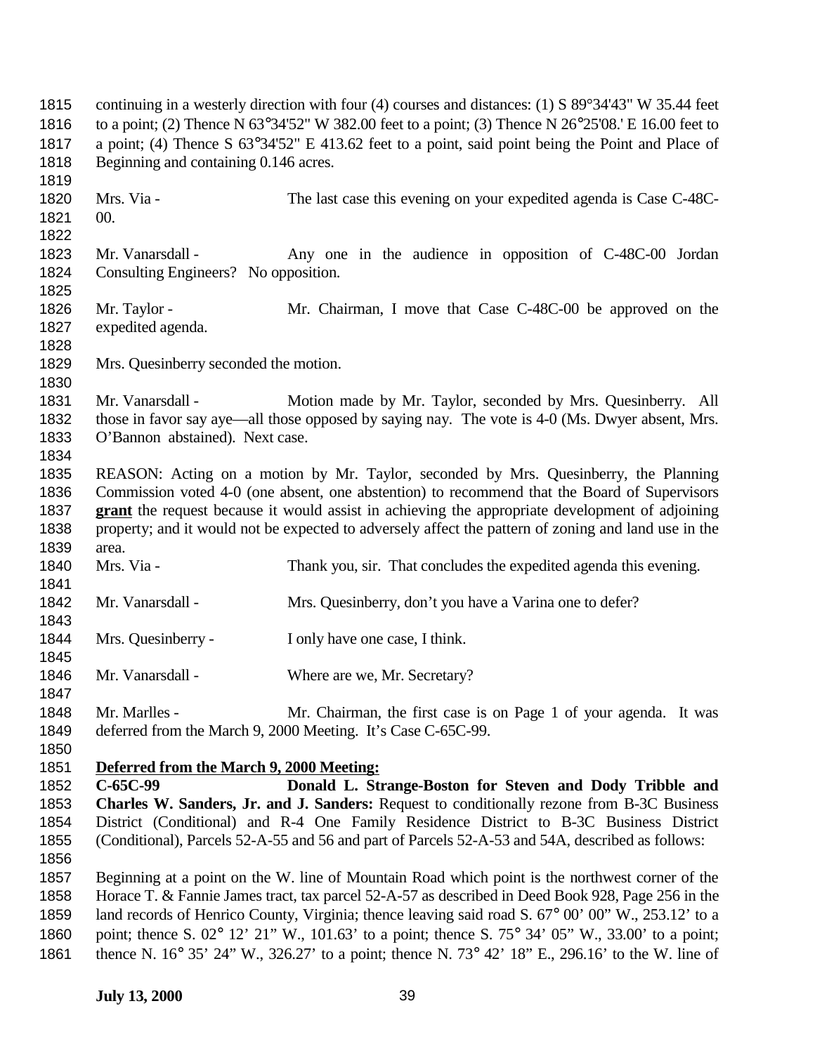continuing in a westerly direction with four (4) courses and distances: (1) S 89°34'43" W 35.44 feet to a point; (2) Thence N 63°34'52" W 382.00 feet to a point; (3) Thence N 26°25'08.' E 16.00 feet to a point; (4) Thence S 63°34'52" E 413.62 feet to a point, said point being the Point and Place of Beginning and containing 0.146 acres.

Mrs. Via - The last case this evening on your expedited agenda is Case C-48C-00.

Mr. Vanarsdall - Any one in the audience in opposition of C-48C-00 Jordan Consulting Engineers? No opposition.

Mr. Taylor - Mr. Chairman, I move that Case C-48C-00 be approved on the expedited agenda.

Mrs. Quesinberry seconded the motion.

Mr. Vanarsdall - Motion made by Mr. Taylor, seconded by Mrs. Quesinberry. All those in favor say aye—all those opposed by saying nay. The vote is 4-0 (Ms. Dwyer absent, Mrs. O'Bannon abstained). Next case.

REASON: Acting on a motion by Mr. Taylor, seconded by Mrs. Quesinberry, the Planning Commission voted 4-0 (one absent, one abstention) to recommend that the Board of Supervisors **grant** the request because it would assist in achieving the appropriate development of adjoining property; and it would not be expected to adversely affect the pattern of zoning and land use in the area.

Mrs. Via - Thank you, sir. That concludes the expedited agenda this evening.

Mr. Vanarsdall - Mrs. Quesinberry, don't you have a Varina one to defer?

Mrs. Quesinberry - I only have one case, I think.

Mr. Vanarsdall - Where are we, Mr. Secretary?

Mr. Marlles - Mr. Chairman, the first case is on Page 1 of your agenda. It was deferred from the March 9, 2000 Meeting. It's Case C-65C-99.

**Deferred from the March 9, 2000 Meeting:**

**C-65C-99 Donald L. Strange-Boston for Steven and Dody Tribble and Charles W. Sanders, Jr. and J. Sanders:** Request to conditionally rezone from B-3C Business District (Conditional) and R-4 One Family Residence District to B-3C Business District (Conditional), Parcels 52-A-55 and 56 and part of Parcels 52-A-53 and 54A, described as follows:

Beginning at a point on the W. line of Mountain Road which point is the northwest corner of the Horace T. & Fannie James tract, tax parcel 52-A-57 as described in Deed Book 928, Page 256 in the land records of Henrico County, Virginia; thence leaving said road S. 67° 00' 00" W., 253.12' to a point; thence S. 02° 12' 21" W., 101.63' to a point; thence S. 75° 34' 05" W., 33.00' to a point; thence N. 16° 35' 24" W., 326.27' to a point; thence N. 73° 42' 18" E., 296.16' to the W. line of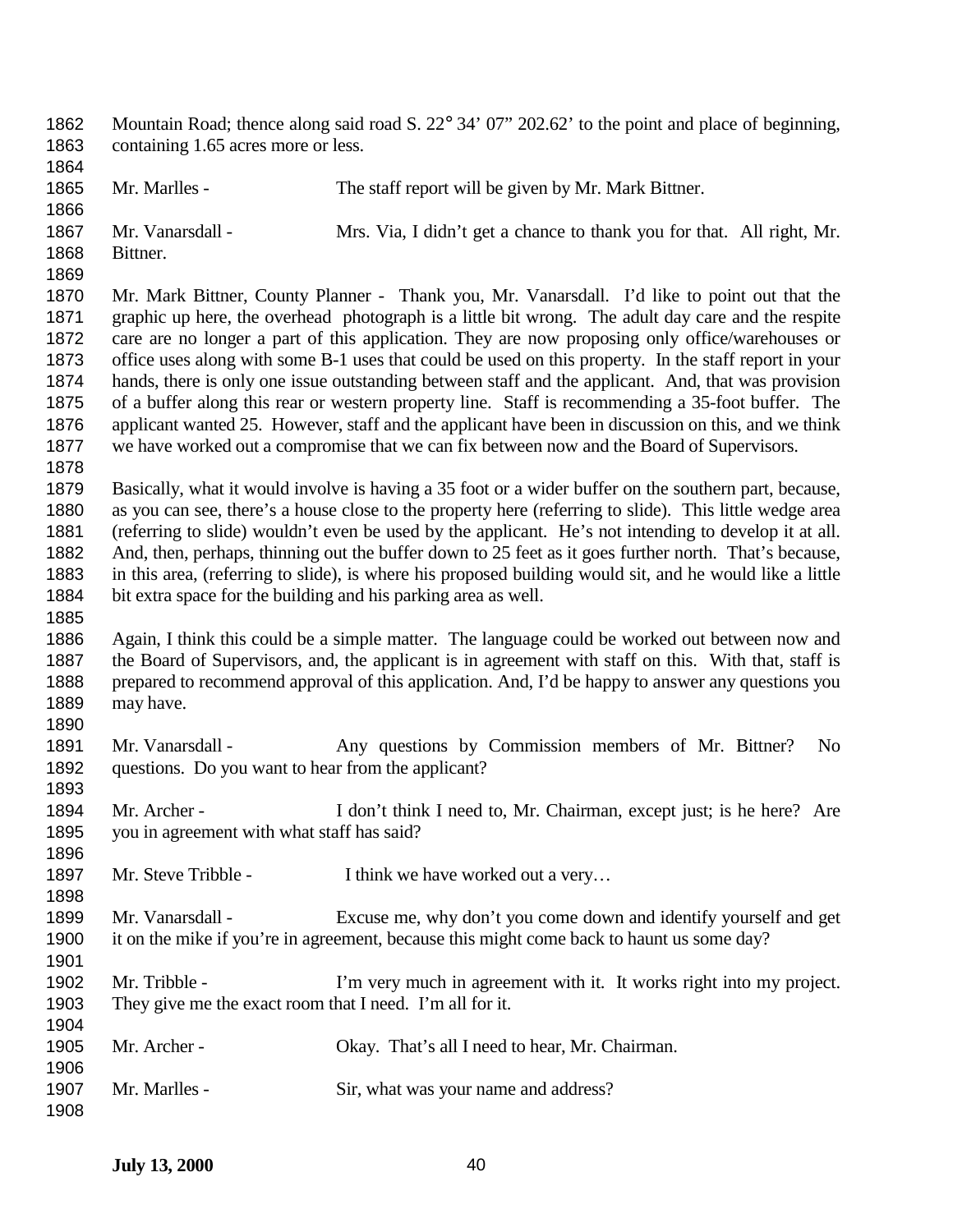Mountain Road; thence along said road S. 22° 34' 07" 202.62' to the point and place of beginning, containing 1.65 acres more or less.

Mr. Marlles - The staff report will be given by Mr. Mark Bittner.

Mr. Vanarsdall - Mrs. Via, I didn't get a chance to thank you for that. All right, Mr. Bittner.

Mr. Mark Bittner, County Planner - Thank you, Mr. Vanarsdall. I'd like to point out that the graphic up here, the overhead photograph is a little bit wrong. The adult day care and the respite care are no longer a part of this application. They are now proposing only office/warehouses or office uses along with some B-1 uses that could be used on this property. In the staff report in your hands, there is only one issue outstanding between staff and the applicant. And, that was provision of a buffer along this rear or western property line. Staff is recommending a 35-foot buffer. The applicant wanted 25. However, staff and the applicant have been in discussion on this, and we think we have worked out a compromise that we can fix between now and the Board of Supervisors.

Basically, what it would involve is having a 35 foot or a wider buffer on the southern part, because, as you can see, there's a house close to the property here (referring to slide). This little wedge area (referring to slide) wouldn't even be used by the applicant. He's not intending to develop it at all. And, then, perhaps, thinning out the buffer down to 25 feet as it goes further north. That's because, in this area, (referring to slide), is where his proposed building would sit, and he would like a little bit extra space for the building and his parking area as well.

Again, I think this could be a simple matter. The language could be worked out between now and the Board of Supervisors, and, the applicant is in agreement with staff on this. With that, staff is prepared to recommend approval of this application. And, I'd be happy to answer any questions you may have.

Mr. Vanarsdall - Any questions by Commission members of Mr. Bittner? No questions. Do you want to hear from the applicant?

Mr. Archer - I don't think I need to, Mr. Chairman, except just; is he here? Are you in agreement with what staff has said?

Mr. Steve Tribble - I think we have worked out a very…

Mr. Vanarsdall - Excuse me, why don't you come down and identify yourself and get it on the mike if you're in agreement, because this might come back to haunt us some day?

Mr. Tribble - I'm very much in agreement with it. It works right into my project. They give me the exact room that I need. I'm all for it.

Mr. Archer - Okay. That's all I need to hear, Mr. Chairman.

Mr. Marlles - Sir, what was your name and address?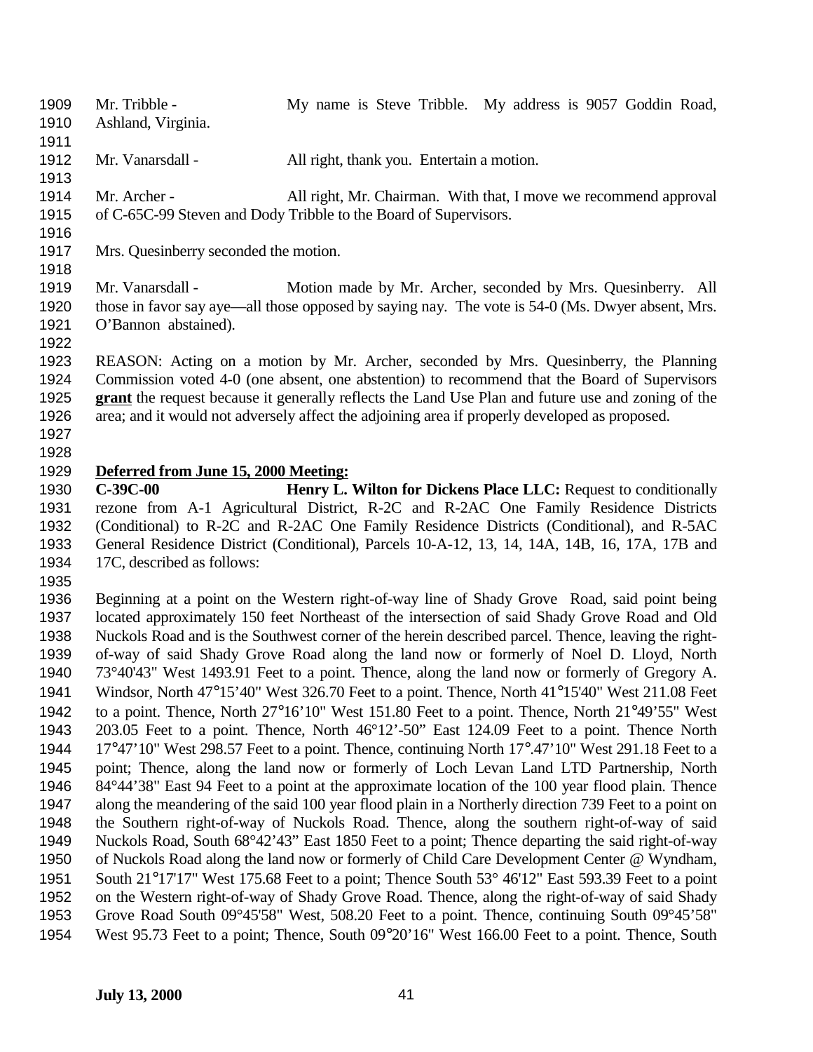Mr. Tribble - My name is Steve Tribble. My address is 9057 Goddin Road, Ashland, Virginia.

Mr. Vanarsdall - All right, thank you. Entertain a motion.

Mr. Archer - All right, Mr. Chairman. With that, I move we recommend approval of C-65C-99 Steven and Dody Tribble to the Board of Supervisors.

Mrs. Quesinberry seconded the motion.

Mr. Vanarsdall - Motion made by Mr. Archer, seconded by Mrs. Quesinberry. All those in favor say aye—all those opposed by saying nay. The vote is 54-0 (Ms. Dwyer absent, Mrs. O'Bannon abstained).

REASON: Acting on a motion by Mr. Archer, seconded by Mrs. Quesinberry, the Planning Commission voted 4-0 (one absent, one abstention) to recommend that the Board of Supervisors **grant** the request because it generally reflects the Land Use Plan and future use and zoning of the area; and it would not adversely affect the adjoining area if properly developed as proposed.

**Deferred from June 15, 2000 Meeting:**

**C-39C-00** **Henry L. Wilton for Dickens Place LLC:** Request to conditionally rezone from A-1 Agricultural District, R-2C and R-2AC One Family Residence Districts (Conditional) to R-2C and R-2AC One Family Residence Districts (Conditional), and R-5AC General Residence District (Conditional), Parcels 10-A-12, 13, 14, 14A, 14B, 16, 17A, 17B and 17C, described as follows:

Beginning at a point on the Western right-of-way line of Shady Grove Road, said point being located approximately 150 feet Northeast of the intersection of said Shady Grove Road and Old Nuckols Road and is the Southwest corner of the herein described parcel. Thence, leaving the right-of-way of said Shady Grove Road along the land now or formerly of Noel D. Lloyd, North 73°40'43" West 1493.91 Feet to a point. Thence, along the land now or formerly of Gregory A. Windsor, North 47°15'40" West 326.70 Feet to a point. Thence, North 41°15'40" West 211.08 Feet to a point. Thence, North 27°16'10" West 151.80 Feet to a point. Thence, North 21°49'55" West 203.05 Feet to a point. Thence, North 46°12'-50" East 124.09 Feet to a point. Thence North 17°47'10" West 298.57 Feet to a point. Thence, continuing North 17°.47'10" West 291.18 Feet to a point; Thence, along the land now or formerly of Loch Levan Land LTD Partnership, North 84°44'38" East 94 Feet to a point at the approximate location of the 100 year flood plain. Thence along the meandering of the said 100 year flood plain in a Northerly direction 739 Feet to a point on the Southern right-of-way of Nuckols Road. Thence, along the southern right-of-way of said Nuckols Road, South 68°42'43" East 1850 Feet to a point; Thence departing the said right-of-way of Nuckols Road along the land now or formerly of Child Care Development Center @ Wyndham, South 21°17'17" West 175.68 Feet to a point; Thence South 53° 46'12" East 593.39 Feet to a point on the Western right-of-way of Shady Grove Road. Thence, along the right-of-way of said Shady Grove Road South 09°45'58" West, 508.20 Feet to a point. Thence, continuing South 09°45'58" West 95.73 Feet to a point; Thence, South 09°20'16" West 166.00 Feet to a point. Thence, South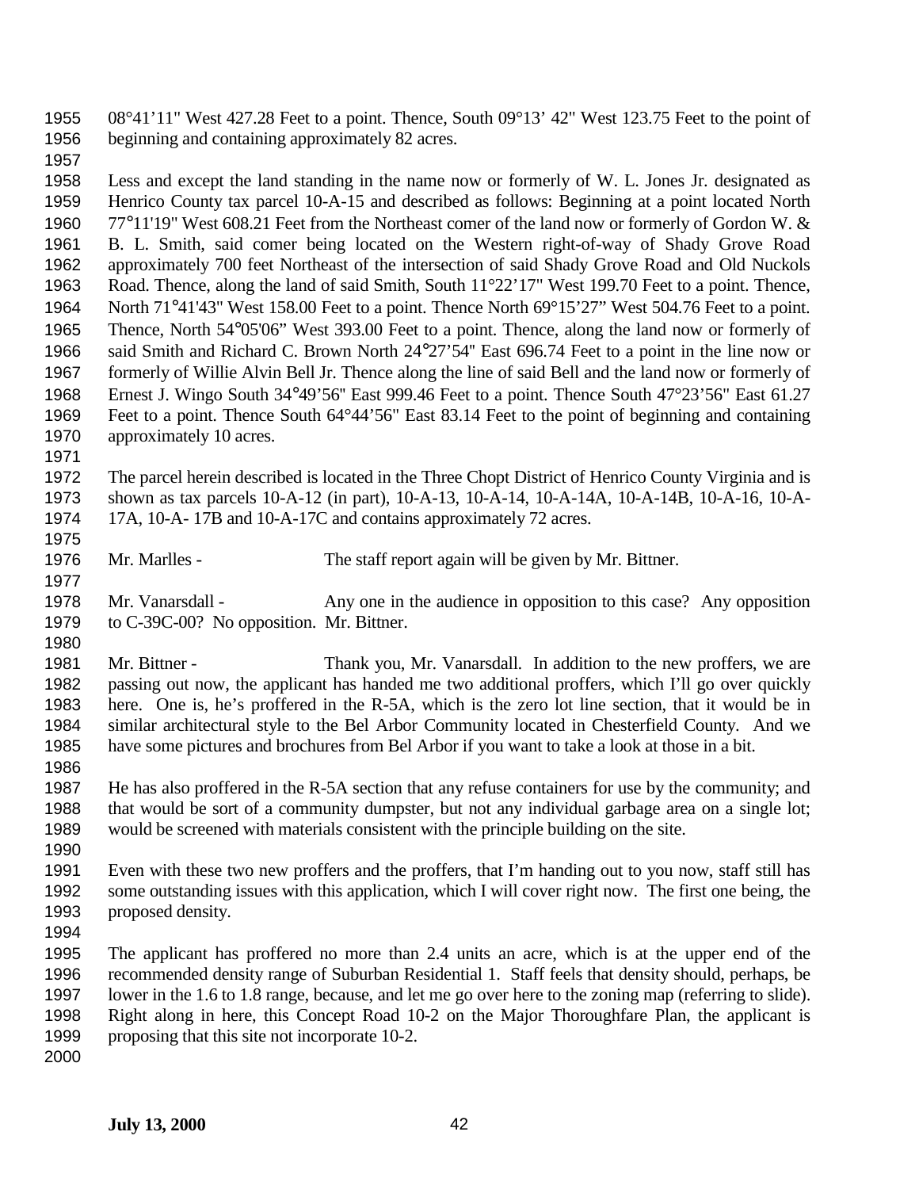08°41'11" West 427.28 Feet to a point. Thence, South 09°13' 42" West 123.75 Feet to the point of beginning and containing approximately 82 acres.

Less and except the land standing in the name now or formerly of W. L. Jones Jr. designated as Henrico County tax parcel 10-A-15 and described as follows: Beginning at a point located North 77°11'19" West 608.21 Feet from the Northeast comer of the land now or formerly of Gordon W. & B. L. Smith, said comer being located on the Western right-of-way of Shady Grove Road approximately 700 feet Northeast of the intersection of said Shady Grove Road and Old Nuckols Road. Thence, along the land of said Smith, South 11°22'17" West 199.70 Feet to a point. Thence, North 71°41'43" West 158.00 Feet to a point. Thence North 69°15'27" West 504.76 Feet to a point. Thence, North 54°05'06" West 393.00 Feet to a point. Thence, along the land now or formerly of said Smith and Richard C. Brown North 24°27'54" East 696.74 Feet to a point in the line now or formerly of Willie Alvin Bell Jr. Thence along the line of said Bell and the land now or formerly of Ernest J. Wingo South 34°49'56" East 999.46 Feet to a point. Thence South 47°23'56" East 61.27 Feet to a point. Thence South 64°44'56" East 83.14 Feet to the point of beginning and containing approximately 10 acres.

The parcel herein described is located in the Three Chopt District of Henrico County Virginia and is shown as tax parcels 10-A-12 (in part), 10-A-13, 10-A-14, 10-A-14A, 10-A-14B, 10-A-16, 10-A-17A, 10-A- 17B and 10-A-17C and contains approximately 72 acres.

Mr. Marlles - The staff report again will be given by Mr. Bittner.

Mr. Vanarsdall - Any one in the audience in opposition to this case? Any opposition to C-39C-00? No opposition. Mr. Bittner.

Mr. Bittner - Thank you, Mr. Vanarsdall. In addition to the new proffers, we are passing out now, the applicant has handed me two additional proffers, which I'll go over quickly here. One is, he's proffered in the R-5A, which is the zero lot line section, that it would be in similar architectural style to the Bel Arbor Community located in Chesterfield County. And we have some pictures and brochures from Bel Arbor if you want to take a look at those in a bit.

He has also proffered in the R-5A section that any refuse containers for use by the community; and that would be sort of a community dumpster, but not any individual garbage area on a single lot; would be screened with materials consistent with the principle building on the site.

Even with these two new proffers and the proffers, that I'm handing out to you now, staff still has some outstanding issues with this application, which I will cover right now. The first one being, the proposed density.

The applicant has proffered no more than 2.4 units an acre, which is at the upper end of the recommended density range of Suburban Residential 1. Staff feels that density should, perhaps, be lower in the 1.6 to 1.8 range, because, and let me go over here to the zoning map (referring to slide). Right along in here, this Concept Road 10-2 on the Major Thoroughfare Plan, the applicant is proposing that this site not incorporate 10-2.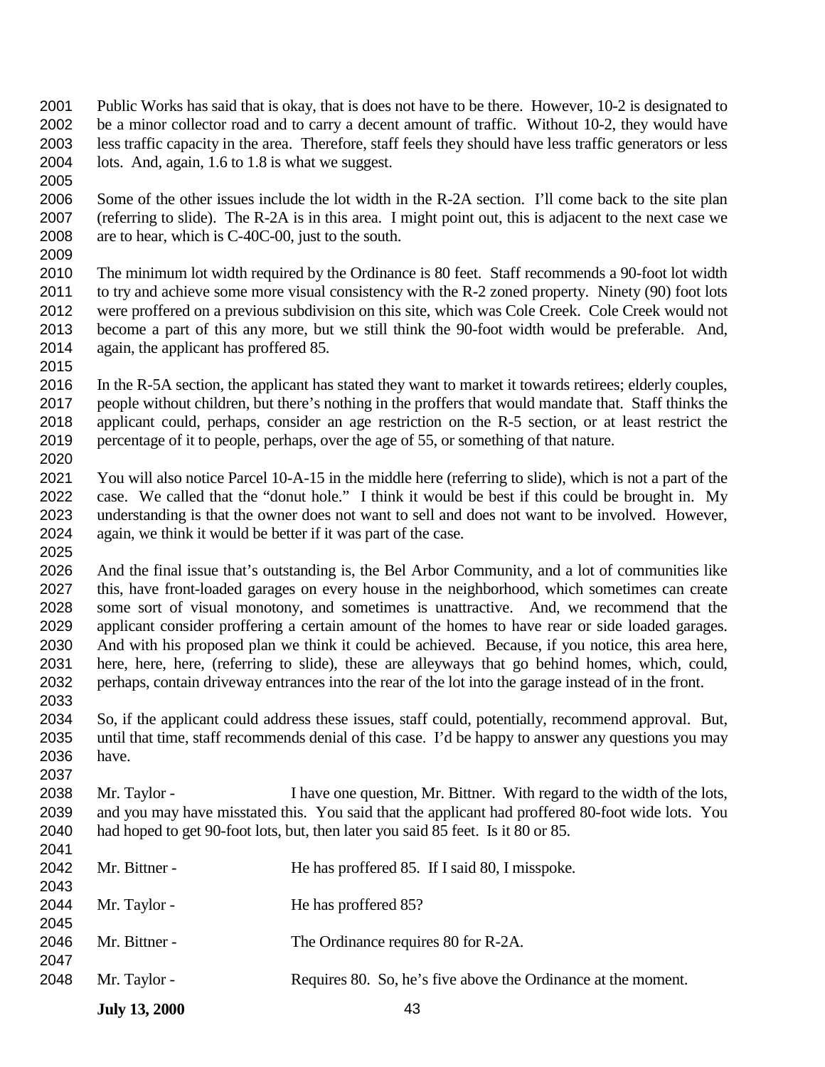Public Works has said that is okay, that is does not have to be there. However, 10-2 is designated to be a minor collector road and to carry a decent amount of traffic. Without 10-2, they would have less traffic capacity in the area. Therefore, staff feels they should have less traffic generators or less lots. And, again, 1.6 to 1.8 is what we suggest.

Some of the other issues include the lot width in the R-2A section. I'll come back to the site plan (referring to slide). The R-2A is in this area. I might point out, this is adjacent to the next case we are to hear, which is C-40C-00, just to the south.

The minimum lot width required by the Ordinance is 80 feet. Staff recommends a 90-foot lot width to try and achieve some more visual consistency with the R-2 zoned property. Ninety (90) foot lots were proffered on a previous subdivision on this site, which was Cole Creek. Cole Creek would not become a part of this any more, but we still think the 90-foot width would be preferable. And, again, the applicant has proffered 85.

In the R-5A section, the applicant has stated they want to market it towards retirees; elderly couples, people without children, but there's nothing in the proffers that would mandate that. Staff thinks the applicant could, perhaps, consider an age restriction on the R-5 section, or at least restrict the percentage of it to people, perhaps, over the age of 55, or something of that nature.

You will also notice Parcel 10-A-15 in the middle here (referring to slide), which is not a part of the case. We called that the "donut hole." I think it would be best if this could be brought in. My understanding is that the owner does not want to sell and does not want to be involved. However, again, we think it would be better if it was part of the case.

And the final issue that's outstanding is, the Bel Arbor Community, and a lot of communities like this, have front-loaded garages on every house in the neighborhood, which sometimes can create some sort of visual monotony, and sometimes is unattractive. And, we recommend that the applicant consider proffering a certain amount of the homes to have rear or side loaded garages. And with his proposed plan we think it could be achieved. Because, if you notice, this area here, here, here, here, (referring to slide), these are alleyways that go behind homes, which, could, perhaps, contain driveway entrances into the rear of the lot into the garage instead of in the front.

So, if the applicant could address these issues, staff could, potentially, recommend approval. But, until that time, staff recommends denial of this case. I'd be happy to answer any questions you may have.

Mr. Taylor - I have one question, Mr. Bittner. With regard to the width of the lots, and you may have misstated this. You said that the applicant had proffered 80-foot wide lots. You had hoped to get 90-foot lots, but, then later you said 85 feet. Is it 80 or 85.

Mr. Bittner - He has proffered 85. If I said 80, I misspoke.

Mr. Taylor - He has proffered 85?

Mr. Bittner - The Ordinance requires 80 for R-2A.

Mr. Taylor - Requires 80. So, he's five above the Ordinance at the moment.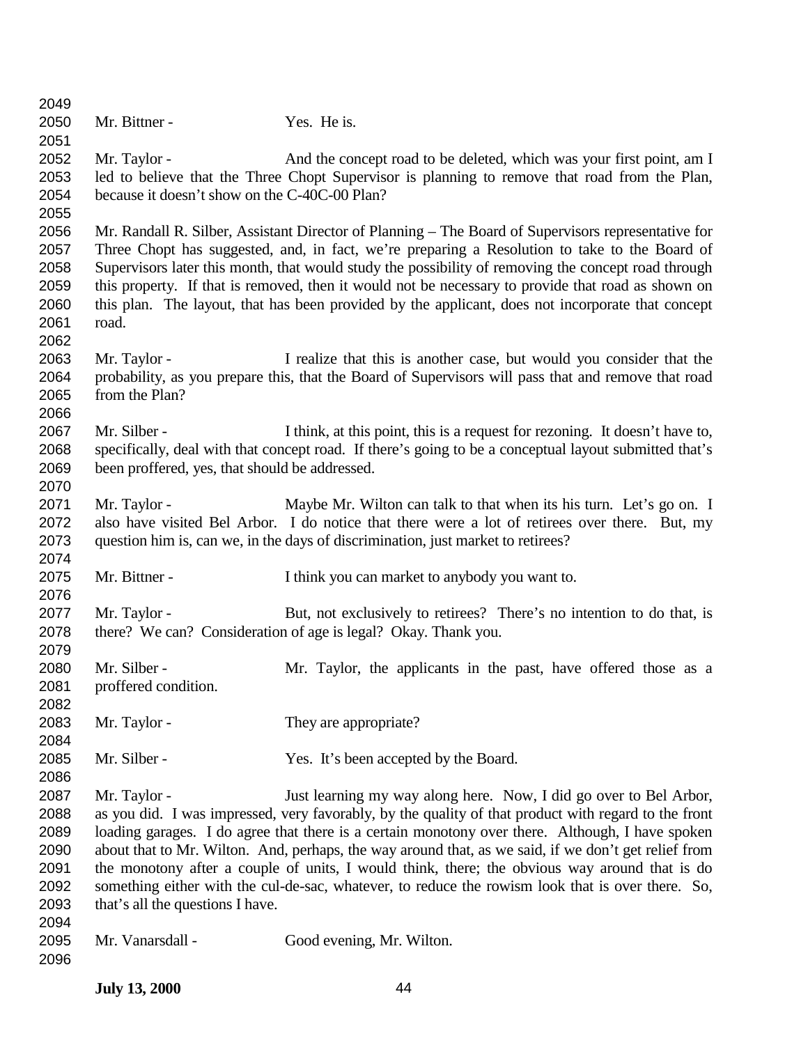Mr. Bittner - Yes. He is.

Mr. Taylor - And the concept road to be deleted, which was your first point, am I led to believe that the Three Chopt Supervisor is planning to remove that road from the Plan, because it doesn't show on the C-40C-00 Plan?

Mr. Randall R. Silber, Assistant Director of Planning – The Board of Supervisors representative for Three Chopt has suggested, and, in fact, we're preparing a Resolution to take to the Board of Supervisors later this month, that would study the possibility of removing the concept road through this property. If that is removed, then it would not be necessary to provide that road as shown on this plan. The layout, that has been provided by the applicant, does not incorporate that concept road.

Mr. Taylor - I realize that this is another case, but would you consider that the probability, as you prepare this, that the Board of Supervisors will pass that and remove that road from the Plan?

Mr. Silber - I think, at this point, this is a request for rezoning. It doesn't have to, specifically, deal with that concept road. If there's going to be a conceptual layout submitted that's been proffered, yes, that should be addressed.

Mr. Taylor - Maybe Mr. Wilton can talk to that when its his turn. Let's go on. I also have visited Bel Arbor. I do notice that there were a lot of retirees over there. But, my question him is, can we, in the days of discrimination, just market to retirees?

Mr. Bittner - I think you can market to anybody you want to.

Mr. Taylor - But, not exclusively to retirees? There's no intention to do that, is there? We can? Consideration of age is legal? Okay. Thank you.

Mr. Silber - Mr. Taylor, the applicants in the past, have offered those as a proffered condition.

Mr. Taylor - They are appropriate?

Mr. Silber - Yes. It's been accepted by the Board.

Mr. Taylor - Just learning my way along here. Now, I did go over to Bel Arbor, as you did. I was impressed, very favorably, by the quality of that product with regard to the front loading garages. I do agree that there is a certain monotony over there. Although, I have spoken about that to Mr. Wilton. And, perhaps, the way around that, as we said, if we don't get relief from the monotony after a couple of units, I would think, there; the obvious way around that is do something either with the cul-de-sac, whatever, to reduce the rowism look that is over there. So, that's all the questions I have.

Mr. Vanarsdall - Good evening, Mr. Wilton.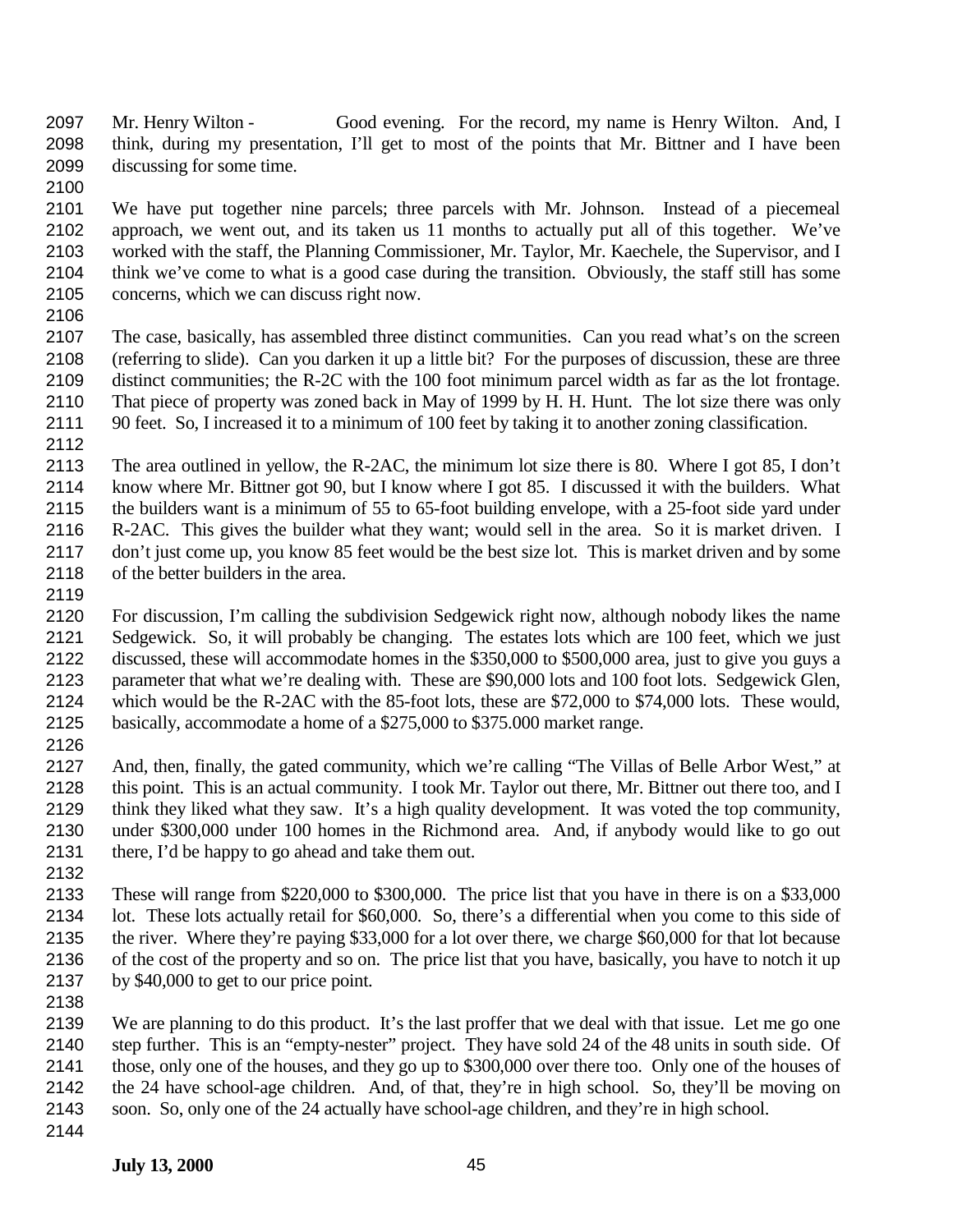Mr. Henry Wilton - Good evening. For the record, my name is Henry Wilton. And, I think, during my presentation, I'll get to most of the points that Mr. Bittner and I have been discussing for some time.

We have put together nine parcels; three parcels with Mr. Johnson. Instead of a piecemeal approach, we went out, and its taken us 11 months to actually put all of this together. We've worked with the staff, the Planning Commissioner, Mr. Taylor, Mr. Kaechele, the Supervisor, and I think we've come to what is a good case during the transition. Obviously, the staff still has some concerns, which we can discuss right now.

The case, basically, has assembled three distinct communities. Can you read what's on the screen (referring to slide). Can you darken it up a little bit? For the purposes of discussion, these are three distinct communities; the R-2C with the 100 foot minimum parcel width as far as the lot frontage. That piece of property was zoned back in May of 1999 by H. H. Hunt. The lot size there was only 90 feet. So, I increased it to a minimum of 100 feet by taking it to another zoning classification.

The area outlined in yellow, the R-2AC, the minimum lot size there is 80. Where I got 85, I don't know where Mr. Bittner got 90, but I know where I got 85. I discussed it with the builders. What the builders want is a minimum of 55 to 65-foot building envelope, with a 25-foot side yard under R-2AC. This gives the builder what they want; would sell in the area. So it is market driven. I don't just come up, you know 85 feet would be the best size lot. This is market driven and by some of the better builders in the area.

For discussion, I'm calling the subdivision Sedgewick right now, although nobody likes the name Sedgewick. So, it will probably be changing. The estates lots which are 100 feet, which we just discussed, these will accommodate homes in the $350,000 to $500,000 area, just to give you guys a parameter that what we're dealing with. These are $90,000 lots and 100 foot lots. Sedgewick Glen, which would be the R-2AC with the 85-foot lots, these are $72,000 to $74,000 lots. These would, basically, accommodate a home of a $275,000 to $375.000 market range.

And, then, finally, the gated community, which we're calling "The Villas of Belle Arbor West," at this point. This is an actual community. I took Mr. Taylor out there, Mr. Bittner out there too, and I think they liked what they saw. It's a high quality development. It was voted the top community, under $300,000 under 100 homes in the Richmond area. And, if anybody would like to go out there, I'd be happy to go ahead and take them out.

These will range from $220,000 to $300,000. The price list that you have in there is on a $33,000 lot. These lots actually retail for $60,000. So, there's a differential when you come to this side of the river. Where they're paying $33,000 for a lot over there, we charge $60,000 for that lot because of the cost of the property and so on. The price list that you have, basically, you have to notch it up by $40,000 to get to our price point.

We are planning to do this product. It's the last proffer that we deal with that issue. Let me go one step further. This is an "empty-nester" project. They have sold 24 of the 48 units in south side. Of those, only one of the houses, and they go up to $300,000 over there too. Only one of the houses of the 24 have school-age children. And, of that, they're in high school. So, they'll be moving on soon. So, only one of the 24 actually have school-age children, and they're in high school.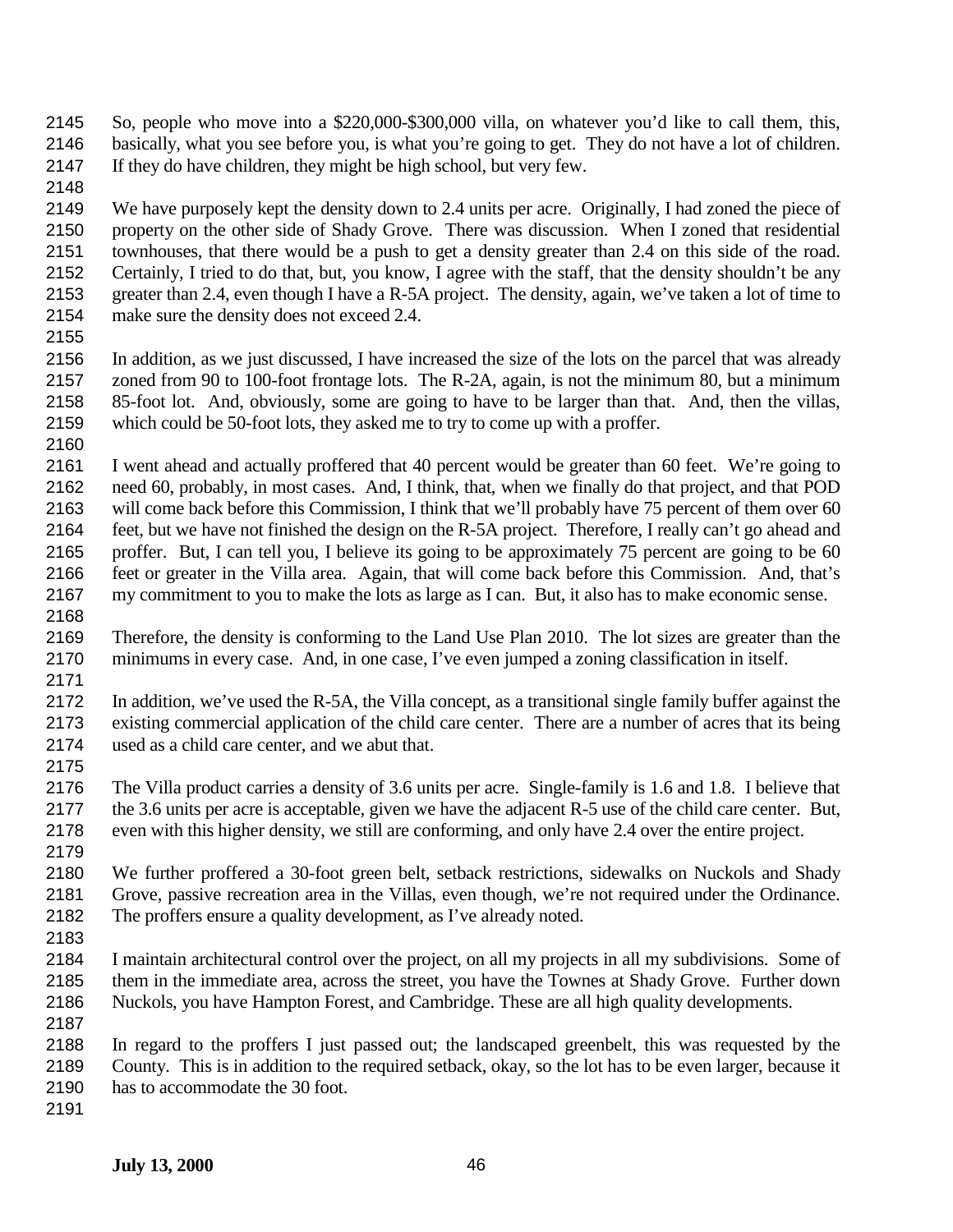So, people who move into a $220,000-$300,000 villa, on whatever you'd like to call them, this, basically, what you see before you, is what you're going to get. They do not have a lot of children. If they do have children, they might be high school, but very few.

We have purposely kept the density down to 2.4 units per acre. Originally, I had zoned the piece of property on the other side of Shady Grove. There was discussion. When I zoned that residential townhouses, that there would be a push to get a density greater than 2.4 on this side of the road. Certainly, I tried to do that, but, you know, I agree with the staff, that the density shouldn't be any greater than 2.4, even though I have a R-5A project. The density, again, we've taken a lot of time to make sure the density does not exceed 2.4.

In addition, as we just discussed, I have increased the size of the lots on the parcel that was already zoned from 90 to 100-foot frontage lots. The R-2A, again, is not the minimum 80, but a minimum 85-foot lot. And, obviously, some are going to have to be larger than that. And, then the villas, which could be 50-foot lots, they asked me to try to come up with a proffer.

I went ahead and actually proffered that 40 percent would be greater than 60 feet. We're going to need 60, probably, in most cases. And, I think, that, when we finally do that project, and that POD will come back before this Commission, I think that we'll probably have 75 percent of them over 60 feet, but we have not finished the design on the R-5A project. Therefore, I really can't go ahead and proffer. But, I can tell you, I believe its going to be approximately 75 percent are going to be 60 feet or greater in the Villa area. Again, that will come back before this Commission. And, that's my commitment to you to make the lots as large as I can. But, it also has to make economic sense.

Therefore, the density is conforming to the Land Use Plan 2010. The lot sizes are greater than the minimums in every case. And, in one case, I've even jumped a zoning classification in itself.

In addition, we've used the R-5A, the Villa concept, as a transitional single family buffer against the existing commercial application of the child care center. There are a number of acres that its being used as a child care center, and we abut that.

The Villa product carries a density of 3.6 units per acre. Single-family is 1.6 and 1.8. I believe that the 3.6 units per acre is acceptable, given we have the adjacent R-5 use of the child care center. But, even with this higher density, we still are conforming, and only have 2.4 over the entire project.

We further proffered a 30-foot green belt, setback restrictions, sidewalks on Nuckols and Shady Grove, passive recreation area in the Villas, even though, we're not required under the Ordinance. The proffers ensure a quality development, as I've already noted.

I maintain architectural control over the project, on all my projects in all my subdivisions. Some of them in the immediate area, across the street, you have the Townes at Shady Grove. Further down Nuckols, you have Hampton Forest, and Cambridge. These are all high quality developments.

In regard to the proffers I just passed out; the landscaped greenbelt, this was requested by the County. This is in addition to the required setback, okay, so the lot has to be even larger, because it has to accommodate the 30 foot.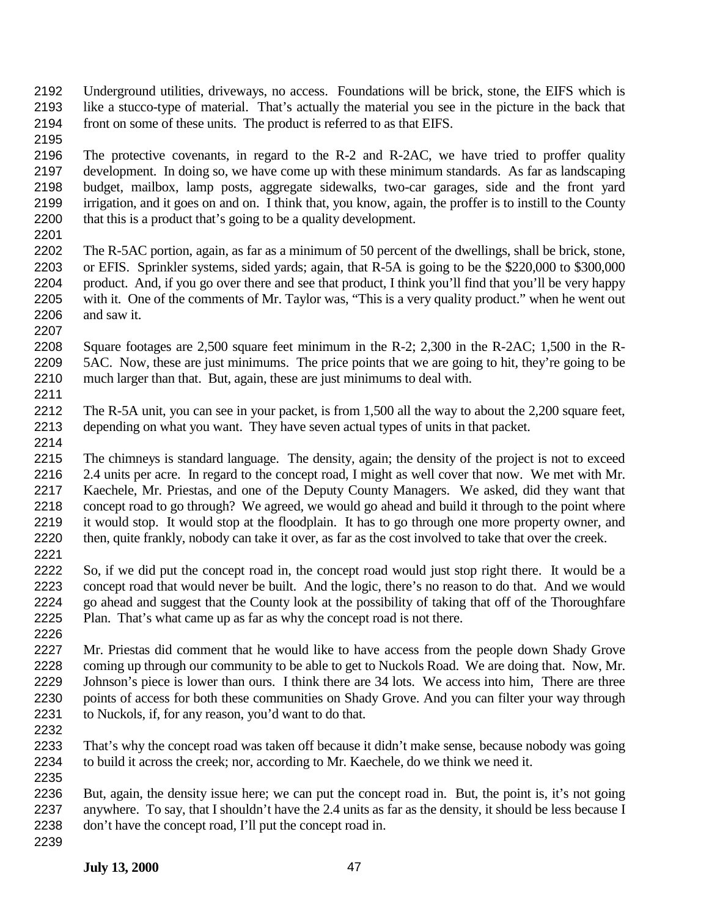Underground utilities, driveways, no access. Foundations will be brick, stone, the EIFS which is like a stucco-type of material. That's actually the material you see in the picture in the back that front on some of these units. The product is referred to as that EIFS.

The protective covenants, in regard to the R-2 and R-2AC, we have tried to proffer quality development. In doing so, we have come up with these minimum standards. As far as landscaping budget, mailbox, lamp posts, aggregate sidewalks, two-car garages, side and the front yard irrigation, and it goes on and on. I think that, you know, again, the proffer is to instill to the County that this is a product that's going to be a quality development.

The R-5AC portion, again, as far as a minimum of 50 percent of the dwellings, shall be brick, stone, or EFIS. Sprinkler systems, sided yards; again, that R-5A is going to be the $220,000 to $300,000 product. And, if you go over there and see that product, I think you'll find that you'll be very happy with it. One of the comments of Mr. Taylor was, "This is a very quality product." when he went out and saw it.

Square footages are 2,500 square feet minimum in the R-2; 2,300 in the R-2AC; 1,500 in the R-5AC. Now, these are just minimums. The price points that we are going to hit, they're going to be much larger than that. But, again, these are just minimums to deal with.

The R-5A unit, you can see in your packet, is from 1,500 all the way to about the 2,200 square feet, depending on what you want. They have seven actual types of units in that packet.

The chimneys is standard language. The density, again; the density of the project is not to exceed 2.4 units per acre. In regard to the concept road, I might as well cover that now. We met with Mr. Kaechele, Mr. Priestas, and one of the Deputy County Managers. We asked, did they want that concept road to go through? We agreed, we would go ahead and build it through to the point where it would stop. It would stop at the floodplain. It has to go through one more property owner, and then, quite frankly, nobody can take it over, as far as the cost involved to take that over the creek.

So, if we did put the concept road in, the concept road would just stop right there. It would be a concept road that would never be built. And the logic, there's no reason to do that. And we would go ahead and suggest that the County look at the possibility of taking that off of the Thoroughfare Plan. That's what came up as far as why the concept road is not there.

Mr. Priestas did comment that he would like to have access from the people down Shady Grove coming up through our community to be able to get to Nuckols Road. We are doing that. Now, Mr. Johnson's piece is lower than ours. I think there are 34 lots. We access into him, There are three points of access for both these communities on Shady Grove. And you can filter your way through to Nuckols, if, for any reason, you'd want to do that.

That's why the concept road was taken off because it didn't make sense, because nobody was going to build it across the creek; nor, according to Mr. Kaechele, do we think we need it.

But, again, the density issue here; we can put the concept road in. But, the point is, it's not going anywhere. To say, that I shouldn't have the 2.4 units as far as the density, it should be less because I don't have the concept road, I'll put the concept road in.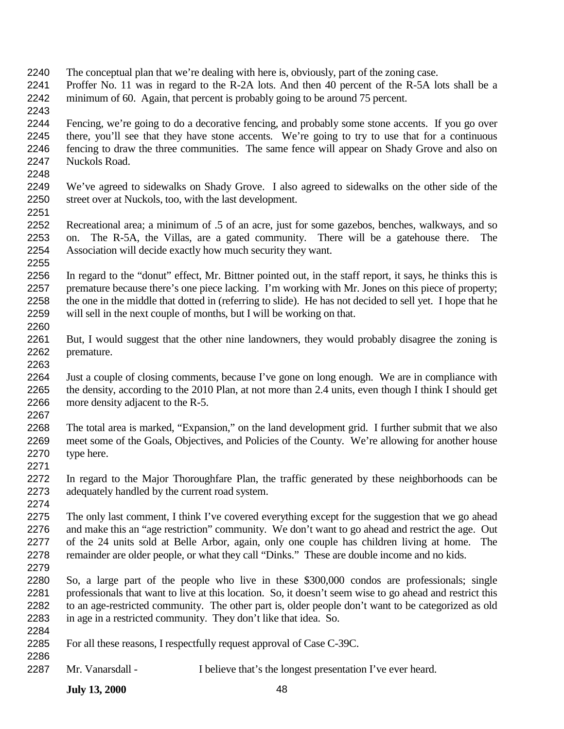The conceptual plan that we're dealing with here is, obviously, part of the zoning case. Proffer No. 11 was in regard to the R-2A lots. And then 40 percent of the R-5A lots shall be a minimum of 60. Again, that percent is probably going to be around 75 percent.

Fencing, we're going to do a decorative fencing, and probably some stone accents. If you go over there, you'll see that they have stone accents. We're going to try to use that for a continuous fencing to draw the three communities. The same fence will appear on Shady Grove and also on Nuckols Road.

We've agreed to sidewalks on Shady Grove. I also agreed to sidewalks on the other side of the street over at Nuckols, too, with the last development.

Recreational area; a minimum of .5 of an acre, just for some gazebos, benches, walkways, and so on. The R-5A, the Villas, are a gated community. There will be a gatehouse there. The Association will decide exactly how much security they want.

In regard to the "donut" effect, Mr. Bittner pointed out, in the staff report, it says, he thinks this is premature because there's one piece lacking. I'm working with Mr. Jones on this piece of property; the one in the middle that dotted in (referring to slide). He has not decided to sell yet. I hope that he will sell in the next couple of months, but I will be working on that.

But, I would suggest that the other nine landowners, they would probably disagree the zoning is premature.

Just a couple of closing comments, because I've gone on long enough. We are in compliance with the density, according to the 2010 Plan, at not more than 2.4 units, even though I think I should get more density adjacent to the R-5.

The total area is marked, "Expansion," on the land development grid. I further submit that we also meet some of the Goals, Objectives, and Policies of the County. We're allowing for another house type here.

In regard to the Major Thoroughfare Plan, the traffic generated by these neighborhoods can be adequately handled by the current road system.

The only last comment, I think I've covered everything except for the suggestion that we go ahead and make this an "age restriction" community. We don't want to go ahead and restrict the age. Out of the 24 units sold at Belle Arbor, again, only one couple has children living at home. The remainder are older people, or what they call "Dinks." These are double income and no kids.

So, a large part of the people who live in these $300,000 condos are professionals; single professionals that want to live at this location. So, it doesn't seem wise to go ahead and restrict this to an age-restricted community. The other part is, older people don't want to be categorized as old in age in a restricted community. They don't like that idea. So.

For all these reasons, I respectfully request approval of Case C-39C.

Mr. Vanarsdall - I believe that's the longest presentation I've ever heard.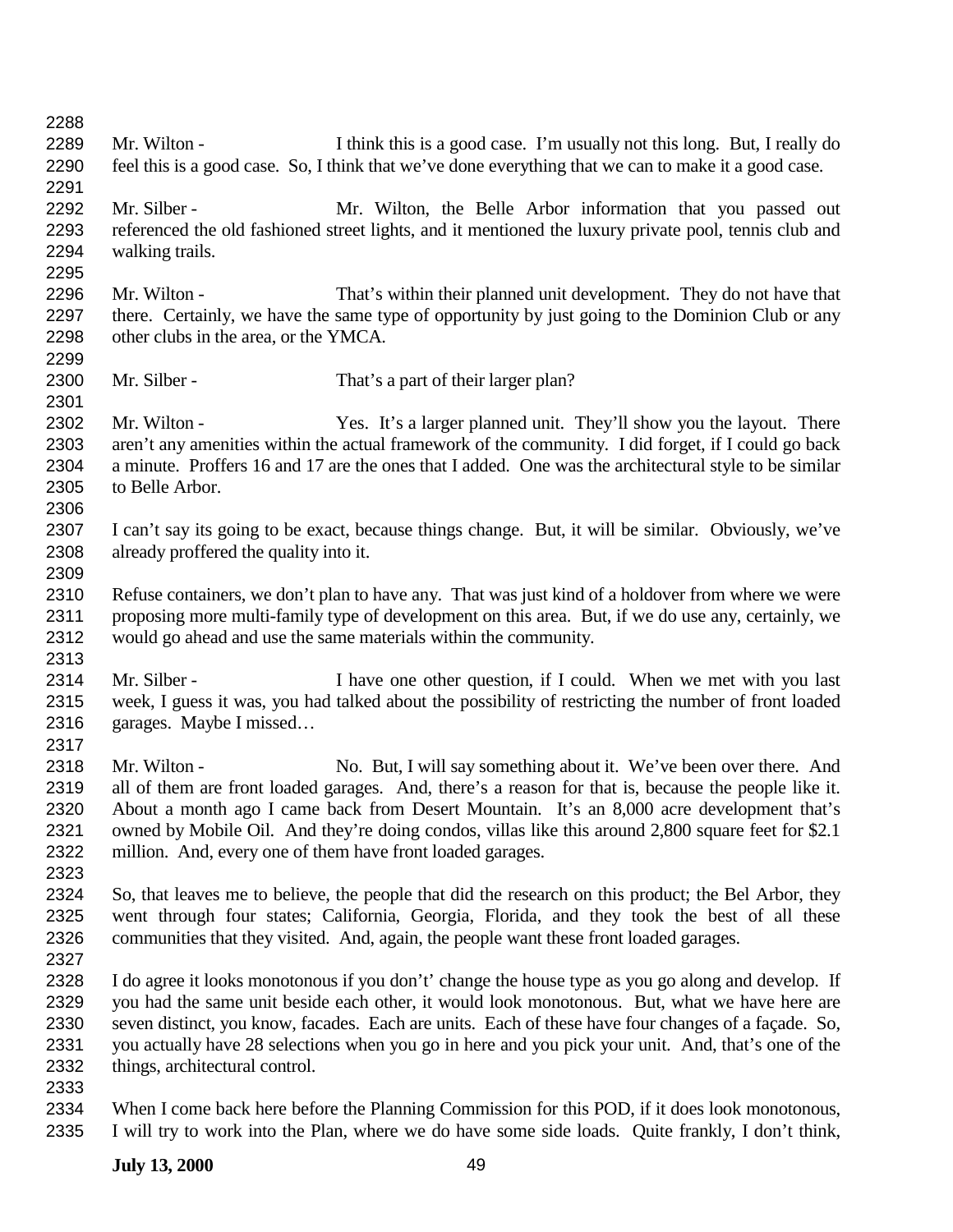Mr. Wilton - I think this is a good case. I'm usually not this long. But, I really do feel this is a good case. So, I think that we've done everything that we can to make it a good case.

Mr. Silber - Mr. Wilton, the Belle Arbor information that you passed out referenced the old fashioned street lights, and it mentioned the luxury private pool, tennis club and walking trails.

Mr. Wilton - That's within their planned unit development. They do not have that there. Certainly, we have the same type of opportunity by just going to the Dominion Club or any other clubs in the area, or the YMCA.

Mr. Silber - That's a part of their larger plan?

Mr. Wilton - Yes. It's a larger planned unit. They'll show you the layout. There aren't any amenities within the actual framework of the community. I did forget, if I could go back a minute. Proffers 16 and 17 are the ones that I added. One was the architectural style to be similar to Belle Arbor.

I can't say its going to be exact, because things change. But, it will be similar. Obviously, we've already proffered the quality into it.

Refuse containers, we don't plan to have any. That was just kind of a holdover from where we were proposing more multi-family type of development on this area. But, if we do use any, certainly, we would go ahead and use the same materials within the community.

Mr. Silber - I have one other question, if I could. When we met with you last week, I guess it was, you had talked about the possibility of restricting the number of front loaded garages. Maybe I missed…

Mr. Wilton - No. But, I will say something about it. We've been over there. And all of them are front loaded garages. And, there's a reason for that is, because the people like it. About a month ago I came back from Desert Mountain. It's an 8,000 acre development that's owned by Mobile Oil. And they're doing condos, villas like this around 2,800 square feet for $2.1 million. And, every one of them have front loaded garages.

So, that leaves me to believe, the people that did the research on this product; the Bel Arbor, they went through four states; California, Georgia, Florida, and they took the best of all these communities that they visited. And, again, the people want these front loaded garages.

I do agree it looks monotonous if you don't' change the house type as you go along and develop. If you had the same unit beside each other, it would look monotonous. But, what we have here are seven distinct, you know, facades. Each are units. Each of these have four changes of a façade. So, you actually have 28 selections when you go in here and you pick your unit. And, that's one of the things, architectural control.

When I come back here before the Planning Commission for this POD, if it does look monotonous, I will try to work into the Plan, where we do have some side loads. Quite frankly, I don't think,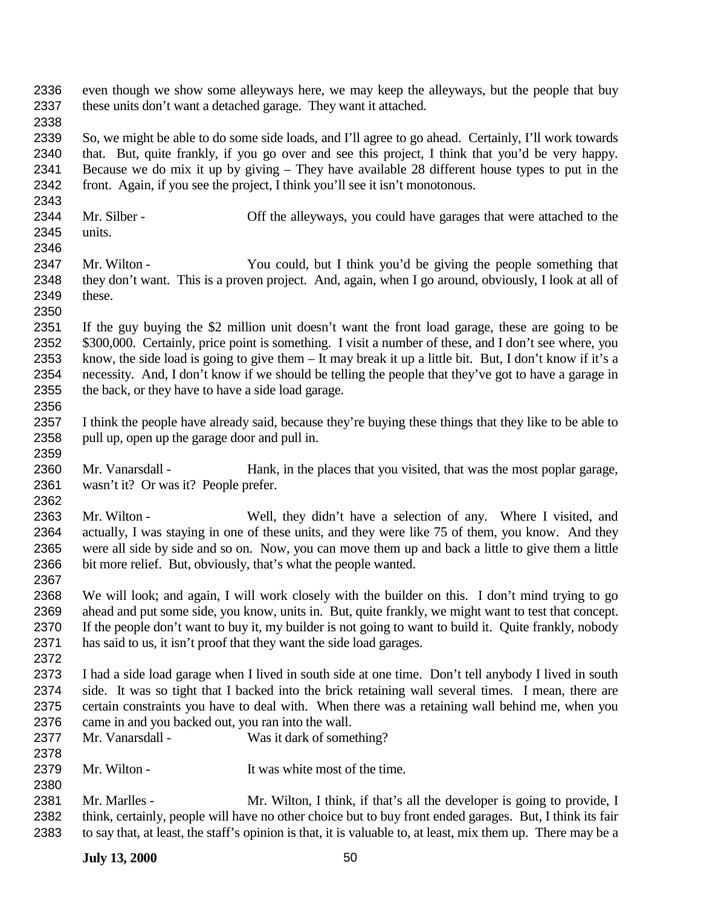even though we show some alleyways here, we may keep the alleyways, but the people that buy these units don't want a detached garage. They want it attached.

So, we might be able to do some side loads, and I'll agree to go ahead. Certainly, I'll work towards that. But, quite frankly, if you go over and see this project, I think that you'd be very happy. Because we do mix it up by giving – They have available 28 different house types to put in the front. Again, if you see the project, I think you'll see it isn't monotonous.

Mr. Silber - Off the alleyways, you could have garages that were attached to the units.

Mr. Wilton - You could, but I think you'd be giving the people something that they don't want. This is a proven project. And, again, when I go around, obviously, I look at all of these.

If the guy buying the $2 million unit doesn't want the front load garage, these are going to be $300,000. Certainly, price point is something. I visit a number of these, and I don't see where, you know, the side load is going to give them – It may break it up a little bit. But, I don't know if it's a necessity. And, I don't know if we should be telling the people that they've got to have a garage in the back, or they have to have a side load garage.

I think the people have already said, because they're buying these things that they like to be able to pull up, open up the garage door and pull in.

Mr. Vanarsdall - Hank, in the places that you visited, that was the most poplar garage, wasn't it? Or was it? People prefer.

Mr. Wilton - Well, they didn't have a selection of any. Where I visited, and actually, I was staying in one of these units, and they were like 75 of them, you know. And they were all side by side and so on. Now, you can move them up and back a little to give them a little bit more relief. But, obviously, that's what the people wanted.

We will look; and again, I will work closely with the builder on this. I don't mind trying to go ahead and put some side, you know, units in. But, quite frankly, we might want to test that concept. If the people don't want to buy it, my builder is not going to want to build it. Quite frankly, nobody has said to us, it isn't proof that they want the side load garages.

I had a side load garage when I lived in south side at one time. Don't tell anybody I lived in south side. It was so tight that I backed into the brick retaining wall several times. I mean, there are certain constraints you have to deal with. When there was a retaining wall behind me, when you came in and you backed out, you ran into the wall.

Mr. Vanarsdall - Was it dark of something?

Mr. Wilton - It was white most of the time.

Mr. Marlles - Mr. Wilton, I think, if that's all the developer is going to provide, I think, certainly, people will have no other choice but to buy front ended garages. But, I think its fair to say that, at least, the staff's opinion is that, it is valuable to, at least, mix them up. There may be a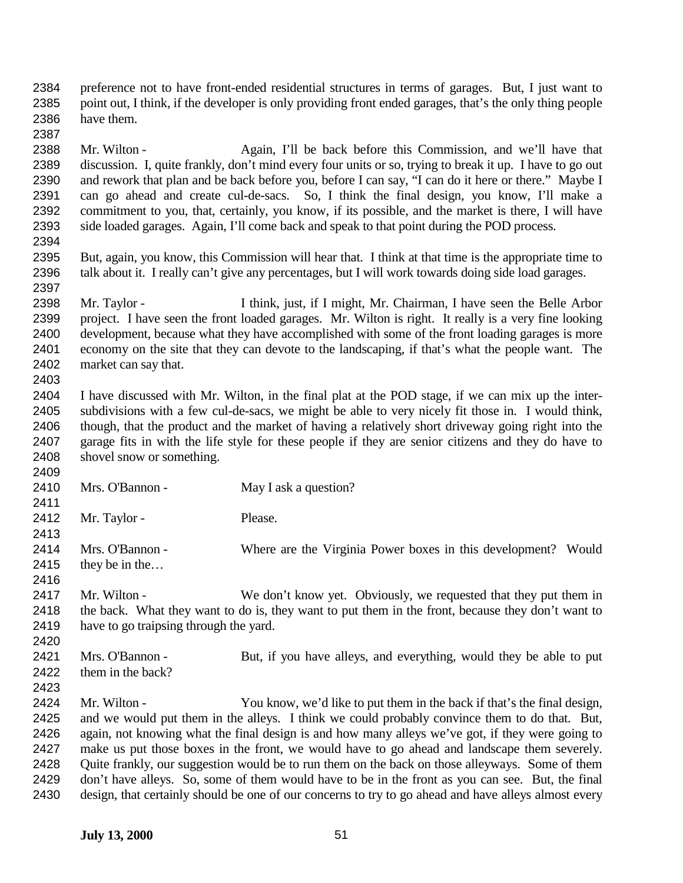preference not to have front-ended residential structures in terms of garages. But, I just want to point out, I think, if the developer is only providing front ended garages, that's the only thing people have them.

Mr. Wilton - Again, I'll be back before this Commission, and we'll have that discussion. I, quite frankly, don't mind every four units or so, trying to break it up. I have to go out and rework that plan and be back before you, before I can say, "I can do it here or there." Maybe I can go ahead and create cul-de-sacs. So, I think the final design, you know, I'll make a commitment to you, that, certainly, you know, if its possible, and the market is there, I will have side loaded garages. Again, I'll come back and speak to that point during the POD process.

But, again, you know, this Commission will hear that. I think at that time is the appropriate time to talk about it. I really can't give any percentages, but I will work towards doing side load garages.

Mr. Taylor - I think, just, if I might, Mr. Chairman, I have seen the Belle Arbor project. I have seen the front loaded garages. Mr. Wilton is right. It really is a very fine looking development, because what they have accomplished with some of the front loading garages is more economy on the site that they can devote to the landscaping, if that's what the people want. The market can say that.

I have discussed with Mr. Wilton, in the final plat at the POD stage, if we can mix up the inter-subdivisions with a few cul-de-sacs, we might be able to very nicely fit those in. I would think, though, that the product and the market of having a relatively short driveway going right into the garage fits in with the life style for these people if they are senior citizens and they do have to shovel snow or something.

Mrs. O'Bannon - May I ask a question?

Mr. Taylor - Please.

Mrs. O'Bannon - Where are the Virginia Power boxes in this development? Would they be in the…

Mr. Wilton - We don't know yet. Obviously, we requested that they put them in the back. What they want to do is, they want to put them in the front, because they don't want to have to go traipsing through the yard.

Mrs. O'Bannon - But, if you have alleys, and everything, would they be able to put them in the back?

Mr. Wilton - You know, we'd like to put them in the back if that's the final design, and we would put them in the alleys. I think we could probably convince them to do that. But, again, not knowing what the final design is and how many alleys we've got, if they were going to make us put those boxes in the front, we would have to go ahead and landscape them severely. Quite frankly, our suggestion would be to run them on the back on those alleyways. Some of them don't have alleys. So, some of them would have to be in the front as you can see. But, the final design, that certainly should be one of our concerns to try to go ahead and have alleys almost every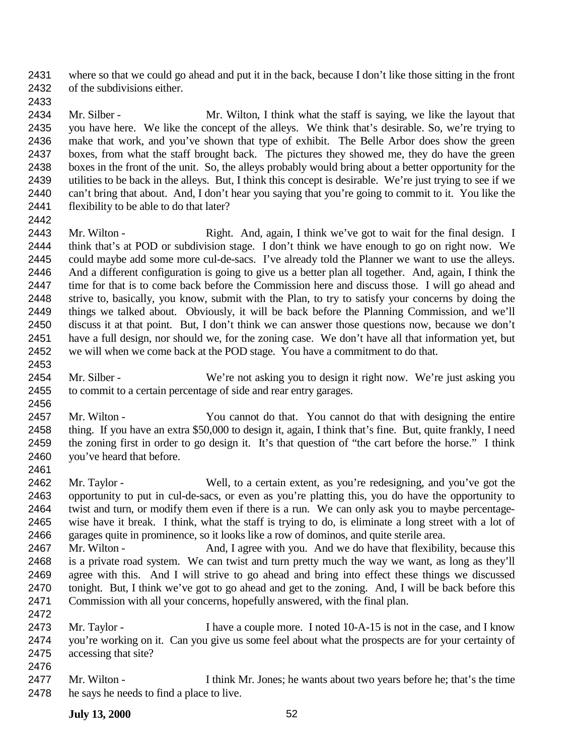where so that we could go ahead and put it in the back, because I don't like those sitting in the front of the subdivisions either.

Mr. Silber - Mr. Wilton, I think what the staff is saying, we like the layout that you have here. We like the concept of the alleys. We think that's desirable. So, we're trying to make that work, and you've shown that type of exhibit. The Belle Arbor does show the green boxes, from what the staff brought back. The pictures they showed me, they do have the green boxes in the front of the unit. So, the alleys probably would bring about a better opportunity for the utilities to be back in the alleys. But, I think this concept is desirable. We're just trying to see if we can't bring that about. And, I don't hear you saying that you're going to commit to it. You like the flexibility to be able to do that later?

Mr. Wilton - Right. And, again, I think we've got to wait for the final design. I think that's at POD or subdivision stage. I don't think we have enough to go on right now. We could maybe add some more cul-de-sacs. I've already told the Planner we want to use the alleys. And a different configuration is going to give us a better plan all together. And, again, I think the time for that is to come back before the Commission here and discuss those. I will go ahead and strive to, basically, you know, submit with the Plan, to try to satisfy your concerns by doing the things we talked about. Obviously, it will be back before the Planning Commission, and we'll discuss it at that point. But, I don't think we can answer those questions now, because we don't have a full design, nor should we, for the zoning case. We don't have all that information yet, but we will when we come back at the POD stage. You have a commitment to do that.

Mr. Silber - We're not asking you to design it right now. We're just asking you to commit to a certain percentage of side and rear entry garages.

Mr. Wilton - You cannot do that. You cannot do that with designing the entire thing. If you have an extra $50,000 to design it, again, I think that's fine. But, quite frankly, I need the zoning first in order to go design it. It's that question of "the cart before the horse." I think you've heard that before.

Mr. Taylor - Well, to a certain extent, as you're redesigning, and you've got the opportunity to put in cul-de-sacs, or even as you're platting this, you do have the opportunity to twist and turn, or modify them even if there is a run. We can only ask you to maybe percentage-wise have it break. I think, what the staff is trying to do, is eliminate a long street with a lot of garages quite in prominence, so it looks like a row of dominos, and quite sterile area.

Mr. Wilton - And, I agree with you. And we do have that flexibility, because this is a private road system. We can twist and turn pretty much the way we want, as long as they'll agree with this. And I will strive to go ahead and bring into effect these things we discussed tonight. But, I think we've got to go ahead and get to the zoning. And, I will be back before this Commission with all your concerns, hopefully answered, with the final plan.

Mr. Taylor - I have a couple more. I noted 10-A-15 is not in the case, and I know you're working on it. Can you give us some feel about what the prospects are for your certainty of accessing that site?

Mr. Wilton - I think Mr. Jones; he wants about two years before he; that's the time he says he needs to find a place to live.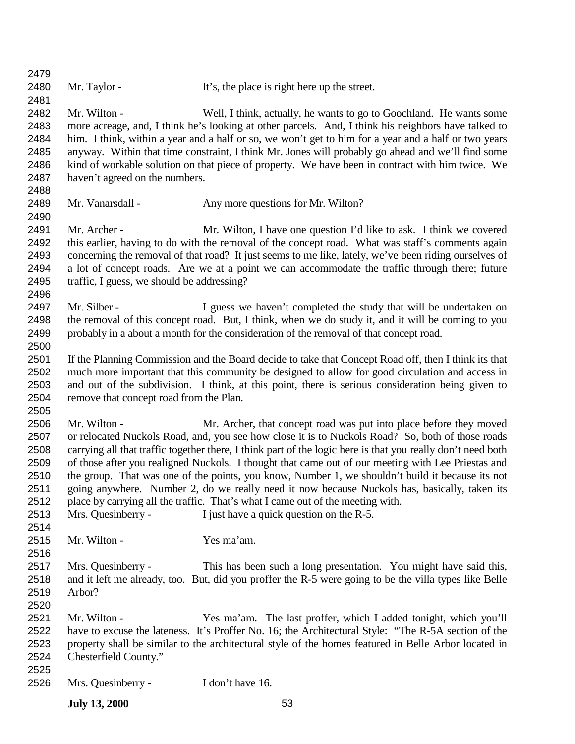Mr. Taylor - It's, the place is right here up the street.

Mr. Wilton - Well, I think, actually, he wants to go to Goochland. He wants some more acreage, and, I think he's looking at other parcels. And, I think his neighbors have talked to him. I think, within a year and a half or so, we won't get to him for a year and a half or two years anyway. Within that time constraint, I think Mr. Jones will probably go ahead and we'll find some kind of workable solution on that piece of property. We have been in contract with him twice. We haven't agreed on the numbers.

Mr. Vanarsdall - Any more questions for Mr. Wilton?

Mr. Archer - Mr. Wilton, I have one question I'd like to ask. I think we covered this earlier, having to do with the removal of the concept road. What was staff's comments again concerning the removal of that road? It just seems to me like, lately, we've been riding ourselves of a lot of concept roads. Are we at a point we can accommodate the traffic through there; future traffic, I guess, we should be addressing?

Mr. Silber - I guess we haven't completed the study that will be undertaken on the removal of this concept road. But, I think, when we do study it, and it will be coming to you probably in a about a month for the consideration of the removal of that concept road.

If the Planning Commission and the Board decide to take that Concept Road off, then I think its that much more important that this community be designed to allow for good circulation and access in and out of the subdivision. I think, at this point, there is serious consideration being given to remove that concept road from the Plan.

Mr. Wilton - Mr. Archer, that concept road was put into place before they moved or relocated Nuckols Road, and, you see how close it is to Nuckols Road? So, both of those roads carrying all that traffic together there, I think part of the logic here is that you really don't need both of those after you realigned Nuckols. I thought that came out of our meeting with Lee Priestas and the group. That was one of the points, you know, Number 1, we shouldn't build it because its not going anywhere. Number 2, do we really need it now because Nuckols has, basically, taken its place by carrying all the traffic. That's what I came out of the meeting with.

Mrs. Quesinberry - I just have a quick question on the R-5.

Mr. Wilton - Yes ma'am.

Mrs. Quesinberry - This has been such a long presentation. You might have said this, and it left me already, too. But, did you proffer the R-5 were going to be the villa types like Belle Arbor?

Mr. Wilton - Yes ma'am. The last proffer, which I added tonight, which you'll have to excuse the lateness. It's Proffer No. 16; the Architectural Style: "The R-5A section of the property shall be similar to the architectural style of the homes featured in Belle Arbor located in Chesterfield County."

Mrs. Quesinberry - I don't have 16.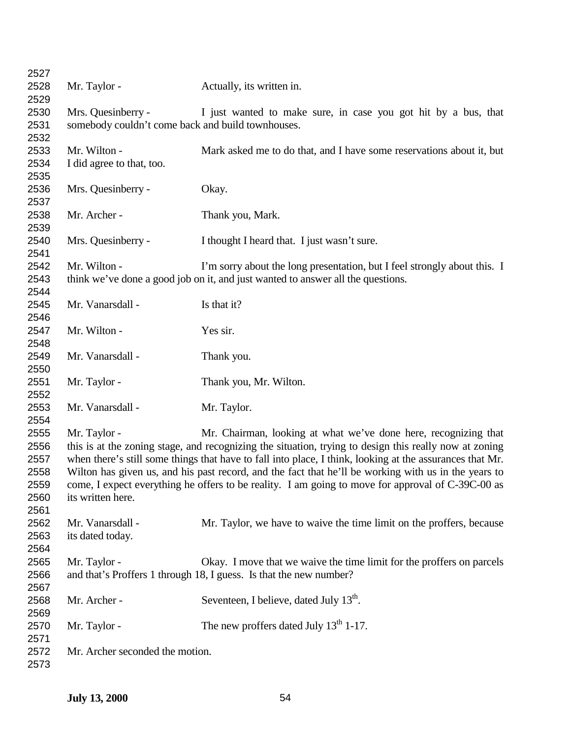Mr. Taylor - Actually, its written in.

Mrs. Quesinberry - I just wanted to make sure, in case you got hit by a bus, that somebody couldn't come back and build townhouses.

Mr. Wilton - Mark asked me to do that, and I have some reservations about it, but I did agree to that, too.

Mrs. Quesinberry - Okay.

Mr. Archer - Thank you, Mark.

Mrs. Quesinberry - I thought I heard that. I just wasn't sure.

Mr. Wilton - I'm sorry about the long presentation, but I feel strongly about this. I think we've done a good job on it, and just wanted to answer all the questions.

Mr. Vanarsdall - Is that it?

Mr. Wilton - Yes sir.

Mr. Vanarsdall - Thank you.

Mr. Taylor - Thank you, Mr. Wilton.

Mr. Vanarsdall - Mr. Taylor.

Mr. Taylor - Mr. Chairman, looking at what we've done here, recognizing that this is at the zoning stage, and recognizing the situation, trying to design this really now at zoning when there's still some things that have to fall into place, I think, looking at the assurances that Mr. Wilton has given us, and his past record, and the fact that he'll be working with us in the years to come, I expect everything he offers to be reality. I am going to move for approval of C-39C-00 as its written here.

Mr. Vanarsdall - Mr. Taylor, we have to waive the time limit on the proffers, because its dated today.

Mr. Taylor - Okay. I move that we waive the time limit for the proffers on parcels and that's Proffers 1 through 18, I guess. Is that the new number?

Mr. Archer - Seventeen, I believe, dated July 13th.

Mr. Taylor - The new proffers dated July 13th 1-17.

Mr. Archer seconded the motion.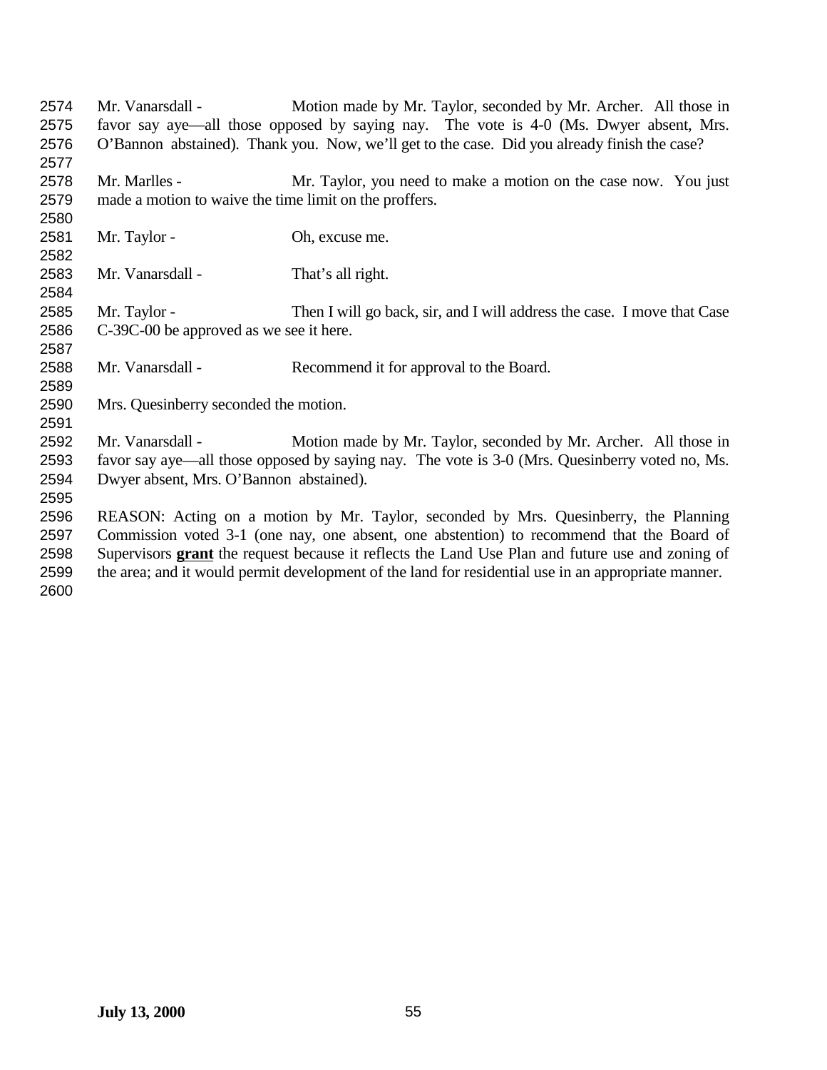Mr. Vanarsdall - Motion made by Mr. Taylor, seconded by Mr. Archer. All those in favor say aye—all those opposed by saying nay. The vote is 4-0 (Ms. Dwyer absent, Mrs. O'Bannon abstained). Thank you. Now, we'll get to the case. Did you already finish the case?

Mr. Marlles - Mr. Taylor, you need to make a motion on the case now. You just made a motion to waive the time limit on the proffers.

Mr. Taylor - Oh, excuse me.

Mr. Vanarsdall - That's all right.

Mr. Taylor - Then I will go back, sir, and I will address the case. I move that Case C-39C-00 be approved as we see it here.

Mr. Vanarsdall - Recommend it for approval to the Board.

Mrs. Quesinberry seconded the motion.

Mr. Vanarsdall - Motion made by Mr. Taylor, seconded by Mr. Archer. All those in favor say aye—all those opposed by saying nay. The vote is 3-0 (Mrs. Quesinberry voted no, Ms. Dwyer absent, Mrs. O'Bannon abstained).

REASON: Acting on a motion by Mr. Taylor, seconded by Mrs. Quesinberry, the Planning Commission voted 3-1 (one nay, one absent, one abstention) to recommend that the Board of Supervisors **grant** the request because it reflects the Land Use Plan and future use and zoning of the area; and it would permit development of the land for residential use in an appropriate manner.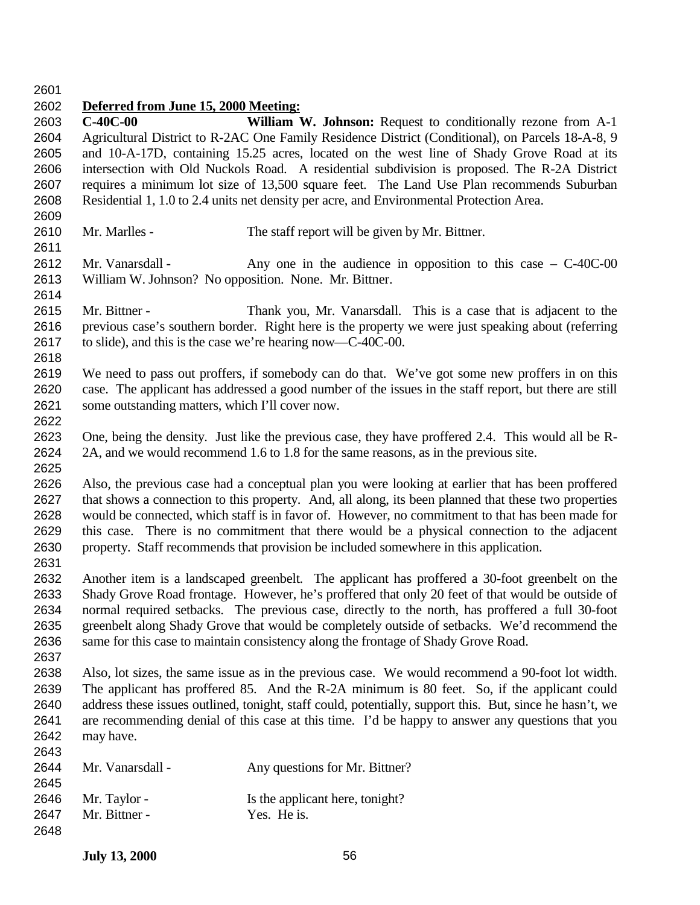**Deferred from June 15, 2000 Meeting:**

**C-40C-00** **William W. Johnson:** Request to conditionally rezone from A-1 Agricultural District to R-2AC One Family Residence District (Conditional), on Parcels 18-A-8, 9 and 10-A-17D, containing 15.25 acres, located on the west line of Shady Grove Road at its intersection with Old Nuckols Road. A residential subdivision is proposed. The R-2A District requires a minimum lot size of 13,500 square feet. The Land Use Plan recommends Suburban Residential 1, 1.0 to 2.4 units net density per acre, and Environmental Protection Area.

Mr. Marlles - The staff report will be given by Mr. Bittner.

Mr. Vanarsdall - Any one in the audience in opposition to this case – C-40C-00 William W. Johnson? No opposition. None. Mr. Bittner.

Mr. Bittner - Thank you, Mr. Vanarsdall. This is a case that is adjacent to the previous case's southern border. Right here is the property we were just speaking about (referring to slide), and this is the case we're hearing now—C-40C-00.

We need to pass out proffers, if somebody can do that. We've got some new proffers in on this case. The applicant has addressed a good number of the issues in the staff report, but there are still some outstanding matters, which I'll cover now.

One, being the density. Just like the previous case, they have proffered 2.4. This would all be R-2A, and we would recommend 1.6 to 1.8 for the same reasons, as in the previous site.

Also, the previous case had a conceptual plan you were looking at earlier that has been proffered that shows a connection to this property. And, all along, its been planned that these two properties would be connected, which staff is in favor of. However, no commitment to that has been made for this case. There is no commitment that there would be a physical connection to the adjacent property. Staff recommends that provision be included somewhere in this application.

Another item is a landscaped greenbelt. The applicant has proffered a 30-foot greenbelt on the Shady Grove Road frontage. However, he's proffered that only 20 feet of that would be outside of normal required setbacks. The previous case, directly to the north, has proffered a full 30-foot greenbelt along Shady Grove that would be completely outside of setbacks. We'd recommend the same for this case to maintain consistency along the frontage of Shady Grove Road.

Also, lot sizes, the same issue as in the previous case. We would recommend a 90-foot lot width. The applicant has proffered 85. And the R-2A minimum is 80 feet. So, if the applicant could address these issues outlined, tonight, staff could, potentially, support this. But, since he hasn't, we are recommending denial of this case at this time. I'd be happy to answer any questions that you may have.

Mr. Vanarsdall - Any questions for Mr. Bittner?

Mr. Taylor - Is the applicant here, tonight?

Mr. Bittner - Yes. He is.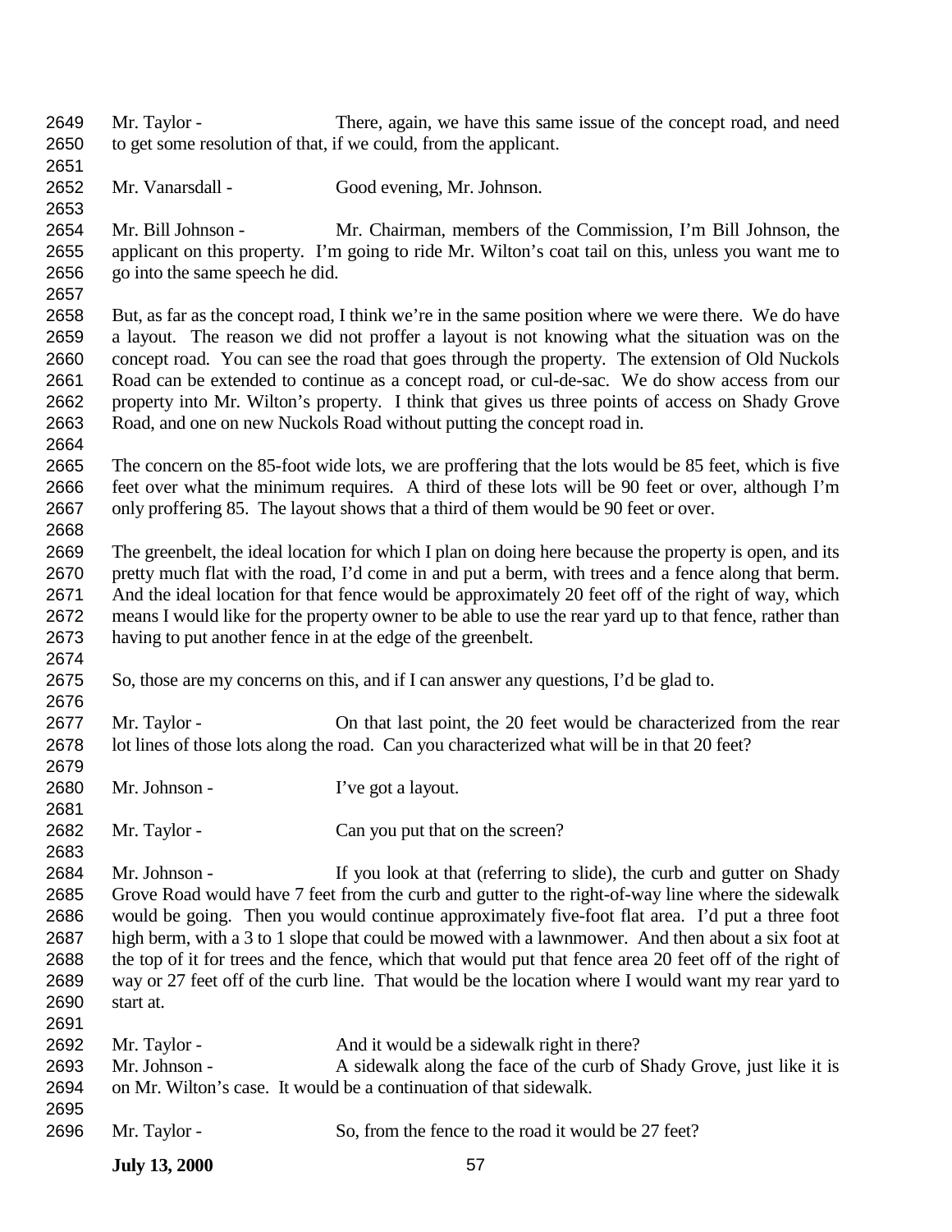Mr. Taylor - There, again, we have this same issue of the concept road, and need to get some resolution of that, if we could, from the applicant.

Mr. Vanarsdall - Good evening, Mr. Johnson.

Mr. Bill Johnson - Mr. Chairman, members of the Commission, I'm Bill Johnson, the applicant on this property. I'm going to ride Mr. Wilton's coat tail on this, unless you want me to go into the same speech he did.

But, as far as the concept road, I think we're in the same position where we were there. We do have a layout. The reason we did not proffer a layout is not knowing what the situation was on the concept road. You can see the road that goes through the property. The extension of Old Nuckols Road can be extended to continue as a concept road, or cul-de-sac. We do show access from our property into Mr. Wilton's property. I think that gives us three points of access on Shady Grove Road, and one on new Nuckols Road without putting the concept road in.

The concern on the 85-foot wide lots, we are proffering that the lots would be 85 feet, which is five feet over what the minimum requires. A third of these lots will be 90 feet or over, although I'm only proffering 85. The layout shows that a third of them would be 90 feet or over.

The greenbelt, the ideal location for which I plan on doing here because the property is open, and its pretty much flat with the road, I'd come in and put a berm, with trees and a fence along that berm. And the ideal location for that fence would be approximately 20 feet off of the right of way, which means I would like for the property owner to be able to use the rear yard up to that fence, rather than having to put another fence in at the edge of the greenbelt.

So, those are my concerns on this, and if I can answer any questions, I'd be glad to.

Mr. Taylor - On that last point, the 20 feet would be characterized from the rear lot lines of those lots along the road. Can you characterized what will be in that 20 feet?

Mr. Johnson - I've got a layout.

Mr. Taylor - Can you put that on the screen?

Mr. Johnson - If you look at that (referring to slide), the curb and gutter on Shady Grove Road would have 7 feet from the curb and gutter to the right-of-way line where the sidewalk would be going. Then you would continue approximately five-foot flat area. I'd put a three foot high berm, with a 3 to 1 slope that could be mowed with a lawnmower. And then about a six foot at the top of it for trees and the fence, which that would put that fence area 20 feet off of the right of way or 27 feet off of the curb line. That would be the location where I would want my rear yard to start at.

Mr. Taylor - And it would be a sidewalk right in there?

Mr. Johnson - A sidewalk along the face of the curb of Shady Grove, just like it is on Mr. Wilton's case. It would be a continuation of that sidewalk.

Mr. Taylor - So, from the fence to the road it would be 27 feet?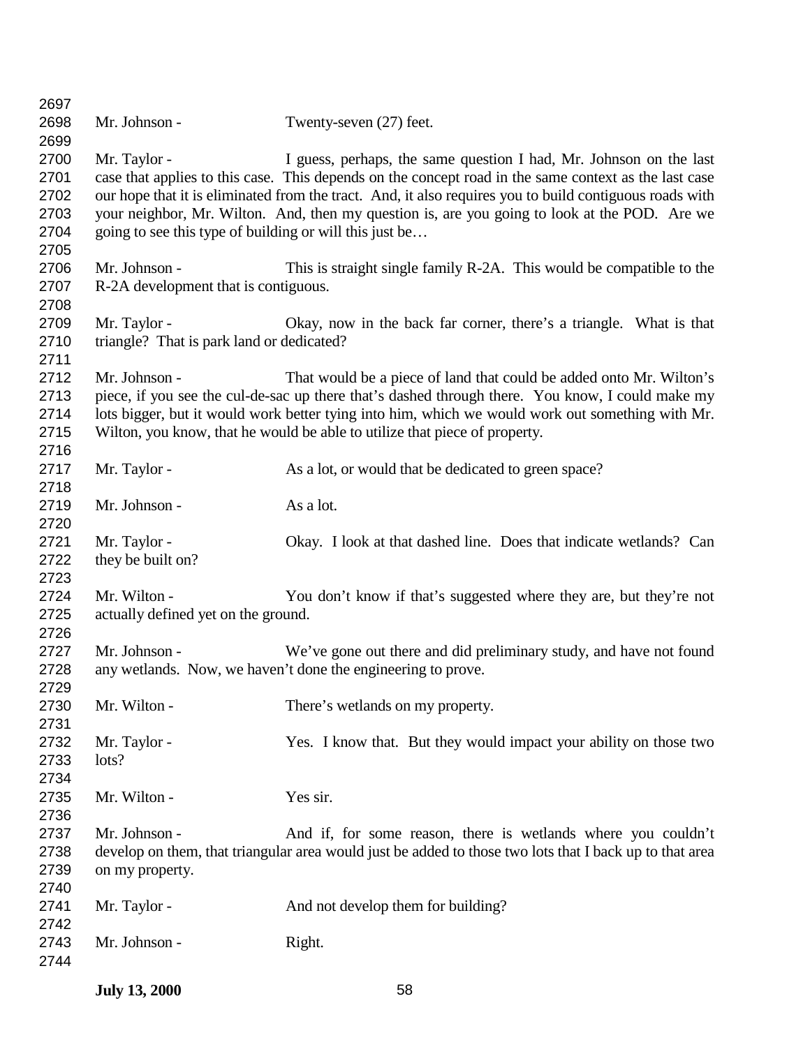Mr. Johnson - Twenty-seven (27) feet.

Mr. Taylor - I guess, perhaps, the same question I had, Mr. Johnson on the last case that applies to this case. This depends on the concept road in the same context as the last case our hope that it is eliminated from the tract. And, it also requires you to build contiguous roads with your neighbor, Mr. Wilton. And, then my question is, are you going to look at the POD. Are we going to see this type of building or will this just be…

Mr. Johnson - This is straight single family R-2A. This would be compatible to the R-2A development that is contiguous.

Mr. Taylor - Okay, now in the back far corner, there's a triangle. What is that triangle? That is park land or dedicated?

Mr. Johnson - That would be a piece of land that could be added onto Mr. Wilton's piece, if you see the cul-de-sac up there that's dashed through there. You know, I could make my lots bigger, but it would work better tying into him, which we would work out something with Mr. Wilton, you know, that he would be able to utilize that piece of property.

Mr. Taylor - As a lot, or would that be dedicated to green space?

Mr. Johnson - As a lot.

Mr. Taylor - Okay. I look at that dashed line. Does that indicate wetlands? Can they be built on?

Mr. Wilton - You don't know if that's suggested where they are, but they're not actually defined yet on the ground.

Mr. Johnson - We've gone out there and did preliminary study, and have not found any wetlands. Now, we haven't done the engineering to prove.

Mr. Wilton - There's wetlands on my property.

Mr. Taylor - Yes. I know that. But they would impact your ability on those two lots?

Mr. Wilton - Yes sir.

Mr. Johnson - And if, for some reason, there is wetlands where you couldn't develop on them, that triangular area would just be added to those two lots that I back up to that area on my property.

Mr. Taylor - And not develop them for building?

Mr. Johnson - Right.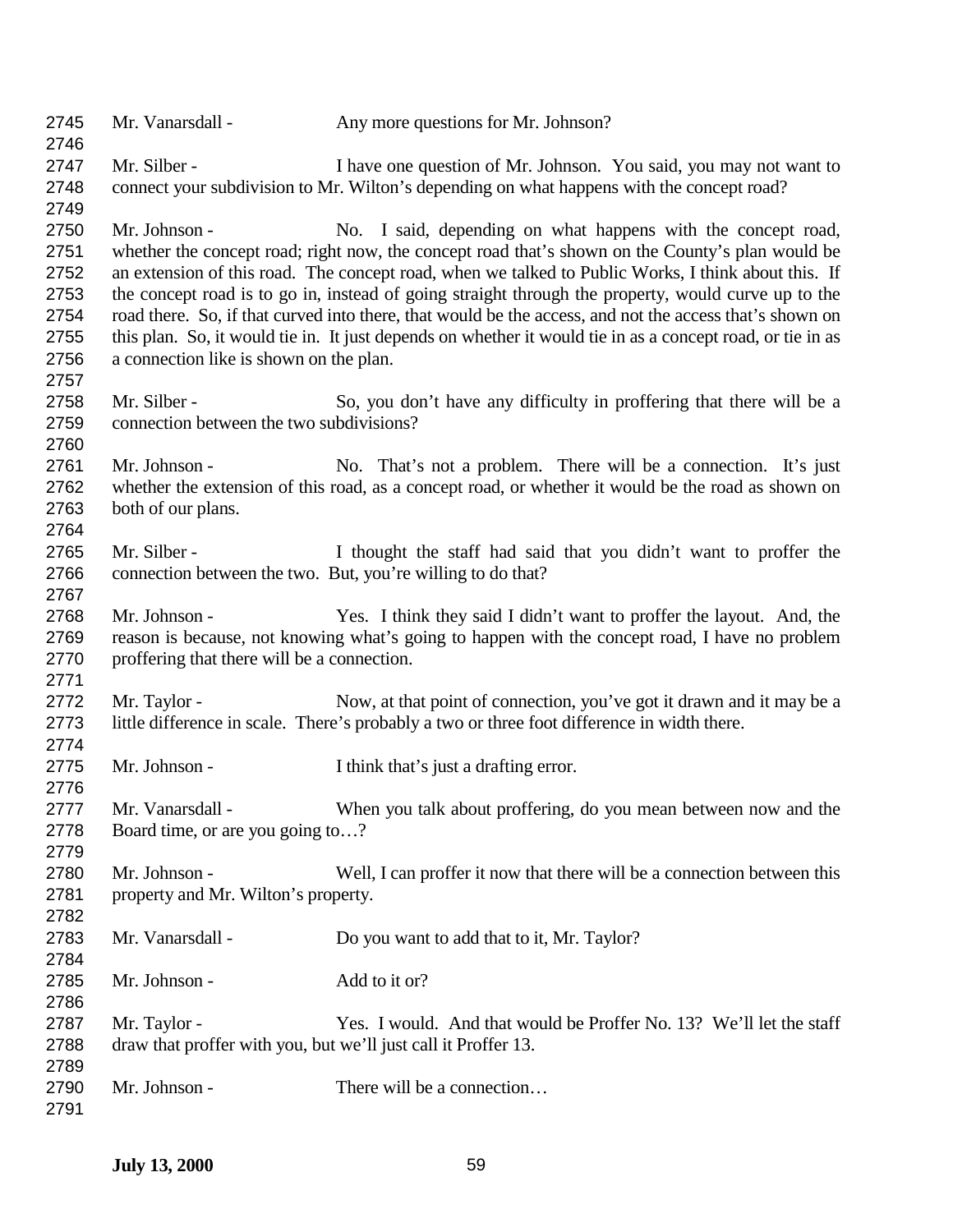Mr. Vanarsdall - Any more questions for Mr. Johnson?

Mr. Silber - I have one question of Mr. Johnson. You said, you may not want to connect your subdivision to Mr. Wilton's depending on what happens with the concept road?

Mr. Johnson - No. I said, depending on what happens with the concept road, whether the concept road; right now, the concept road that's shown on the County's plan would be an extension of this road. The concept road, when we talked to Public Works, I think about this. If the concept road is to go in, instead of going straight through the property, would curve up to the road there. So, if that curved into there, that would be the access, and not the access that's shown on this plan. So, it would tie in. It just depends on whether it would tie in as a concept road, or tie in as a connection like is shown on the plan.

Mr. Silber - So, you don't have any difficulty in proffering that there will be a connection between the two subdivisions?

Mr. Johnson - No. That's not a problem. There will be a connection. It's just whether the extension of this road, as a concept road, or whether it would be the road as shown on both of our plans.

Mr. Silber - I thought the staff had said that you didn't want to proffer the connection between the two. But, you're willing to do that?

Mr. Johnson - Yes. I think they said I didn't want to proffer the layout. And, the reason is because, not knowing what's going to happen with the concept road, I have no problem proffering that there will be a connection.

Mr. Taylor - Now, at that point of connection, you've got it drawn and it may be a little difference in scale. There's probably a two or three foot difference in width there.

Mr. Johnson - I think that's just a drafting error.

Mr. Vanarsdall - When you talk about proffering, do you mean between now and the Board time, or are you going to…?

Mr. Johnson - Well, I can proffer it now that there will be a connection between this property and Mr. Wilton's property.

Mr. Vanarsdall - Do you want to add that to it, Mr. Taylor?

Mr. Johnson - Add to it or?

Mr. Taylor - Yes. I would. And that would be Proffer No. 13? We'll let the staff draw that proffer with you, but we'll just call it Proffer 13.

Mr. Johnson - There will be a connection…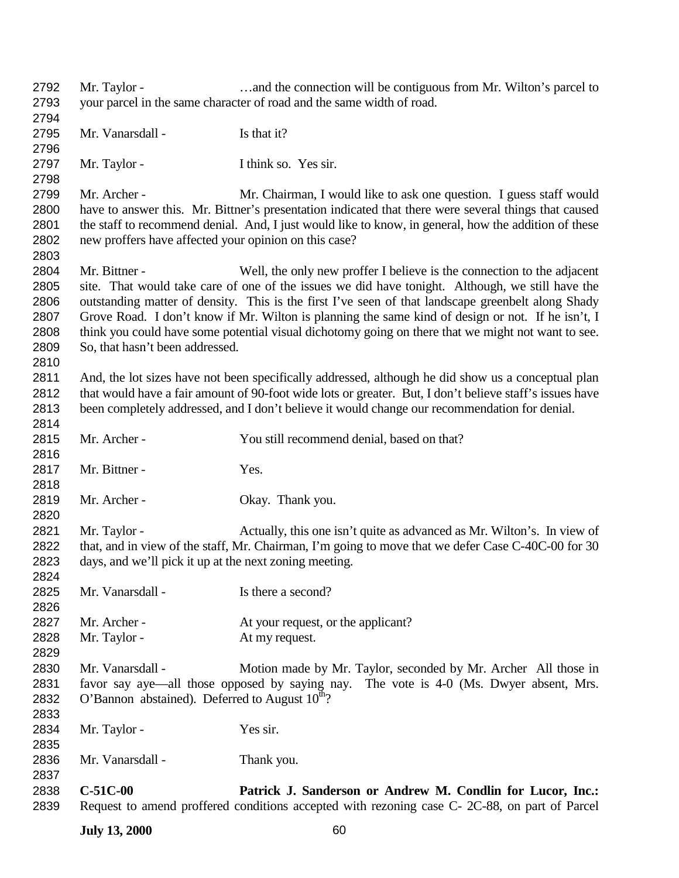Mr. Taylor - …and the connection will be contiguous from Mr. Wilton's parcel to your parcel in the same character of road and the same width of road.

Mr. Vanarsdall - Is that it?

Mr. Taylor - I think so. Yes sir.

Mr. Archer - Mr. Chairman, I would like to ask one question. I guess staff would have to answer this. Mr. Bittner's presentation indicated that there were several things that caused the staff to recommend denial. And, I just would like to know, in general, how the addition of these new proffers have affected your opinion on this case?

Mr. Bittner - Well, the only new proffer I believe is the connection to the adjacent site. That would take care of one of the issues we did have tonight. Although, we still have the outstanding matter of density. This is the first I've seen of that landscape greenbelt along Shady Grove Road. I don't know if Mr. Wilton is planning the same kind of design or not. If he isn't, I think you could have some potential visual dichotomy going on there that we might not want to see. So, that hasn't been addressed.

And, the lot sizes have not been specifically addressed, although he did show us a conceptual plan that would have a fair amount of 90-foot wide lots or greater. But, I don't believe staff's issues have been completely addressed, and I don't believe it would change our recommendation for denial.

Mr. Archer - You still recommend denial, based on that?

Mr. Bittner - Yes.

Mr. Archer - Okay. Thank you.

Mr. Taylor - Actually, this one isn't quite as advanced as Mr. Wilton's. In view of that, and in view of the staff, Mr. Chairman, I'm going to move that we defer Case C-40C-00 for 30 days, and we'll pick it up at the next zoning meeting.

Mr. Vanarsdall - Is there a second?

Mr. Archer - At your request, or the applicant?
Mr. Taylor - At my request.

Mr. Vanarsdall - Motion made by Mr. Taylor, seconded by Mr. Archer All those in favor say aye—all those opposed by saying nay. The vote is 4-0 (Ms. Dwyer absent, Mrs. O'Bannon abstained). Deferred to August 10th?

Mr. Taylor - Yes sir.

Mr. Vanarsdall - Thank you.

**C-51C-00** **Patrick J. Sanderson or Andrew M. Condlin for Lucor, Inc.:** Request to amend proffered conditions accepted with rezoning case C- 2C-88, on part of Parcel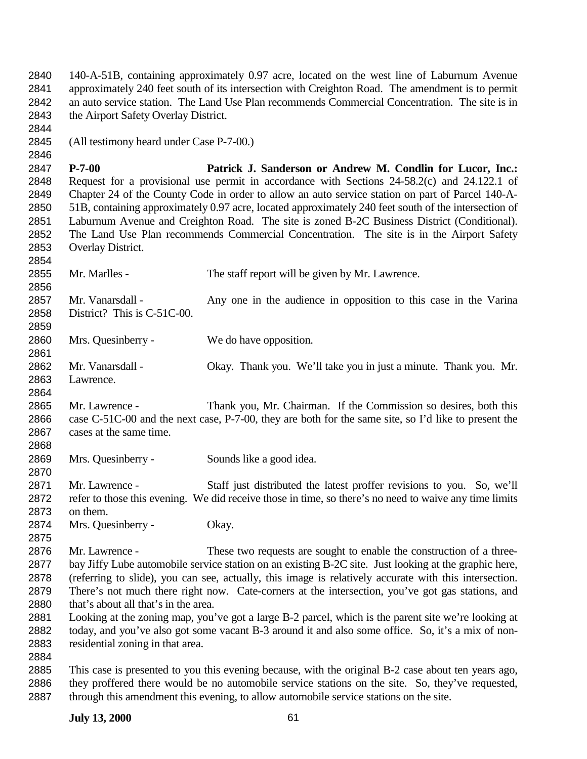140-A-51B, containing approximately 0.97 acre, located on the west line of Laburnum Avenue approximately 240 feet south of its intersection with Creighton Road. The amendment is to permit an auto service station. The Land Use Plan recommends Commercial Concentration. The site is in the Airport Safety Overlay District.

(All testimony heard under Case P-7-00.)

**P-7-00 Patrick J. Sanderson or Andrew M. Condlin for Lucor, Inc.:** Request for a provisional use permit in accordance with Sections 24-58.2(c) and 24.122.1 of Chapter 24 of the County Code in order to allow an auto service station on part of Parcel 140-A-51B, containing approximately 0.97 acre, located approximately 240 feet south of the intersection of Laburnum Avenue and Creighton Road. The site is zoned B-2C Business District (Conditional). The Land Use Plan recommends Commercial Concentration. The site is in the Airport Safety Overlay District.

Mr. Marlles - The staff report will be given by Mr. Lawrence.

Mr. Vanarsdall - Any one in the audience in opposition to this case in the Varina District? This is C-51C-00.

Mrs. Quesinberry - We do have opposition.

Mr. Vanarsdall - Okay. Thank you. We'll take you in just a minute. Thank you. Mr. Lawrence.

Mr. Lawrence - Thank you, Mr. Chairman. If the Commission so desires, both this case C-51C-00 and the next case, P-7-00, they are both for the same site, so I'd like to present the cases at the same time.

Mrs. Quesinberry - Sounds like a good idea.

Mr. Lawrence - Staff just distributed the latest proffer revisions to you. So, we'll refer to those this evening. We did receive those in time, so there's no need to waive any time limits on them.

Mrs. Quesinberry - Okay.

Mr. Lawrence - These two requests are sought to enable the construction of a three-bay Jiffy Lube automobile service station on an existing B-2C site. Just looking at the graphic here, (referring to slide), you can see, actually, this image is relatively accurate with this intersection. There's not much there right now. Cate-corners at the intersection, you've got gas stations, and that's about all that's in the area.
Looking at the zoning map, you've got a large B-2 parcel, which is the parent site we're looking at today, and you've also got some vacant B-3 around it and also some office. So, it's a mix of non-residential zoning in that area.

This case is presented to you this evening because, with the original B-2 case about ten years ago, they proffered there would be no automobile service stations on the site. So, they've requested, through this amendment this evening, to allow automobile service stations on the site.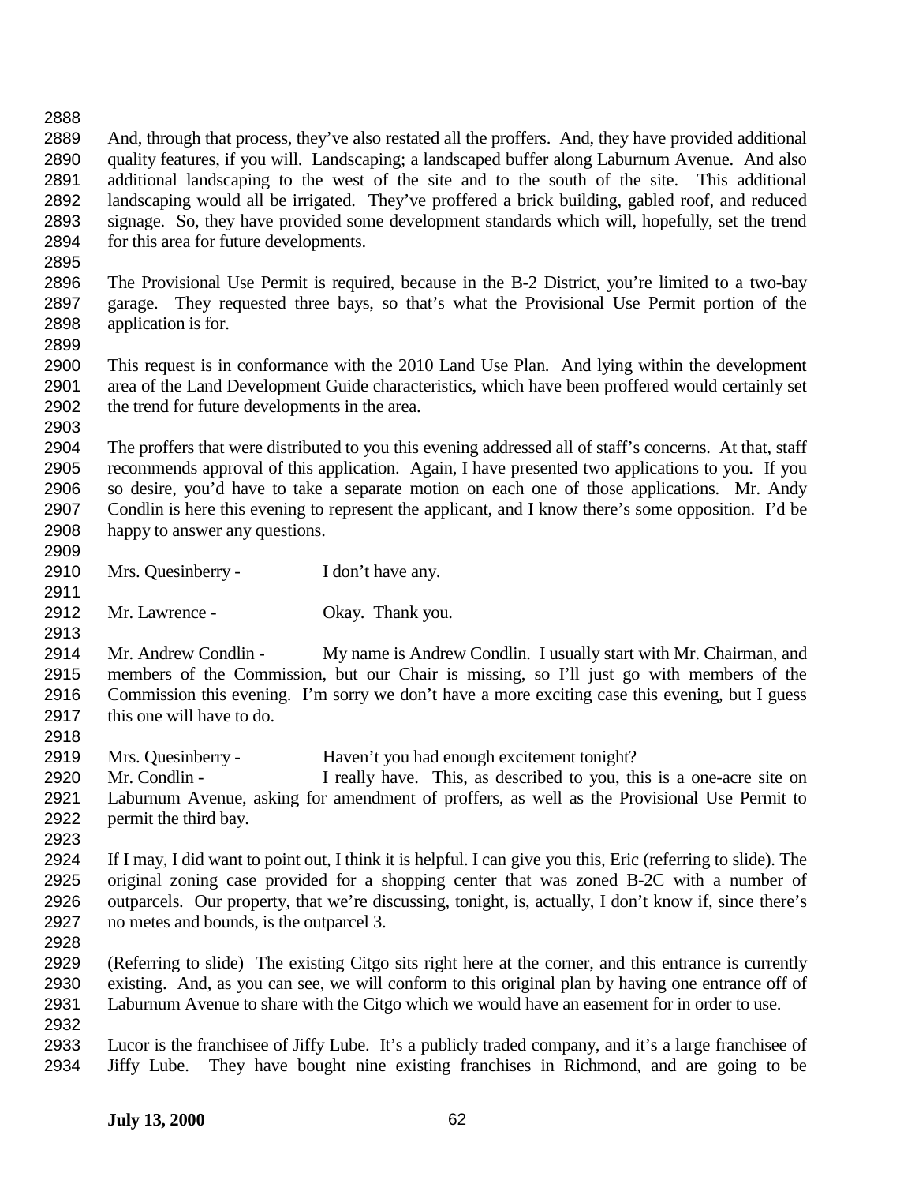And, through that process, they've also restated all the proffers. And, they have provided additional quality features, if you will. Landscaping; a landscaped buffer along Laburnum Avenue. And also additional landscaping to the west of the site and to the south of the site. This additional landscaping would all be irrigated. They've proffered a brick building, gabled roof, and reduced signage. So, they have provided some development standards which will, hopefully, set the trend for this area for future developments.

The Provisional Use Permit is required, because in the B-2 District, you're limited to a two-bay garage. They requested three bays, so that's what the Provisional Use Permit portion of the application is for.

This request is in conformance with the 2010 Land Use Plan. And lying within the development area of the Land Development Guide characteristics, which have been proffered would certainly set the trend for future developments in the area.

The proffers that were distributed to you this evening addressed all of staff's concerns. At that, staff recommends approval of this application. Again, I have presented two applications to you. If you so desire, you'd have to take a separate motion on each one of those applications. Mr. Andy Condlin is here this evening to represent the applicant, and I know there's some opposition. I'd be happy to answer any questions.

Mrs. Quesinberry - I don't have any.

Mr. Lawrence - Okay. Thank you.

Mr. Andrew Condlin - My name is Andrew Condlin. I usually start with Mr. Chairman, and members of the Commission, but our Chair is missing, so I'll just go with members of the Commission this evening. I'm sorry we don't have a more exciting case this evening, but I guess this one will have to do.

Mrs. Quesinberry - Haven't you had enough excitement tonight?

Mr. Condlin - I really have. This, as described to you, this is a one-acre site on Laburnum Avenue, asking for amendment of proffers, as well as the Provisional Use Permit to permit the third bay.

If I may, I did want to point out, I think it is helpful. I can give you this, Eric (referring to slide). The original zoning case provided for a shopping center that was zoned B-2C with a number of outparcels. Our property, that we're discussing, tonight, is, actually, I don't know if, since there's no metes and bounds, is the outparcel 3.

(Referring to slide) The existing Citgo sits right here at the corner, and this entrance is currently existing. And, as you can see, we will conform to this original plan by having one entrance off of Laburnum Avenue to share with the Citgo which we would have an easement for in order to use.

Lucor is the franchisee of Jiffy Lube. It's a publicly traded company, and it's a large franchisee of Jiffy Lube. They have bought nine existing franchises in Richmond, and are going to be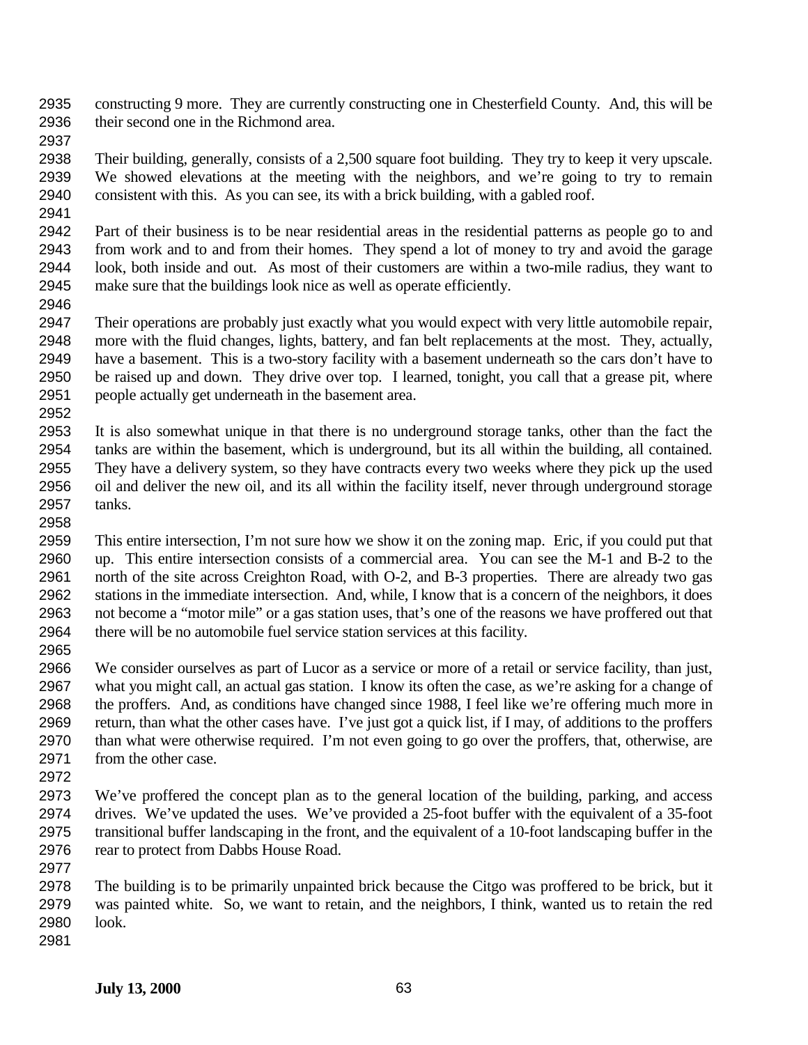constructing 9 more. They are currently constructing one in Chesterfield County. And, this will be their second one in the Richmond area.

Their building, generally, consists of a 2,500 square foot building. They try to keep it very upscale. We showed elevations at the meeting with the neighbors, and we're going to try to remain consistent with this. As you can see, its with a brick building, with a gabled roof.

Part of their business is to be near residential areas in the residential patterns as people go to and from work and to and from their homes. They spend a lot of money to try and avoid the garage look, both inside and out. As most of their customers are within a two-mile radius, they want to make sure that the buildings look nice as well as operate efficiently.

Their operations are probably just exactly what you would expect with very little automobile repair, more with the fluid changes, lights, battery, and fan belt replacements at the most. They, actually, have a basement. This is a two-story facility with a basement underneath so the cars don't have to be raised up and down. They drive over top. I learned, tonight, you call that a grease pit, where people actually get underneath in the basement area.

It is also somewhat unique in that there is no underground storage tanks, other than the fact the tanks are within the basement, which is underground, but its all within the building, all contained. They have a delivery system, so they have contracts every two weeks where they pick up the used oil and deliver the new oil, and its all within the facility itself, never through underground storage tanks.

This entire intersection, I'm not sure how we show it on the zoning map. Eric, if you could put that up. This entire intersection consists of a commercial area. You can see the M-1 and B-2 to the north of the site across Creighton Road, with O-2, and B-3 properties. There are already two gas stations in the immediate intersection. And, while, I know that is a concern of the neighbors, it does not become a "motor mile" or a gas station uses, that's one of the reasons we have proffered out that there will be no automobile fuel service station services at this facility.

We consider ourselves as part of Lucor as a service or more of a retail or service facility, than just, what you might call, an actual gas station. I know its often the case, as we're asking for a change of the proffers. And, as conditions have changed since 1988, I feel like we're offering much more in return, than what the other cases have. I've just got a quick list, if I may, of additions to the proffers than what were otherwise required. I'm not even going to go over the proffers, that, otherwise, are from the other case.

We've proffered the concept plan as to the general location of the building, parking, and access drives. We've updated the uses. We've provided a 25-foot buffer with the equivalent of a 35-foot transitional buffer landscaping in the front, and the equivalent of a 10-foot landscaping buffer in the rear to protect from Dabbs House Road.

The building is to be primarily unpainted brick because the Citgo was proffered to be brick, but it was painted white. So, we want to retain, and the neighbors, I think, wanted us to retain the red look.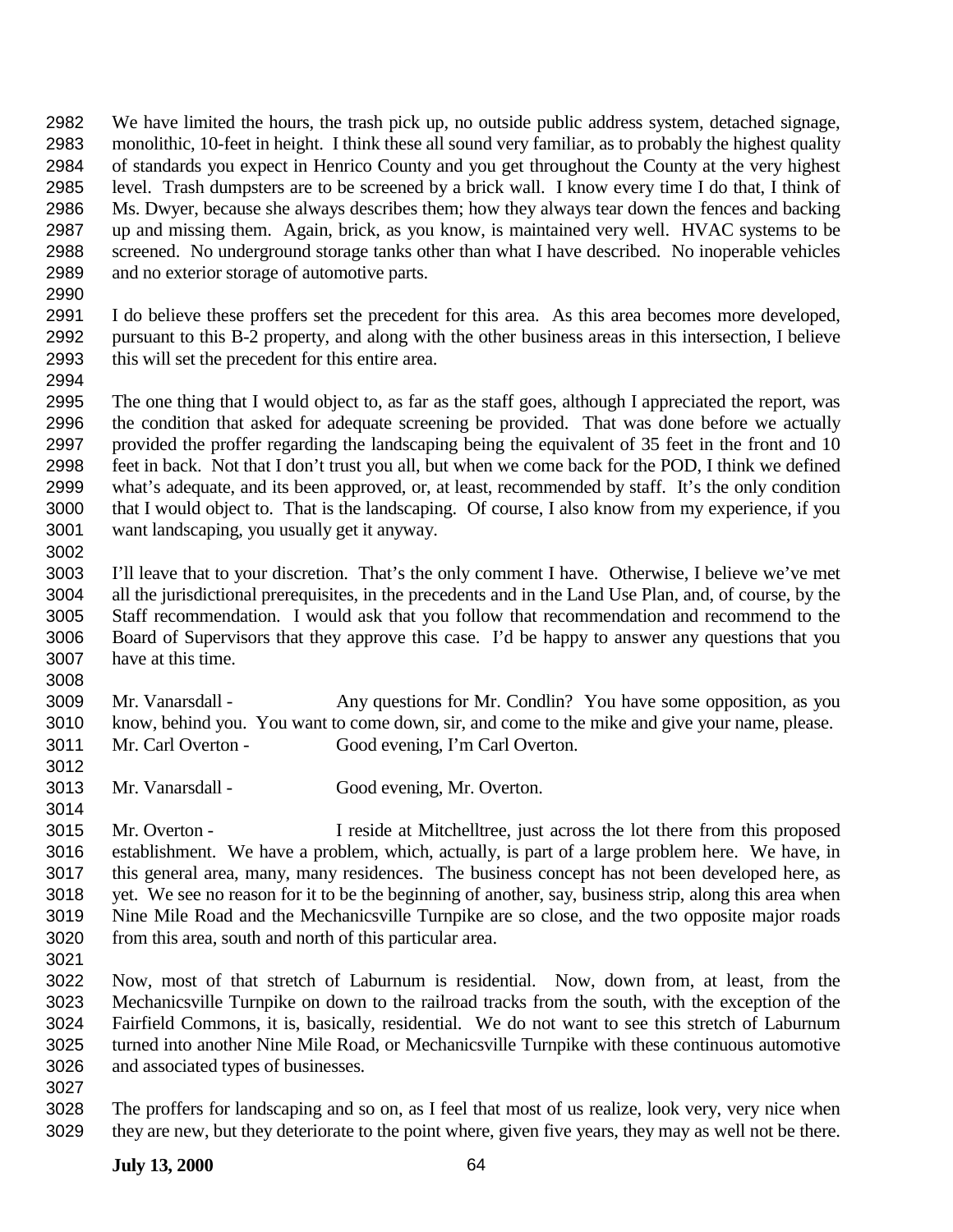We have limited the hours, the trash pick up, no outside public address system, detached signage, monolithic, 10-feet in height. I think these all sound very familiar, as to probably the highest quality of standards you expect in Henrico County and you get throughout the County at the very highest level. Trash dumpsters are to be screened by a brick wall. I know every time I do that, I think of Ms. Dwyer, because she always describes them; how they always tear down the fences and backing up and missing them. Again, brick, as you know, is maintained very well. HVAC systems to be screened. No underground storage tanks other than what I have described. No inoperable vehicles and no exterior storage of automotive parts.

I do believe these proffers set the precedent for this area. As this area becomes more developed, pursuant to this B-2 property, and along with the other business areas in this intersection, I believe this will set the precedent for this entire area.

The one thing that I would object to, as far as the staff goes, although I appreciated the report, was the condition that asked for adequate screening be provided. That was done before we actually provided the proffer regarding the landscaping being the equivalent of 35 feet in the front and 10 feet in back. Not that I don't trust you all, but when we come back for the POD, I think we defined what's adequate, and its been approved, or, at least, recommended by staff. It's the only condition that I would object to. That is the landscaping. Of course, I also know from my experience, if you want landscaping, you usually get it anyway.

I'll leave that to your discretion. That's the only comment I have. Otherwise, I believe we've met all the jurisdictional prerequisites, in the precedents and in the Land Use Plan, and, of course, by the Staff recommendation. I would ask that you follow that recommendation and recommend to the Board of Supervisors that they approve this case. I'd be happy to answer any questions that you have at this time.

Mr. Vanarsdall - Any questions for Mr. Condlin? You have some opposition, as you know, behind you. You want to come down, sir, and come to the mike and give your name, please.

Mr. Carl Overton - Good evening, I'm Carl Overton.

Mr. Vanarsdall - Good evening, Mr. Overton.

Mr. Overton - I reside at Mitchelltree, just across the lot there from this proposed establishment. We have a problem, which, actually, is part of a large problem here. We have, in this general area, many, many residences. The business concept has not been developed here, as yet. We see no reason for it to be the beginning of another, say, business strip, along this area when Nine Mile Road and the Mechanicsville Turnpike are so close, and the two opposite major roads from this area, south and north of this particular area.

Now, most of that stretch of Laburnum is residential. Now, down from, at least, from the Mechanicsville Turnpike on down to the railroad tracks from the south, with the exception of the Fairfield Commons, it is, basically, residential. We do not want to see this stretch of Laburnum turned into another Nine Mile Road, or Mechanicsville Turnpike with these continuous automotive and associated types of businesses.

The proffers for landscaping and so on, as I feel that most of us realize, look very, very nice when they are new, but they deteriorate to the point where, given five years, they may as well not be there.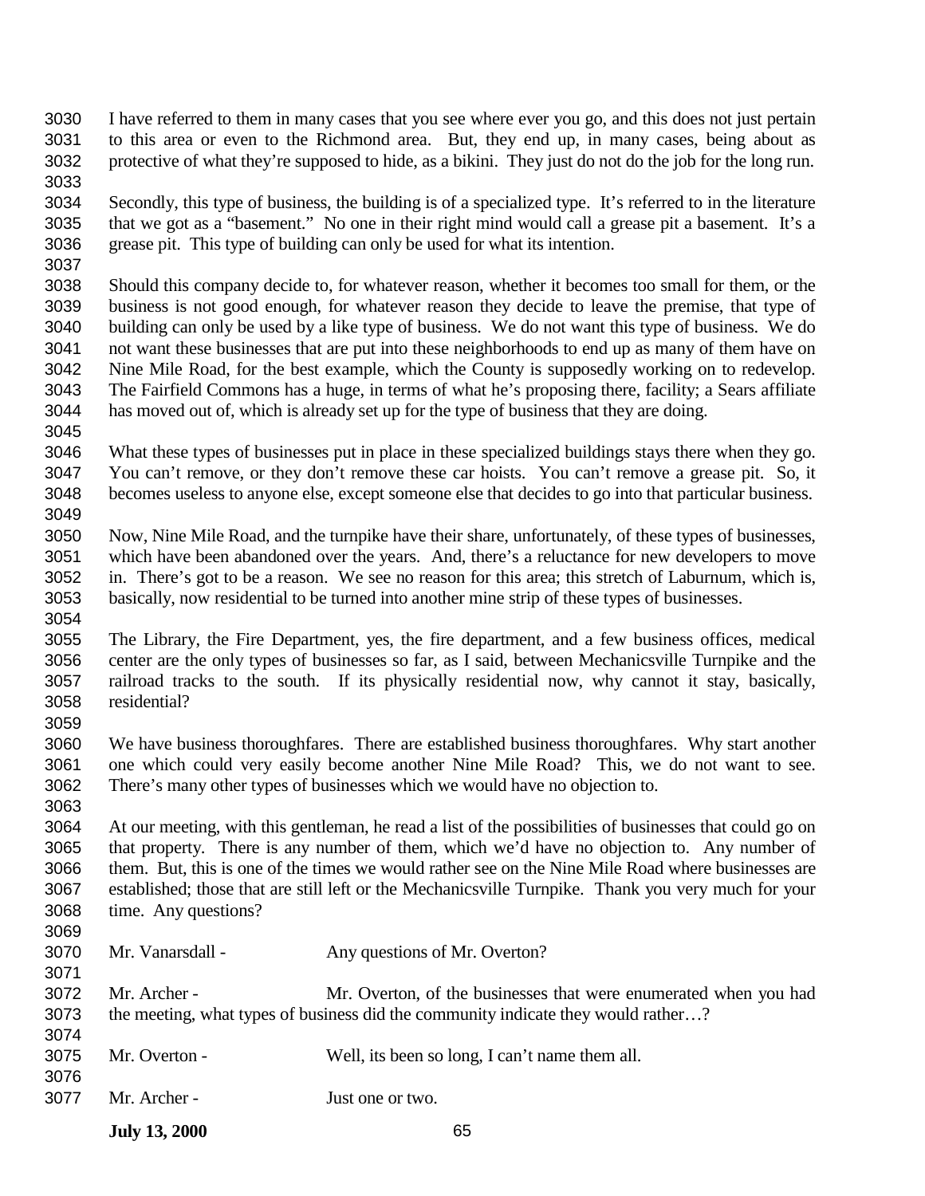I have referred to them in many cases that you see where ever you go, and this does not just pertain to this area or even to the Richmond area. But, they end up, in many cases, being about as protective of what they're supposed to hide, as a bikini. They just do not do the job for the long run.

Secondly, this type of business, the building is of a specialized type. It's referred to in the literature that we got as a "basement." No one in their right mind would call a grease pit a basement. It's a grease pit. This type of building can only be used for what its intention.

Should this company decide to, for whatever reason, whether it becomes too small for them, or the business is not good enough, for whatever reason they decide to leave the premise, that type of building can only be used by a like type of business. We do not want this type of business. We do not want these businesses that are put into these neighborhoods to end up as many of them have on Nine Mile Road, for the best example, which the County is supposedly working on to redevelop. The Fairfield Commons has a huge, in terms of what he's proposing there, facility; a Sears affiliate has moved out of, which is already set up for the type of business that they are doing.

What these types of businesses put in place in these specialized buildings stays there when they go. You can't remove, or they don't remove these car hoists. You can't remove a grease pit. So, it becomes useless to anyone else, except someone else that decides to go into that particular business.

Now, Nine Mile Road, and the turnpike have their share, unfortunately, of these types of businesses, which have been abandoned over the years. And, there's a reluctance for new developers to move in. There's got to be a reason. We see no reason for this area; this stretch of Laburnum, which is, basically, now residential to be turned into another mine strip of these types of businesses.

The Library, the Fire Department, yes, the fire department, and a few business offices, medical center are the only types of businesses so far, as I said, between Mechanicsville Turnpike and the railroad tracks to the south. If its physically residential now, why cannot it stay, basically, residential?

We have business thoroughfares. There are established business thoroughfares. Why start another one which could very easily become another Nine Mile Road? This, we do not want to see. There's many other types of businesses which we would have no objection to.

At our meeting, with this gentleman, he read a list of the possibilities of businesses that could go on that property. There is any number of them, which we'd have no objection to. Any number of them. But, this is one of the times we would rather see on the Nine Mile Road where businesses are established; those that are still left or the Mechanicsville Turnpike. Thank you very much for your time. Any questions?

Mr. Vanarsdall - Any questions of Mr. Overton?

Mr. Archer - Mr. Overton, of the businesses that were enumerated when you had the meeting, what types of business did the community indicate they would rather…?

Mr. Overton - Well, its been so long, I can't name them all.

Mr. Archer - Just one or two.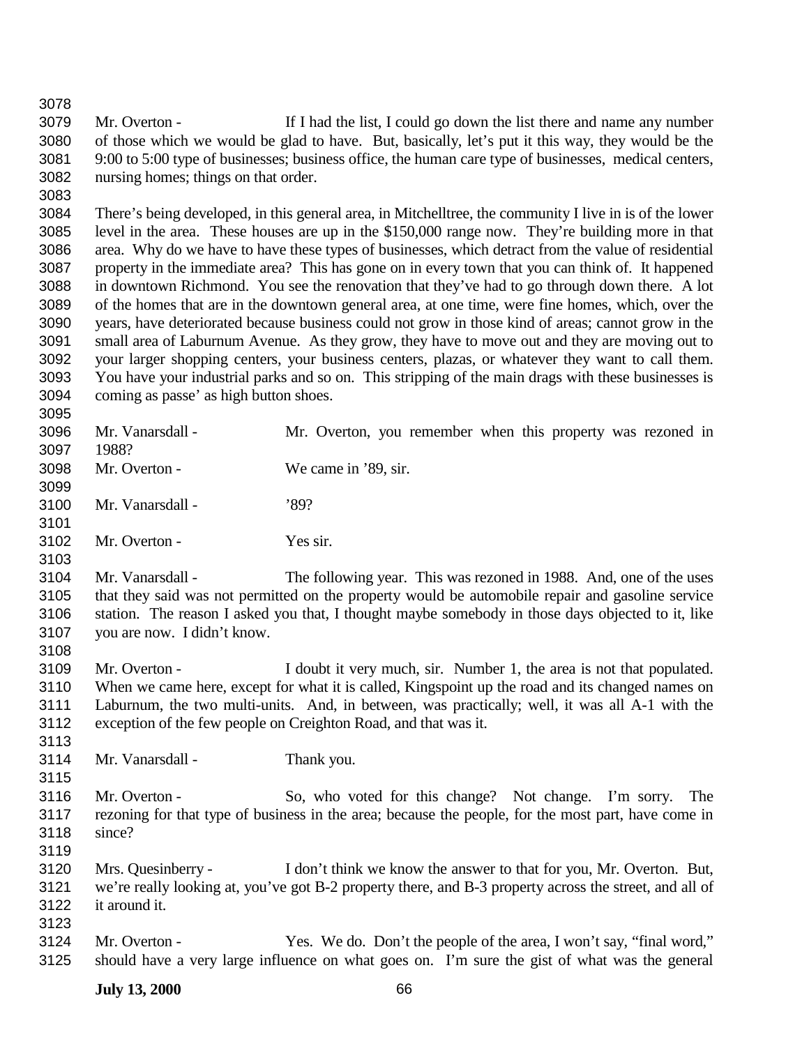Mr. Overton - If I had the list, I could go down the list there and name any number of those which we would be glad to have. But, basically, let's put it this way, they would be the 9:00 to 5:00 type of businesses; business office, the human care type of businesses, medical centers, nursing homes; things on that order.

There's being developed, in this general area, in Mitchelltree, the community I live in is of the lower level in the area. These houses are up in the $150,000 range now. They're building more in that area. Why do we have to have these types of businesses, which detract from the value of residential property in the immediate area? This has gone on in every town that you can think of. It happened in downtown Richmond. You see the renovation that they've had to go through down there. A lot of the homes that are in the downtown general area, at one time, were fine homes, which, over the years, have deteriorated because business could not grow in those kind of areas; cannot grow in the small area of Laburnum Avenue. As they grow, they have to move out and they are moving out to your larger shopping centers, your business centers, plazas, or whatever they want to call them. You have your industrial parks and so on. This stripping of the main drags with these businesses is coming as passe' as high button shoes.

Mr. Vanarsdall - Mr. Overton, you remember when this property was rezoned in 1988?

Mr. Overton - We came in '89, sir.

Mr. Vanarsdall - '89?

Mr. Overton - Yes sir.

Mr. Vanarsdall - The following year. This was rezoned in 1988. And, one of the uses that they said was not permitted on the property would be automobile repair and gasoline service station. The reason I asked you that, I thought maybe somebody in those days objected to it, like you are now. I didn't know.

Mr. Overton - I doubt it very much, sir. Number 1, the area is not that populated. When we came here, except for what it is called, Kingspoint up the road and its changed names on Laburnum, the two multi-units. And, in between, was practically; well, it was all A-1 with the exception of the few people on Creighton Road, and that was it.

Mr. Vanarsdall - Thank you.

Mr. Overton - So, who voted for this change? Not change. I'm sorry. The rezoning for that type of business in the area; because the people, for the most part, have come in since?

Mrs. Quesinberry - I don't think we know the answer to that for you, Mr. Overton. But, we're really looking at, you've got B-2 property there, and B-3 property across the street, and all of it around it.

Mr. Overton - Yes. We do. Don't the people of the area, I won't say, "final word," should have a very large influence on what goes on. I'm sure the gist of what was the general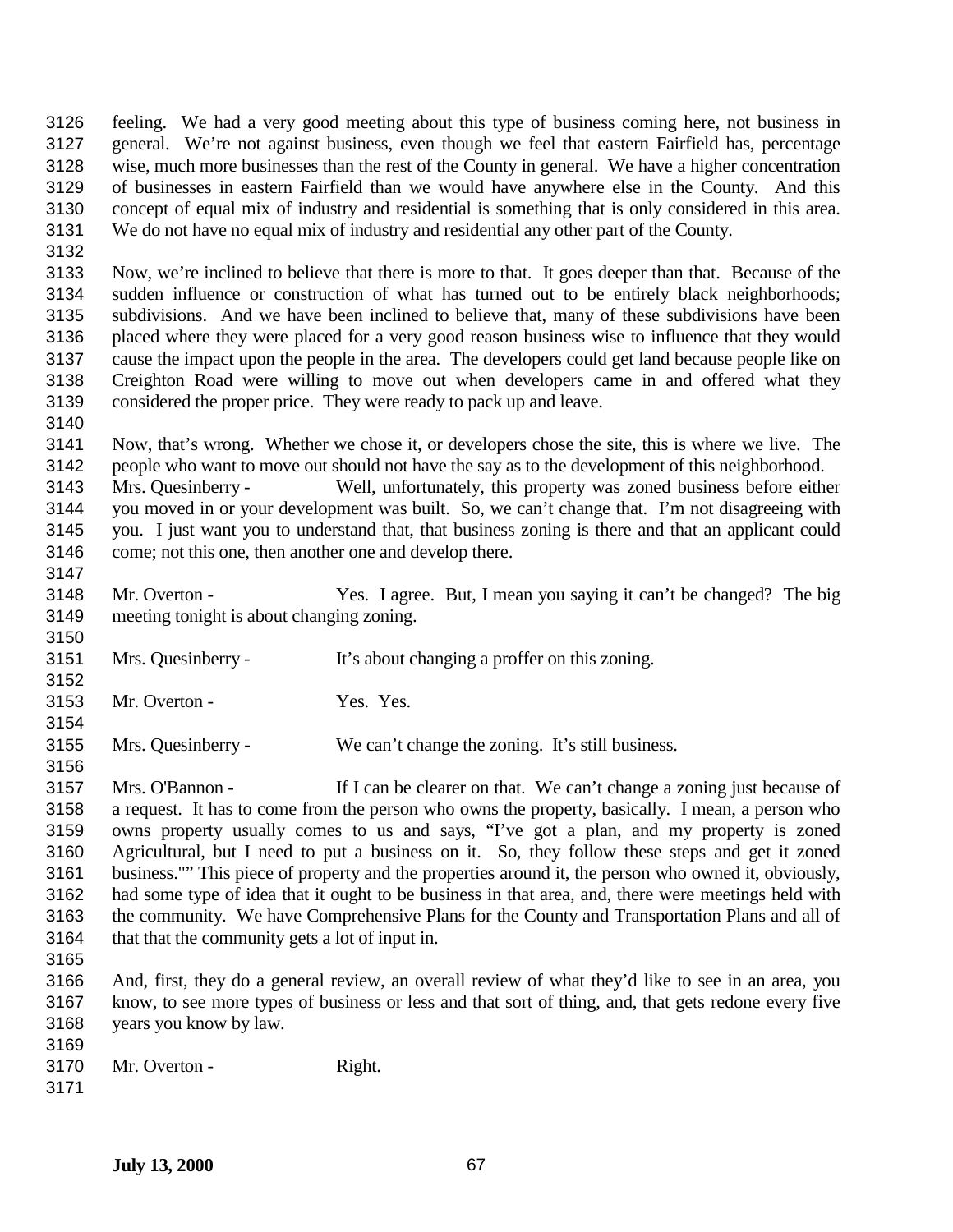feeling. We had a very good meeting about this type of business coming here, not business in general. We're not against business, even though we feel that eastern Fairfield has, percentage wise, much more businesses than the rest of the County in general. We have a higher concentration of businesses in eastern Fairfield than we would have anywhere else in the County. And this concept of equal mix of industry and residential is something that is only considered in this area. We do not have no equal mix of industry and residential any other part of the County.

Now, we're inclined to believe that there is more to that. It goes deeper than that. Because of the sudden influence or construction of what has turned out to be entirely black neighborhoods; subdivisions. And we have been inclined to believe that, many of these subdivisions have been placed where they were placed for a very good reason business wise to influence that they would cause the impact upon the people in the area. The developers could get land because people like on Creighton Road were willing to move out when developers came in and offered what they considered the proper price. They were ready to pack up and leave.

Now, that's wrong. Whether we chose it, or developers chose the site, this is where we live. The people who want to move out should not have the say as to the development of this neighborhood.

Mrs. Quesinberry - Well, unfortunately, this property was zoned business before either you moved in or your development was built. So, we can't change that. I'm not disagreeing with you. I just want you to understand that, that business zoning is there and that an applicant could come; not this one, then another one and develop there.

Mr. Overton - Yes. I agree. But, I mean you saying it can't be changed? The big meeting tonight is about changing zoning.

Mrs. Quesinberry - It's about changing a proffer on this zoning.

Mr. Overton - Yes. Yes.

Mrs. Quesinberry - We can't change the zoning. It's still business.

Mrs. O'Bannon - If I can be clearer on that. We can't change a zoning just because of a request. It has to come from the person who owns the property, basically. I mean, a person who owns property usually comes to us and says, "I've got a plan, and my property is zoned Agricultural, but I need to put a business on it. So, they follow these steps and get it zoned business."" This piece of property and the properties around it, the person who owned it, obviously, had some type of idea that it ought to be business in that area, and, there were meetings held with the community. We have Comprehensive Plans for the County and Transportation Plans and all of that that the community gets a lot of input in.

And, first, they do a general review, an overall review of what they'd like to see in an area, you know, to see more types of business or less and that sort of thing, and, that gets redone every five years you know by law.

Mr. Overton - Right.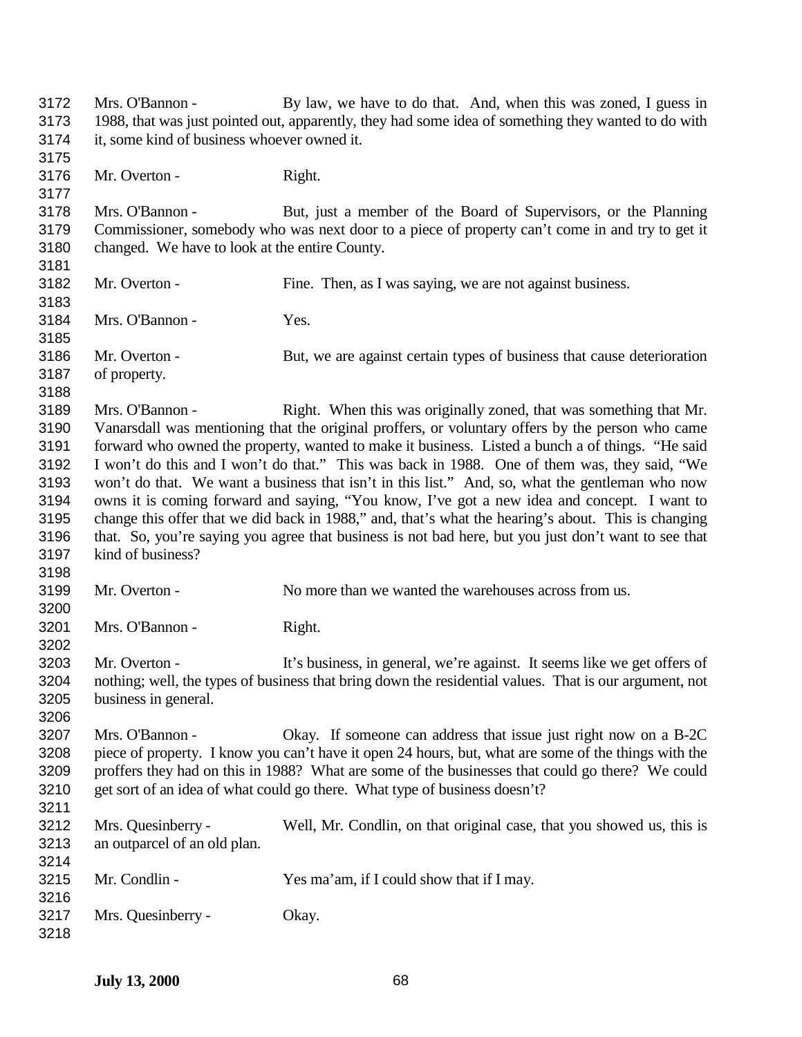Mrs. O'Bannon - By law, we have to do that. And, when this was zoned, I guess in 1988, that was just pointed out, apparently, they had some idea of something they wanted to do with it, some kind of business whoever owned it.

Mr. Overton - Right.

Mrs. O'Bannon - But, just a member of the Board of Supervisors, or the Planning Commissioner, somebody who was next door to a piece of property can't come in and try to get it changed. We have to look at the entire County.

Mr. Overton - Fine. Then, as I was saying, we are not against business.

Mrs. O'Bannon - Yes.

Mr. Overton - But, we are against certain types of business that cause deterioration of property.

Mrs. O'Bannon - Right. When this was originally zoned, that was something that Mr. Vanarsdall was mentioning that the original proffers, or voluntary offers by the person who came forward who owned the property, wanted to make it business. Listed a bunch a of things. "He said I won't do this and I won't do that." This was back in 1988. One of them was, they said, "We won't do that. We want a business that isn't in this list." And, so, what the gentleman who now owns it is coming forward and saying, "You know, I've got a new idea and concept. I want to change this offer that we did back in 1988," and, that's what the hearing's about. This is changing that. So, you're saying you agree that business is not bad here, but you just don't want to see that kind of business?

Mr. Overton - No more than we wanted the warehouses across from us.

Mrs. O'Bannon - Right.

Mr. Overton - It's business, in general, we're against. It seems like we get offers of nothing; well, the types of business that bring down the residential values. That is our argument, not business in general.

Mrs. O'Bannon - Okay. If someone can address that issue just right now on a B-2C piece of property. I know you can't have it open 24 hours, but, what are some of the things with the proffers they had on this in 1988? What are some of the businesses that could go there? We could get sort of an idea of what could go there. What type of business doesn't?

Mrs. Quesinberry - Well, Mr. Condlin, on that original case, that you showed us, this is an outparcel of an old plan.

Mr. Condlin - Yes ma'am, if I could show that if I may.

Mrs. Quesinberry - Okay.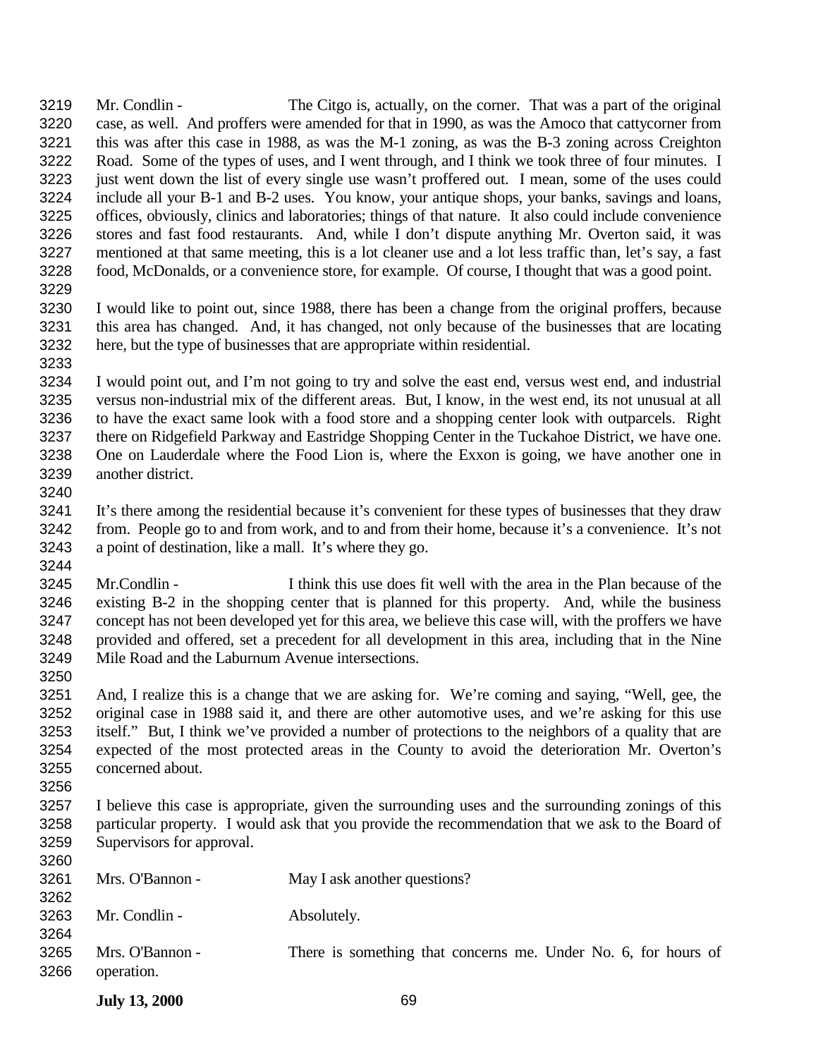Mr. Condlin - The Citgo is, actually, on the corner. That was a part of the original case, as well. And proffers were amended for that in 1990, as was the Amoco that cattycorner from this was after this case in 1988, as was the M-1 zoning, as was the B-3 zoning across Creighton Road. Some of the types of uses, and I went through, and I think we took three of four minutes. I just went down the list of every single use wasn't proffered out. I mean, some of the uses could include all your B-1 and B-2 uses. You know, your antique shops, your banks, savings and loans, offices, obviously, clinics and laboratories; things of that nature. It also could include convenience stores and fast food restaurants. And, while I don't dispute anything Mr. Overton said, it was mentioned at that same meeting, this is a lot cleaner use and a lot less traffic than, let's say, a fast food, McDonalds, or a convenience store, for example. Of course, I thought that was a good point.

I would like to point out, since 1988, there has been a change from the original proffers, because this area has changed. And, it has changed, not only because of the businesses that are locating here, but the type of businesses that are appropriate within residential.

I would point out, and I'm not going to try and solve the east end, versus west end, and industrial versus non-industrial mix of the different areas. But, I know, in the west end, its not unusual at all to have the exact same look with a food store and a shopping center look with outparcels. Right there on Ridgefield Parkway and Eastridge Shopping Center in the Tuckahoe District, we have one. One on Lauderdale where the Food Lion is, where the Exxon is going, we have another one in another district.

It's there among the residential because it's convenient for these types of businesses that they draw from. People go to and from work, and to and from their home, because it's a convenience. It's not a point of destination, like a mall. It's where they go.

Mr.Condlin - I think this use does fit well with the area in the Plan because of the existing B-2 in the shopping center that is planned for this property. And, while the business concept has not been developed yet for this area, we believe this case will, with the proffers we have provided and offered, set a precedent for all development in this area, including that in the Nine Mile Road and the Laburnum Avenue intersections.

And, I realize this is a change that we are asking for. We're coming and saying, "Well, gee, the original case in 1988 said it, and there are other automotive uses, and we're asking for this use itself." But, I think we've provided a number of protections to the neighbors of a quality that are expected of the most protected areas in the County to avoid the deterioration Mr. Overton's concerned about.

I believe this case is appropriate, given the surrounding uses and the surrounding zonings of this particular property. I would ask that you provide the recommendation that we ask to the Board of Supervisors for approval.

Mrs. O'Bannon - May I ask another questions?

Mr. Condlin - Absolutely.

Mrs. O'Bannon - There is something that concerns me. Under No. 6, for hours of operation.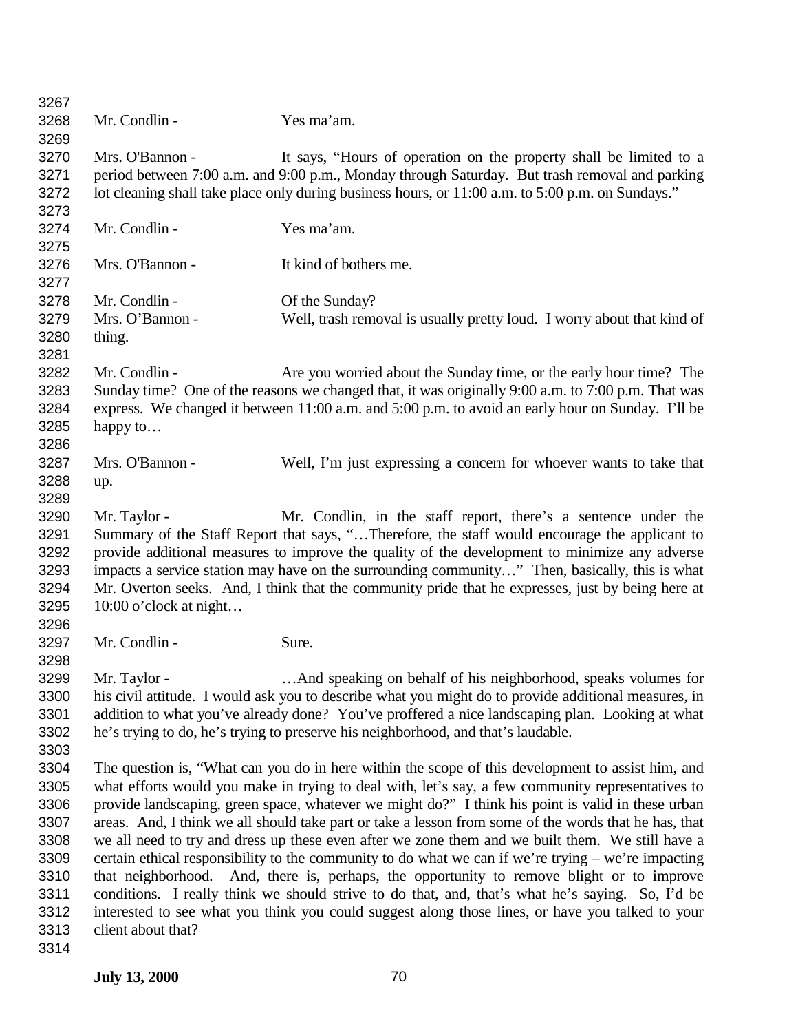Mr. Condlin - Yes ma'am.

Mrs. O'Bannon - It says, "Hours of operation on the property shall be limited to a period between 7:00 a.m. and 9:00 p.m., Monday through Saturday. But trash removal and parking lot cleaning shall take place only during business hours, or 11:00 a.m. to 5:00 p.m. on Sundays."

Mr. Condlin - Yes ma'am.

Mrs. O'Bannon - It kind of bothers me.

Mr. Condlin - Of the Sunday?

Mrs. O'Bannon - Well, trash removal is usually pretty loud. I worry about that kind of thing.

Mr. Condlin - Are you worried about the Sunday time, or the early hour time? The Sunday time? One of the reasons we changed that, it was originally 9:00 a.m. to 7:00 p.m. That was express. We changed it between 11:00 a.m. and 5:00 p.m. to avoid an early hour on Sunday. I'll be happy to…

Mrs. O'Bannon - Well, I'm just expressing a concern for whoever wants to take that up.

Mr. Taylor - Mr. Condlin, in the staff report, there's a sentence under the Summary of the Staff Report that says, "…Therefore, the staff would encourage the applicant to provide additional measures to improve the quality of the development to minimize any adverse impacts a service station may have on the surrounding community…" Then, basically, this is what Mr. Overton seeks. And, I think that the community pride that he expresses, just by being here at 10:00 o'clock at night…

Mr. Condlin - Sure.

Mr. Taylor - …And speaking on behalf of his neighborhood, speaks volumes for his civil attitude. I would ask you to describe what you might do to provide additional measures, in addition to what you've already done? You've proffered a nice landscaping plan. Looking at what he's trying to do, he's trying to preserve his neighborhood, and that's laudable.

The question is, "What can you do in here within the scope of this development to assist him, and what efforts would you make in trying to deal with, let's say, a few community representatives to provide landscaping, green space, whatever we might do?" I think his point is valid in these urban areas. And, I think we all should take part or take a lesson from some of the words that he has, that we all need to try and dress up these even after we zone them and we built them. We still have a certain ethical responsibility to the community to do what we can if we're trying – we're impacting that neighborhood. And, there is, perhaps, the opportunity to remove blight or to improve conditions. I really think we should strive to do that, and, that's what he's saying. So, I'd be interested to see what you think you could suggest along those lines, or have you talked to your client about that?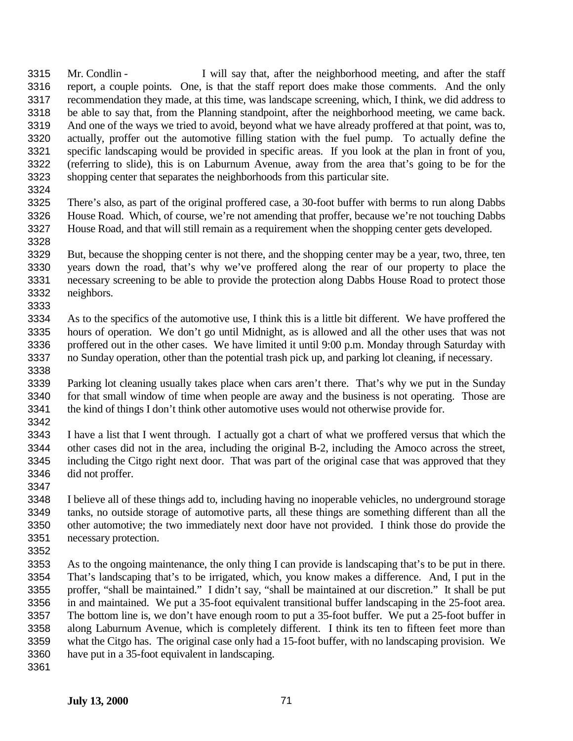Mr. Condlin - I will say that, after the neighborhood meeting, and after the staff report, a couple points. One, is that the staff report does make those comments. And the only recommendation they made, at this time, was landscape screening, which, I think, we did address to be able to say that, from the Planning standpoint, after the neighborhood meeting, we came back. And one of the ways we tried to avoid, beyond what we have already proffered at that point, was to, actually, proffer out the automotive filling station with the fuel pump. To actually define the specific landscaping would be provided in specific areas. If you look at the plan in front of you, (referring to slide), this is on Laburnum Avenue, away from the area that's going to be for the shopping center that separates the neighborhoods from this particular site.

There's also, as part of the original proffered case, a 30-foot buffer with berms to run along Dabbs House Road. Which, of course, we're not amending that proffer, because we're not touching Dabbs House Road, and that will still remain as a requirement when the shopping center gets developed.

But, because the shopping center is not there, and the shopping center may be a year, two, three, ten years down the road, that's why we've proffered along the rear of our property to place the necessary screening to be able to provide the protection along Dabbs House Road to protect those neighbors.

As to the specifics of the automotive use, I think this is a little bit different. We have proffered the hours of operation. We don't go until Midnight, as is allowed and all the other uses that was not proffered out in the other cases. We have limited it until 9:00 p.m. Monday through Saturday with no Sunday operation, other than the potential trash pick up, and parking lot cleaning, if necessary.

Parking lot cleaning usually takes place when cars aren't there. That's why we put in the Sunday for that small window of time when people are away and the business is not operating. Those are the kind of things I don't think other automotive uses would not otherwise provide for.

I have a list that I went through. I actually got a chart of what we proffered versus that which the other cases did not in the area, including the original B-2, including the Amoco across the street, including the Citgo right next door. That was part of the original case that was approved that they did not proffer.

I believe all of these things add to, including having no inoperable vehicles, no underground storage tanks, no outside storage of automotive parts, all these things are something different than all the other automotive; the two immediately next door have not provided. I think those do provide the necessary protection.

As to the ongoing maintenance, the only thing I can provide is landscaping that's to be put in there. That's landscaping that's to be irrigated, which, you know makes a difference. And, I put in the proffer, "shall be maintained." I didn't say, "shall be maintained at our discretion." It shall be put in and maintained. We put a 35-foot equivalent transitional buffer landscaping in the 25-foot area. The bottom line is, we don't have enough room to put a 35-foot buffer. We put a 25-foot buffer in along Laburnum Avenue, which is completely different. I think its ten to fifteen feet more than what the Citgo has. The original case only had a 15-foot buffer, with no landscaping provision. We have put in a 35-foot equivalent in landscaping.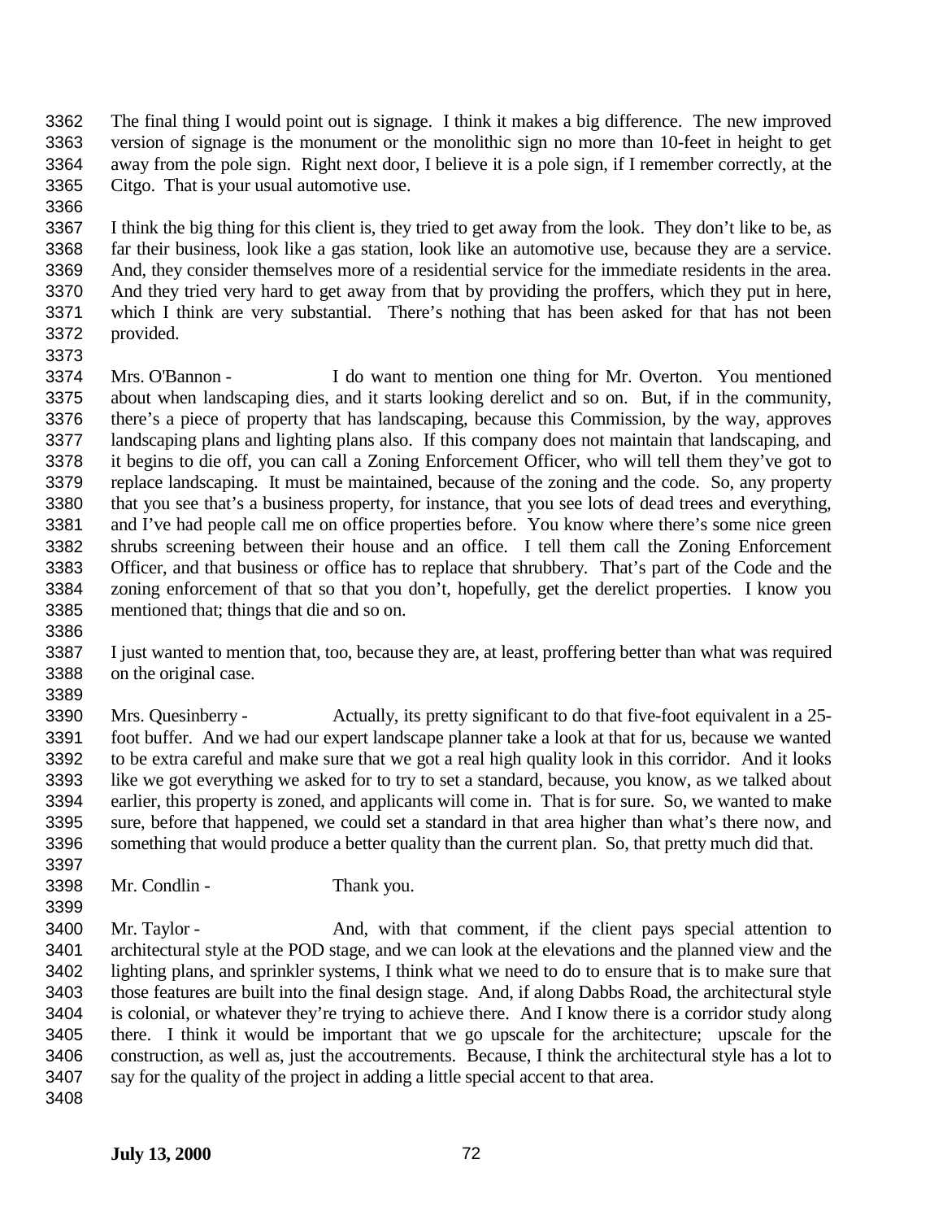The final thing I would point out is signage. I think it makes a big difference. The new improved version of signage is the monument or the monolithic sign no more than 10-feet in height to get away from the pole sign. Right next door, I believe it is a pole sign, if I remember correctly, at the Citgo. That is your usual automotive use.

I think the big thing for this client is, they tried to get away from the look. They don't like to be, as far their business, look like a gas station, look like an automotive use, because they are a service. And, they consider themselves more of a residential service for the immediate residents in the area. And they tried very hard to get away from that by providing the proffers, which they put in here, which I think are very substantial. There's nothing that has been asked for that has not been provided.

Mrs. O'Bannon - I do want to mention one thing for Mr. Overton. You mentioned about when landscaping dies, and it starts looking derelict and so on. But, if in the community, there's a piece of property that has landscaping, because this Commission, by the way, approves landscaping plans and lighting plans also. If this company does not maintain that landscaping, and it begins to die off, you can call a Zoning Enforcement Officer, who will tell them they've got to replace landscaping. It must be maintained, because of the zoning and the code. So, any property that you see that's a business property, for instance, that you see lots of dead trees and everything, and I've had people call me on office properties before. You know where there's some nice green shrubs screening between their house and an office. I tell them call the Zoning Enforcement Officer, and that business or office has to replace that shrubbery. That's part of the Code and the zoning enforcement of that so that you don't, hopefully, get the derelict properties. I know you mentioned that; things that die and so on.

I just wanted to mention that, too, because they are, at least, proffering better than what was required on the original case.

Mrs. Quesinberry - Actually, its pretty significant to do that five-foot equivalent in a 25-foot buffer. And we had our expert landscape planner take a look at that for us, because we wanted to be extra careful and make sure that we got a real high quality look in this corridor. And it looks like we got everything we asked for to try to set a standard, because, you know, as we talked about earlier, this property is zoned, and applicants will come in. That is for sure. So, we wanted to make sure, before that happened, we could set a standard in that area higher than what's there now, and something that would produce a better quality than the current plan. So, that pretty much did that.

Mr. Condlin - Thank you.

Mr. Taylor - And, with that comment, if the client pays special attention to architectural style at the POD stage, and we can look at the elevations and the planned view and the lighting plans, and sprinkler systems, I think what we need to do to ensure that is to make sure that those features are built into the final design stage. And, if along Dabbs Road, the architectural style is colonial, or whatever they're trying to achieve there. And I know there is a corridor study along there. I think it would be important that we go upscale for the architecture; upscale for the construction, as well as, just the accoutrements. Because, I think the architectural style has a lot to say for the quality of the project in adding a little special accent to that area.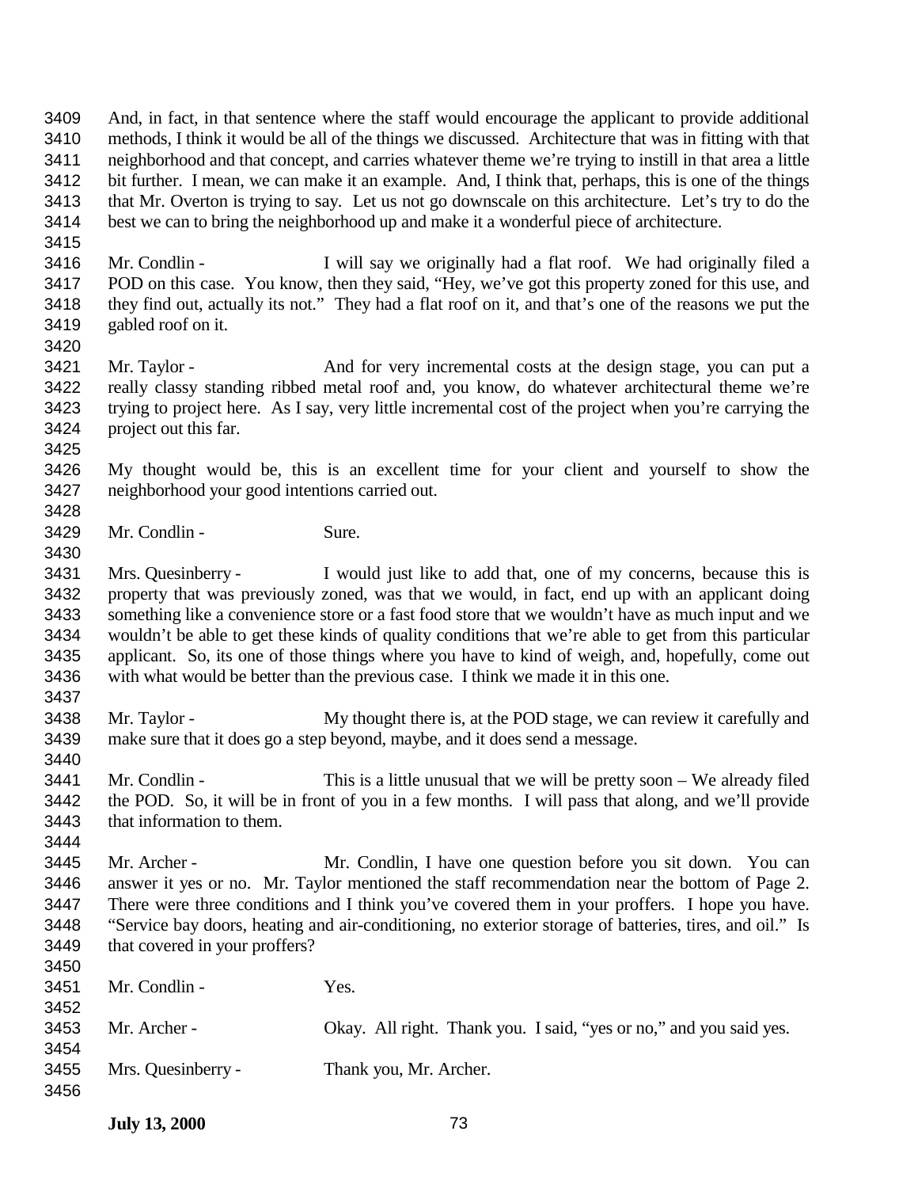And, in fact, in that sentence where the staff would encourage the applicant to provide additional methods, I think it would be all of the things we discussed. Architecture that was in fitting with that neighborhood and that concept, and carries whatever theme we're trying to instill in that area a little bit further. I mean, we can make it an example. And, I think that, perhaps, this is one of the things that Mr. Overton is trying to say. Let us not go downscale on this architecture. Let's try to do the best we can to bring the neighborhood up and make it a wonderful piece of architecture.

Mr. Condlin - I will say we originally had a flat roof. We had originally filed a POD on this case. You know, then they said, "Hey, we've got this property zoned for this use, and they find out, actually its not." They had a flat roof on it, and that's one of the reasons we put the gabled roof on it.

Mr. Taylor - And for very incremental costs at the design stage, you can put a really classy standing ribbed metal roof and, you know, do whatever architectural theme we're trying to project here. As I say, very little incremental cost of the project when you're carrying the project out this far.

My thought would be, this is an excellent time for your client and yourself to show the neighborhood your good intentions carried out.

Mr. Condlin - Sure.

Mrs. Quesinberry - I would just like to add that, one of my concerns, because this is property that was previously zoned, was that we would, in fact, end up with an applicant doing something like a convenience store or a fast food store that we wouldn't have as much input and we wouldn't be able to get these kinds of quality conditions that we're able to get from this particular applicant. So, its one of those things where you have to kind of weigh, and, hopefully, come out with what would be better than the previous case. I think we made it in this one.

Mr. Taylor - My thought there is, at the POD stage, we can review it carefully and make sure that it does go a step beyond, maybe, and it does send a message.

Mr. Condlin - This is a little unusual that we will be pretty soon – We already filed the POD. So, it will be in front of you in a few months. I will pass that along, and we'll provide that information to them.

Mr. Archer - Mr. Condlin, I have one question before you sit down. You can answer it yes or no. Mr. Taylor mentioned the staff recommendation near the bottom of Page 2. There were three conditions and I think you've covered them in your proffers. I hope you have. "Service bay doors, heating and air-conditioning, no exterior storage of batteries, tires, and oil." Is that covered in your proffers?

Mr. Condlin - Yes.

Mr. Archer - Okay. All right. Thank you. I said, "yes or no," and you said yes.

Mrs. Quesinberry - Thank you, Mr. Archer.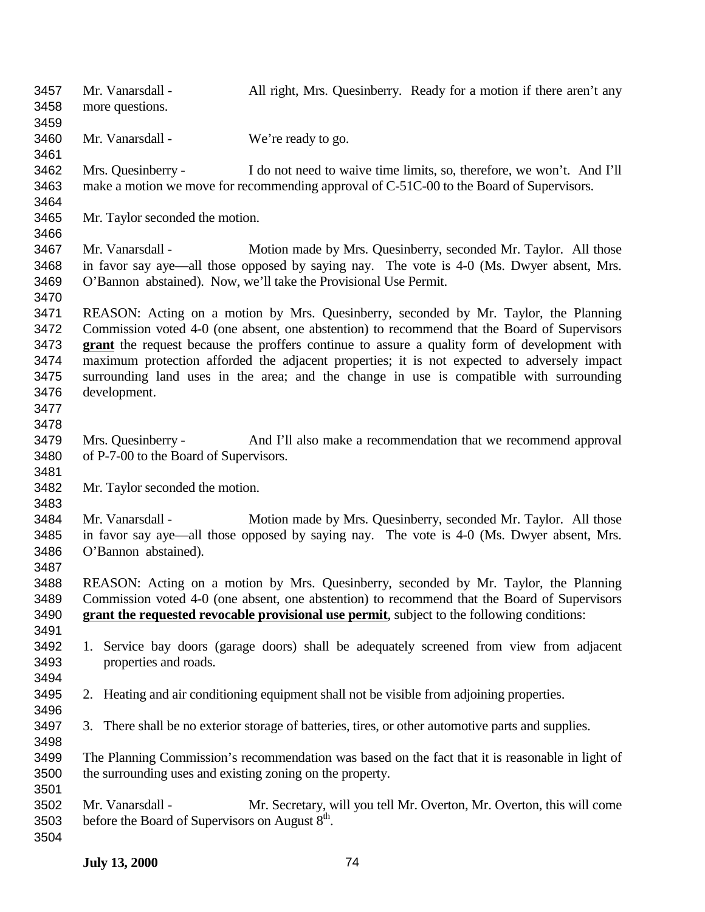Mr. Vanarsdall - All right, Mrs. Quesinberry. Ready for a motion if there aren't any more questions.

Mr. Vanarsdall - We're ready to go.

Mrs. Quesinberry - I do not need to waive time limits, so, therefore, we won't. And I'll make a motion we move for recommending approval of C-51C-00 to the Board of Supervisors.

Mr. Taylor seconded the motion.

Mr. Vanarsdall - Motion made by Mrs. Quesinberry, seconded Mr. Taylor. All those in favor say aye—all those opposed by saying nay. The vote is 4-0 (Ms. Dwyer absent, Mrs. O'Bannon abstained). Now, we'll take the Provisional Use Permit.

REASON: Acting on a motion by Mrs. Quesinberry, seconded by Mr. Taylor, the Planning Commission voted 4-0 (one absent, one abstention) to recommend that the Board of Supervisors **grant** the request because the proffers continue to assure a quality form of development with maximum protection afforded the adjacent properties; it is not expected to adversely impact surrounding land uses in the area; and the change in use is compatible with surrounding development.

Mrs. Quesinberry - And I'll also make a recommendation that we recommend approval of P-7-00 to the Board of Supervisors.

Mr. Taylor seconded the motion.

Mr. Vanarsdall - Motion made by Mrs. Quesinberry, seconded Mr. Taylor. All those in favor say aye—all those opposed by saying nay. The vote is 4-0 (Ms. Dwyer absent, Mrs. O'Bannon abstained).

REASON: Acting on a motion by Mrs. Quesinberry, seconded by Mr. Taylor, the Planning Commission voted 4-0 (one absent, one abstention) to recommend that the Board of Supervisors **grant the requested revocable provisional use permit**, subject to the following conditions:

1. Service bay doors (garage doors) shall be adequately screened from view from adjacent properties and roads.

2. Heating and air conditioning equipment shall not be visible from adjoining properties.

3. There shall be no exterior storage of batteries, tires, or other automotive parts and supplies.

The Planning Commission's recommendation was based on the fact that it is reasonable in light of the surrounding uses and existing zoning on the property.

Mr. Vanarsdall - Mr. Secretary, will you tell Mr. Overton, Mr. Overton, this will come before the Board of Supervisors on August 8th.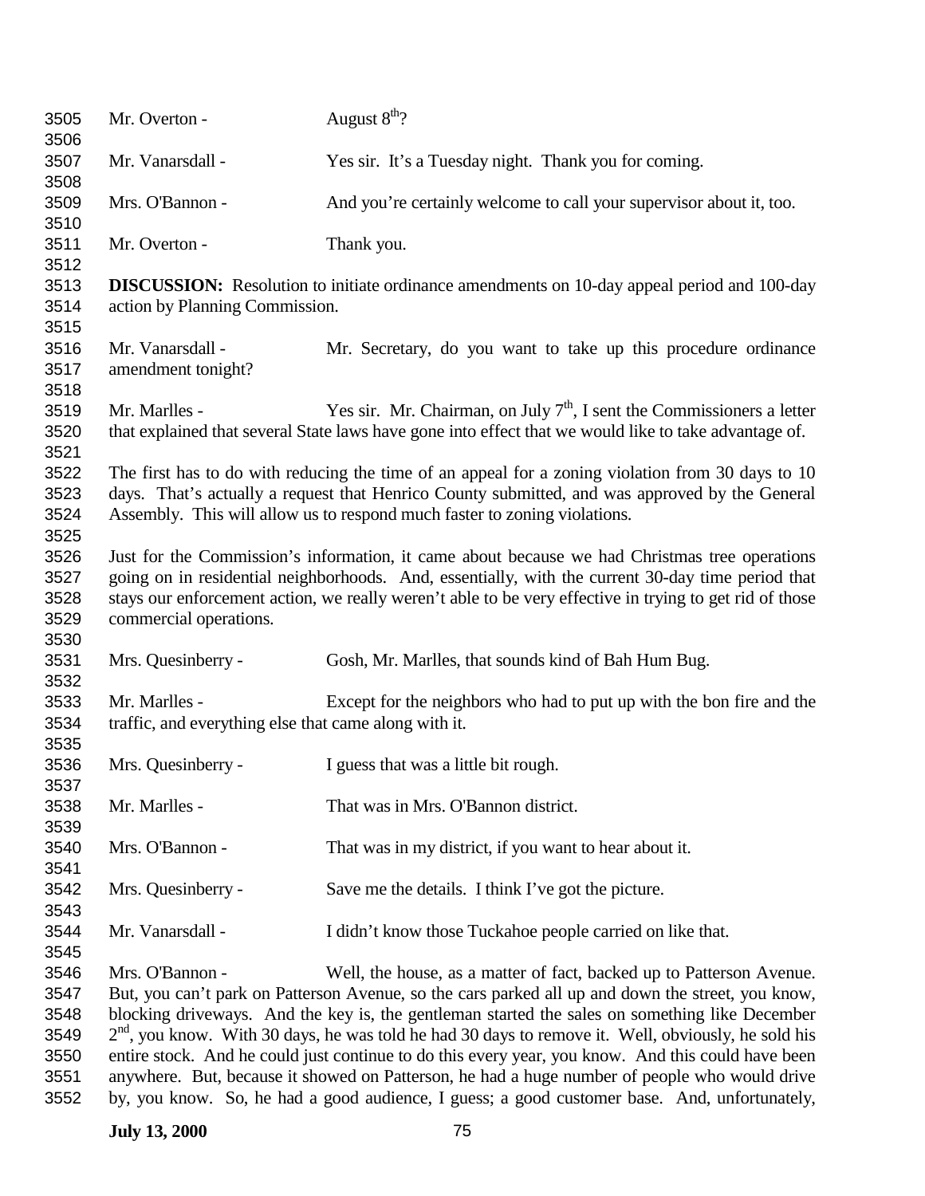Mr. Overton - August 8th?

Mr. Vanarsdall - Yes sir. It's a Tuesday night. Thank you for coming.

Mrs. O'Bannon - And you're certainly welcome to call your supervisor about it, too.

Mr. Overton - Thank you.

**DISCUSSION:** Resolution to initiate ordinance amendments on 10-day appeal period and 100-day action by Planning Commission.

Mr. Vanarsdall - Mr. Secretary, do you want to take up this procedure ordinance amendment tonight?

Mr. Marlles - Yes sir. Mr. Chairman, on July 7th, I sent the Commissioners a letter that explained that several State laws have gone into effect that we would like to take advantage of.

The first has to do with reducing the time of an appeal for a zoning violation from 30 days to 10 days. That's actually a request that Henrico County submitted, and was approved by the General Assembly. This will allow us to respond much faster to zoning violations.

Just for the Commission's information, it came about because we had Christmas tree operations going on in residential neighborhoods. And, essentially, with the current 30-day time period that stays our enforcement action, we really weren't able to be very effective in trying to get rid of those commercial operations.

Mrs. Quesinberry - Gosh, Mr. Marlles, that sounds kind of Bah Hum Bug.

Mr. Marlles - Except for the neighbors who had to put up with the bon fire and the traffic, and everything else that came along with it.

Mrs. Quesinberry - I guess that was a little bit rough.

Mr. Marlles - That was in Mrs. O'Bannon district.

Mrs. O'Bannon - That was in my district, if you want to hear about it.

Mrs. Quesinberry - Save me the details. I think I've got the picture.

Mr. Vanarsdall - I didn't know those Tuckahoe people carried on like that.

Mrs. O'Bannon - Well, the house, as a matter of fact, backed up to Patterson Avenue. But, you can't park on Patterson Avenue, so the cars parked all up and down the street, you know, blocking driveways. And the key is, the gentleman started the sales on something like December 2nd, you know. With 30 days, he was told he had 30 days to remove it. Well, obviously, he sold his entire stock. And he could just continue to do this every year, you know. And this could have been anywhere. But, because it showed on Patterson, he had a huge number of people who would drive by, you know. So, he had a good audience, I guess; a good customer base. And, unfortunately,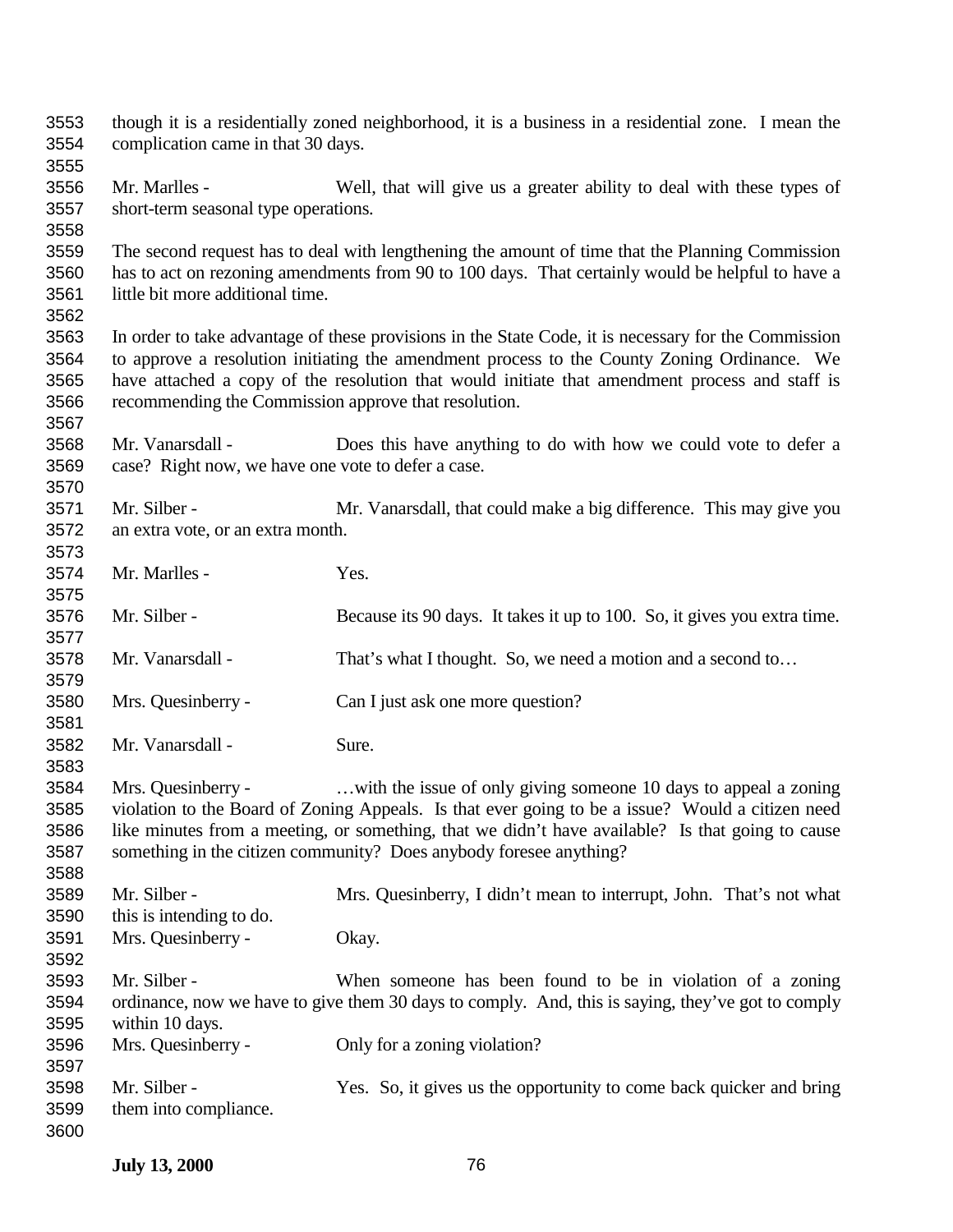though it is a residentially zoned neighborhood, it is a business in a residential zone. I mean the complication came in that 30 days.

Mr. Marlles - Well, that will give us a greater ability to deal with these types of short-term seasonal type operations.

The second request has to deal with lengthening the amount of time that the Planning Commission has to act on rezoning amendments from 90 to 100 days. That certainly would be helpful to have a little bit more additional time.

In order to take advantage of these provisions in the State Code, it is necessary for the Commission to approve a resolution initiating the amendment process to the County Zoning Ordinance. We have attached a copy of the resolution that would initiate that amendment process and staff is recommending the Commission approve that resolution.

Mr. Vanarsdall - Does this have anything to do with how we could vote to defer a case? Right now, we have one vote to defer a case.

Mr. Silber - Mr. Vanarsdall, that could make a big difference. This may give you an extra vote, or an extra month.

Mr. Marlles - Yes.

Mr. Silber - Because its 90 days. It takes it up to 100. So, it gives you extra time.

Mr. Vanarsdall - That's what I thought. So, we need a motion and a second to…

Mrs. Quesinberry - Can I just ask one more question?

Mr. Vanarsdall - Sure.

Mrs. Quesinberry - …with the issue of only giving someone 10 days to appeal a zoning violation to the Board of Zoning Appeals. Is that ever going to be a issue? Would a citizen need like minutes from a meeting, or something, that we didn't have available? Is that going to cause something in the citizen community? Does anybody foresee anything?

Mr. Silber - Mrs. Quesinberry, I didn't mean to interrupt, John. That's not what this is intending to do.

Mrs. Quesinberry - Okay.

Mr. Silber - When someone has been found to be in violation of a zoning ordinance, now we have to give them 30 days to comply. And, this is saying, they've got to comply within 10 days.

Mrs. Quesinberry - Only for a zoning violation?

Mr. Silber - Yes. So, it gives us the opportunity to come back quicker and bring them into compliance.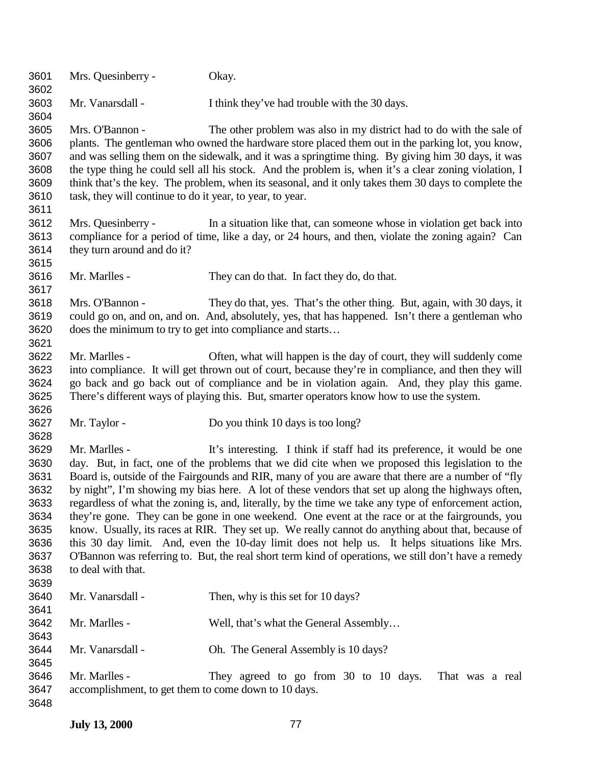Mrs. Quesinberry - Okay.

Mr. Vanarsdall - I think they've had trouble with the 30 days.

Mrs. O'Bannon - The other problem was also in my district had to do with the sale of plants. The gentleman who owned the hardware store placed them out in the parking lot, you know, and was selling them on the sidewalk, and it was a springtime thing. By giving him 30 days, it was the type thing he could sell all his stock. And the problem is, when it's a clear zoning violation, I think that's the key. The problem, when its seasonal, and it only takes them 30 days to complete the task, they will continue to do it year, to year, to year.

Mrs. Quesinberry - In a situation like that, can someone whose in violation get back into compliance for a period of time, like a day, or 24 hours, and then, violate the zoning again? Can they turn around and do it?

Mr. Marlles - They can do that. In fact they do, do that.

Mrs. O'Bannon - They do that, yes. That's the other thing. But, again, with 30 days, it could go on, and on, and on. And, absolutely, yes, that has happened. Isn't there a gentleman who does the minimum to try to get into compliance and starts…

Mr. Marlles - Often, what will happen is the day of court, they will suddenly come into compliance. It will get thrown out of court, because they're in compliance, and then they will go back and go back out of compliance and be in violation again. And, they play this game. There's different ways of playing this. But, smarter operators know how to use the system.

Mr. Taylor - Do you think 10 days is too long?

Mr. Marlles - It's interesting. I think if staff had its preference, it would be one day. But, in fact, one of the problems that we did cite when we proposed this legislation to the Board is, outside of the Fairgounds and RIR, many of you are aware that there are a number of "fly by night", I'm showing my bias here. A lot of these vendors that set up along the highways often, regardless of what the zoning is, and, literally, by the time we take any type of enforcement action, they're gone. They can be gone in one weekend. One event at the race or at the fairgrounds, you know. Usually, its races at RIR. They set up. We really cannot do anything about that, because of this 30 day limit. And, even the 10-day limit does not help us. It helps situations like Mrs. O'Bannon was referring to. But, the real short term kind of operations, we still don't have a remedy to deal with that.

Mr. Vanarsdall - Then, why is this set for 10 days?

Mr. Marlles - Well, that's what the General Assembly…

Mr. Vanarsdall - Oh. The General Assembly is 10 days?

Mr. Marlles - They agreed to go from 30 to 10 days. That was a real accomplishment, to get them to come down to 10 days.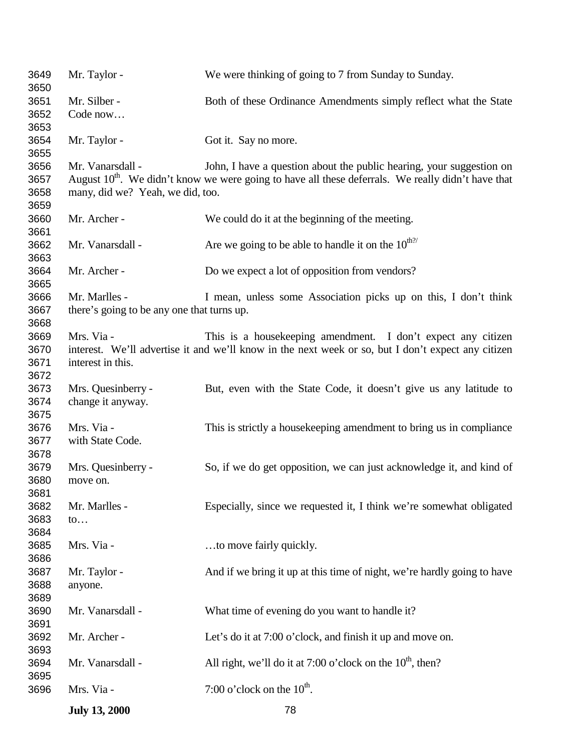Mr. Taylor - We were thinking of going to 7 from Sunday to Sunday.

Mr. Silber - Both of these Ordinance Amendments simply reflect what the State Code now…

Mr. Taylor - Got it. Say no more.

Mr. Vanarsdall - John, I have a question about the public hearing, your suggestion on August 10th. We didn't know we were going to have all these deferrals. We really didn't have that many, did we? Yeah, we did, too.

Mr. Archer - We could do it at the beginning of the meeting.

Mr. Vanarsdall - Are we going to be able to handle it on the 10th?/

Mr. Archer - Do we expect a lot of opposition from vendors?

Mr. Marlles - I mean, unless some Association picks up on this, I don't think there's going to be any one that turns up.

Mrs. Via - This is a housekeeping amendment. I don't expect any citizen interest. We'll advertise it and we'll know in the next week or so, but I don't expect any citizen interest in this.

Mrs. Quesinberry - But, even with the State Code, it doesn't give us any latitude to change it anyway.

Mrs. Via - This is strictly a housekeeping amendment to bring us in compliance with State Code.

Mrs. Quesinberry - So, if we do get opposition, we can just acknowledge it, and kind of move on.

Mr. Marlles - Especially, since we requested it, I think we're somewhat obligated to…

Mrs. Via - …to move fairly quickly.

Mr. Taylor - And if we bring it up at this time of night, we're hardly going to have anyone.

Mr. Vanarsdall - What time of evening do you want to handle it?

Mr. Archer - Let's do it at 7:00 o'clock, and finish it up and move on.

Mr. Vanarsdall - All right, we'll do it at 7:00 o'clock on the 10th, then?

Mrs. Via - 7:00 o'clock on the 10th.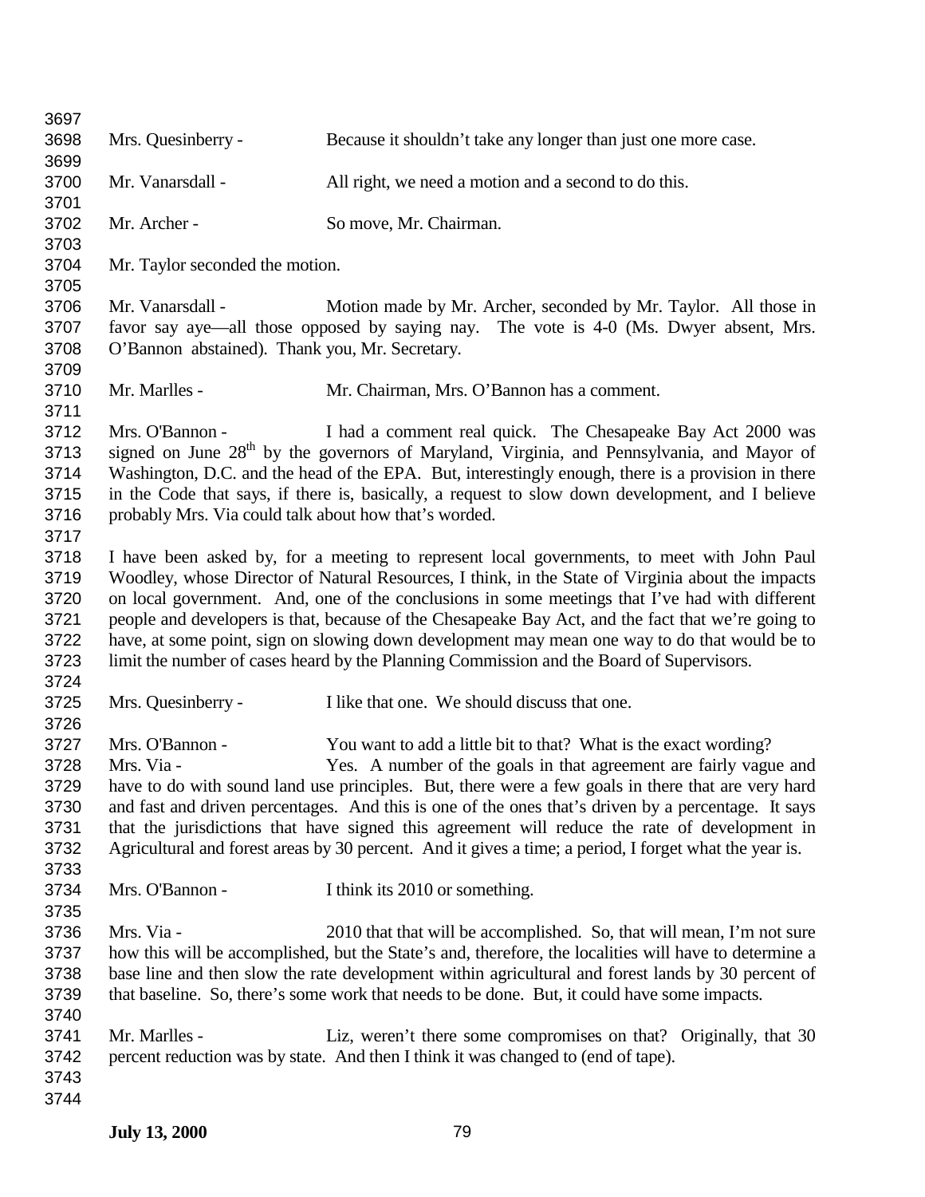Mrs. Quesinberry - Because it shouldn't take any longer than just one more case.

Mr. Vanarsdall - All right, we need a motion and a second to do this.

Mr. Archer - So move, Mr. Chairman.

Mr. Taylor seconded the motion.

Mr. Vanarsdall - Motion made by Mr. Archer, seconded by Mr. Taylor. All those in favor say aye—all those opposed by saying nay. The vote is 4-0 (Ms. Dwyer absent, Mrs. O'Bannon abstained). Thank you, Mr. Secretary.

Mr. Marlles - Mr. Chairman, Mrs. O'Bannon has a comment.

Mrs. O'Bannon - I had a comment real quick. The Chesapeake Bay Act 2000 was signed on June 28th by the governors of Maryland, Virginia, and Pennsylvania, and Mayor of Washington, D.C. and the head of the EPA. But, interestingly enough, there is a provision in there in the Code that says, if there is, basically, a request to slow down development, and I believe probably Mrs. Via could talk about how that's worded.

I have been asked by, for a meeting to represent local governments, to meet with John Paul Woodley, whose Director of Natural Resources, I think, in the State of Virginia about the impacts on local government. And, one of the conclusions in some meetings that I've had with different people and developers is that, because of the Chesapeake Bay Act, and the fact that we're going to have, at some point, sign on slowing down development may mean one way to do that would be to limit the number of cases heard by the Planning Commission and the Board of Supervisors.

Mrs. Quesinberry - I like that one. We should discuss that one.

Mrs. O'Bannon - You want to add a little bit to that? What is the exact wording?

Mrs. Via - Yes. A number of the goals in that agreement are fairly vague and have to do with sound land use principles. But, there were a few goals in there that are very hard and fast and driven percentages. And this is one of the ones that's driven by a percentage. It says that the jurisdictions that have signed this agreement will reduce the rate of development in Agricultural and forest areas by 30 percent. And it gives a time; a period, I forget what the year is.

Mrs. O'Bannon - I think its 2010 or something.

Mrs. Via - 2010 that that will be accomplished. So, that will mean, I'm not sure how this will be accomplished, but the State's and, therefore, the localities will have to determine a base line and then slow the rate development within agricultural and forest lands by 30 percent of that baseline. So, there's some work that needs to be done. But, it could have some impacts.

Mr. Marlles - Liz, weren't there some compromises on that? Originally, that 30 percent reduction was by state. And then I think it was changed to (end of tape).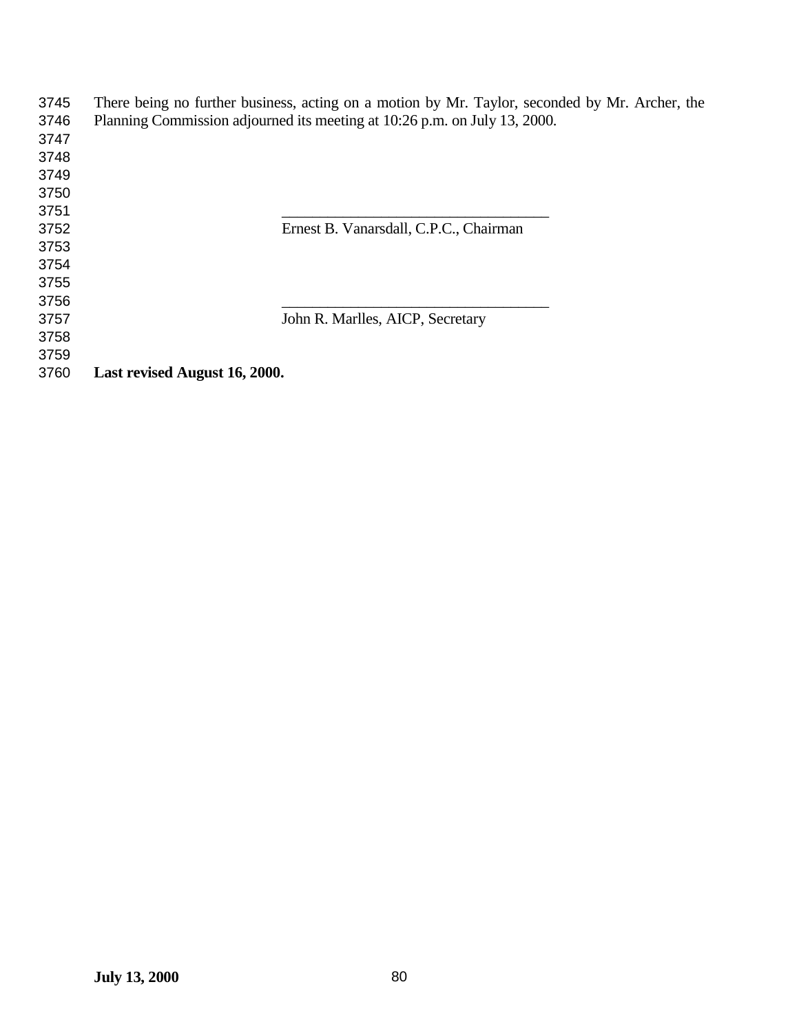There being no further business, acting on a motion by Mr. Taylor, seconded by Mr. Archer, the Planning Commission adjourned its meeting at 10:26 p.m. on July 13, 2000.

\_\_\_\_\_\_\_\_\_\_\_\_\_\_\_\_\_\_\_\_\_\_\_\_\_\_\_\_\_\_\_\_\_\_\_

Ernest B. Vanarsdall, C.P.C., Chairman

\_\_\_\_\_\_\_\_\_\_\_\_\_\_\_\_\_\_\_\_\_\_\_\_\_\_\_\_\_\_\_\_\_\_\_

John R. Marlles, AICP, Secretary

**Last revised August 16, 2000.**